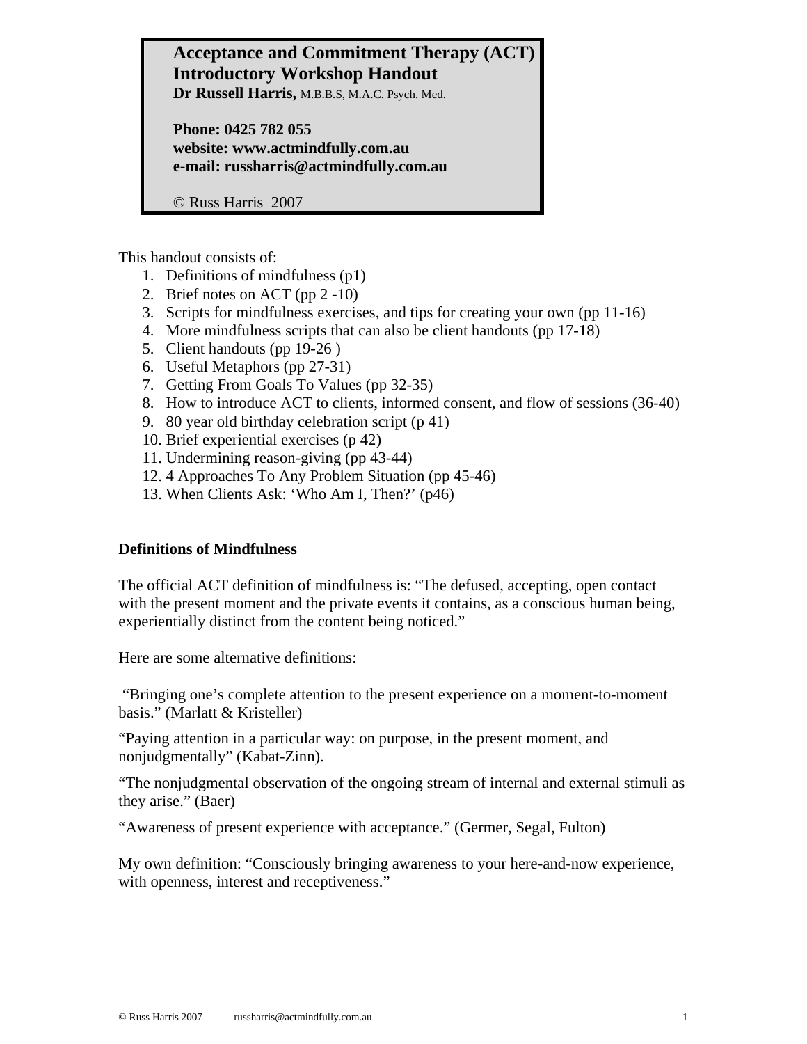# Acceptance and Commitment Therapy (ACT) Introductory Workshop Handout

**Dr Russell Harris,** M.B.B.S, M.A.C. Psych. Med.

**Phone: 0425 782 055**
**website: www.actmindfully.com.au**
**e-mail: russharris@actmindfully.com.au**

© Russ Harris 2007

This handout consists of:

1. Definitions of mindfulness (p1)
2. Brief notes on ACT (pp 2 -10)
3. Scripts for mindfulness exercises, and tips for creating your own (pp 11-16)
4. More mindfulness scripts that can also be client handouts (pp 17-18)
5. Client handouts (pp 19-26 )
6. Useful Metaphors (pp 27-31)
7. Getting From Goals To Values (pp 32-35)
8. How to introduce ACT to clients, informed consent, and flow of sessions (36-40)
9. 80 year old birthday celebration script (p 41)
10. Brief experiential exercises (p 42)
11. Undermining reason-giving (pp 43-44)
12. 4 Approaches To Any Problem Situation (pp 45-46)
13. When Clients Ask: 'Who Am I, Then?' (p46)

## Definitions of Mindfulness

The official ACT definition of mindfulness is: "The defused, accepting, open contact with the present moment and the private events it contains, as a conscious human being, experientially distinct from the content being noticed."

Here are some alternative definitions:

"Bringing one's complete attention to the present experience on a moment-to-moment basis." (Marlatt & Kristeller)

"Paying attention in a particular way: on purpose, in the present moment, and nonjudgmentally" (Kabat-Zinn).

"The nonjudgmental observation of the ongoing stream of internal and external stimuli as they arise." (Baer)

"Awareness of present experience with acceptance." (Germer, Segal, Fulton)

My own definition: "Consciously bringing awareness to your here-and-now experience, with openness, interest and receptiveness."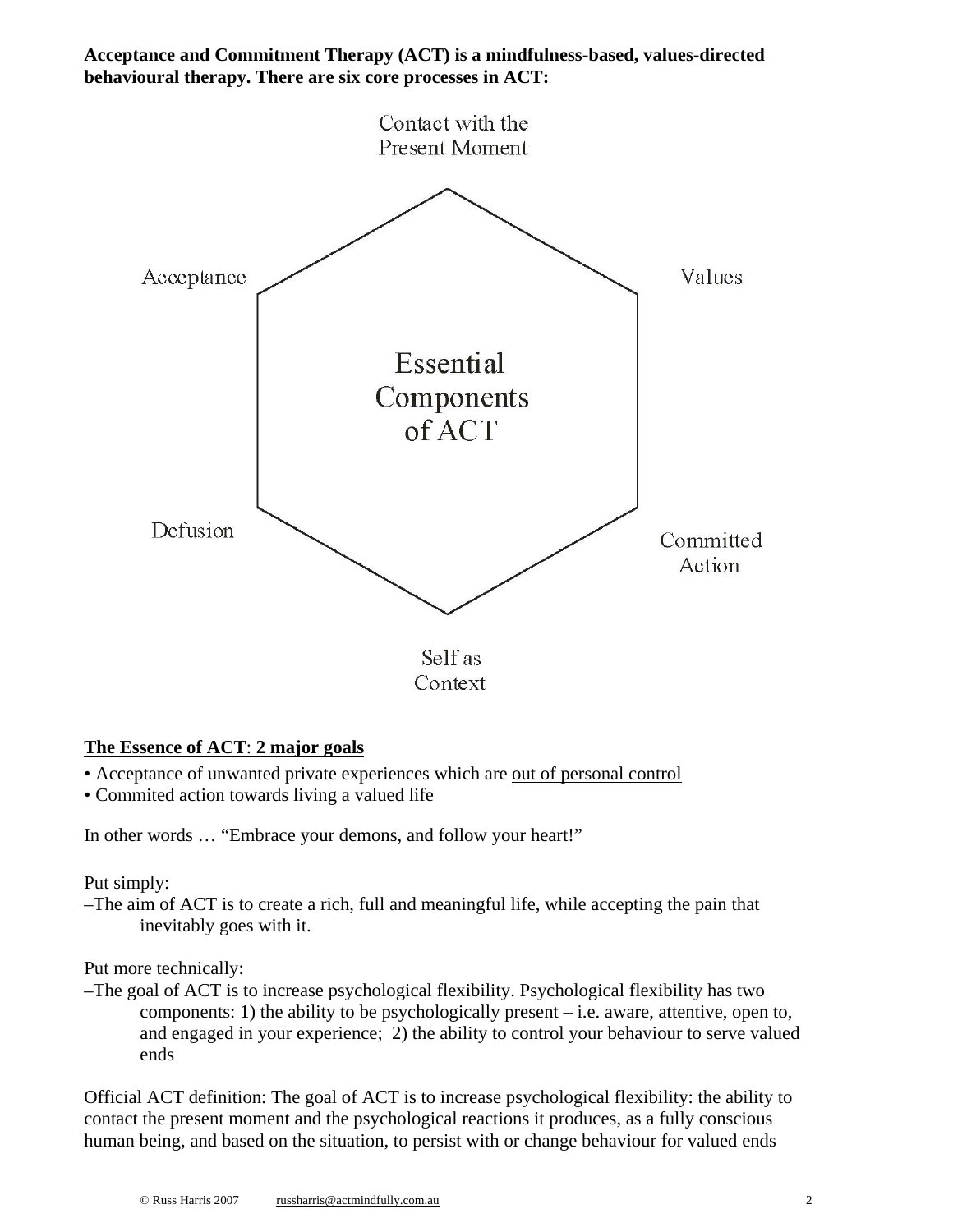**Acceptance and Commitment Therapy (ACT) is a mindfulness-based, values-directed behavioural therapy. There are six core processes in ACT:**

Contact with the Present Moment

Acceptance

Values

Essential Components of ACT

Defusion

Committed Action

Self as Context

**<u>The Essence of ACT</u>: <u>2 major goals</u>**

- Acceptance of unwanted private experiences which are <u>out of personal control</u>
- Commited action towards living a valued life

In other words … "Embrace your demons, and follow your heart!"

Put simply:

–The aim of ACT is to create a rich, full and meaningful life, while accepting the pain that inevitably goes with it.

Put more technically:

–The goal of ACT is to increase psychological flexibility. Psychological flexibility has two components: 1) the ability to be psychologically present – i.e. aware, attentive, open to, and engaged in your experience; 2) the ability to control your behaviour to serve valued ends

Official ACT definition: The goal of ACT is to increase psychological flexibility: the ability to contact the present moment and the psychological reactions it produces, as a fully conscious human being, and based on the situation, to persist with or change behaviour for valued ends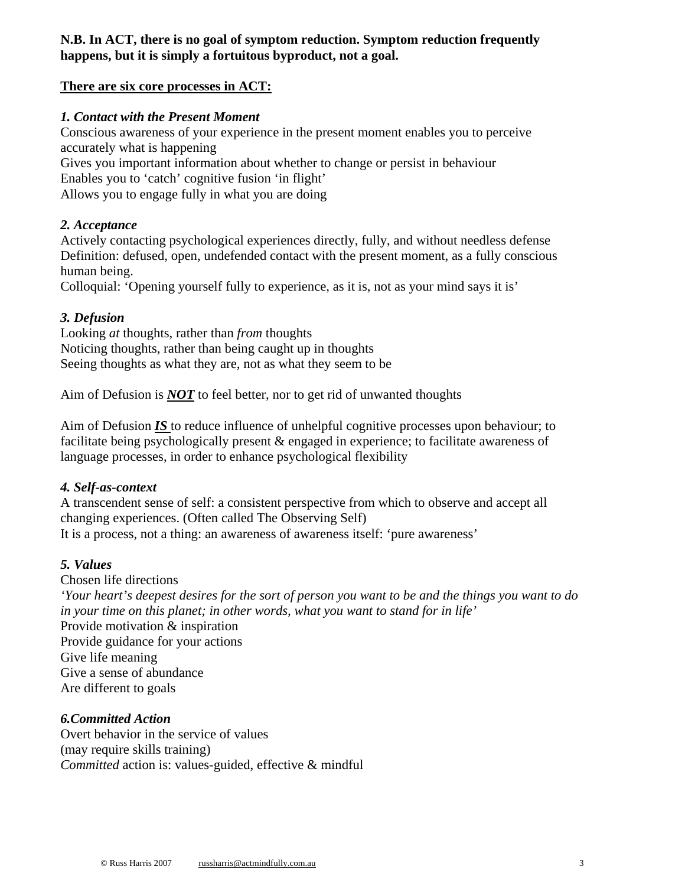**N.B. In ACT, there is no goal of symptom reduction. Symptom reduction frequently happens, but it is simply a fortuitous byproduct, not a goal.**

**<u>There are six core processes in ACT:</u>**

***1. Contact with the Present Moment***

Conscious awareness of your experience in the present moment enables you to perceive accurately what is happening
Gives you important information about whether to change or persist in behaviour
Enables you to 'catch' cognitive fusion 'in flight'
Allows you to engage fully in what you are doing

***2. Acceptance***

Actively contacting psychological experiences directly, fully, and without needless defense
Definition: defused, open, undefended contact with the present moment, as a fully conscious human being.
Colloquial: 'Opening yourself fully to experience, as it is, not as your mind says it is'

***3. Defusion***

Looking *at* thoughts, rather than *from* thoughts
Noticing thoughts, rather than being caught up in thoughts
Seeing thoughts as what they are, not as what they seem to be

Aim of Defusion is ***<u>NOT</u>*** to feel better, nor to get rid of unwanted thoughts

Aim of Defusion ***<u>IS</u>*** to reduce influence of unhelpful cognitive processes upon behaviour; to facilitate being psychologically present & engaged in experience; to facilitate awareness of language processes, in order to enhance psychological flexibility

***4. Self-as-context***

A transcendent sense of self: a consistent perspective from which to observe and accept all changing experiences. (Often called The Observing Self)
It is a process, not a thing: an awareness of awareness itself: 'pure awareness'

***5. Values***

Chosen life directions
*'Your heart's deepest desires for the sort of person you want to be and the things you want to do in your time on this planet; in other words, what you want to stand for in life'*
Provide motivation & inspiration
Provide guidance for your actions
Give life meaning
Give a sense of abundance
Are different to goals

***6.Committed Action***

Overt behavior in the service of values
(may require skills training)
*Committed* action is: values-guided, effective & mindful

© Russ Harris 2007 russharris@actmindfully.com.au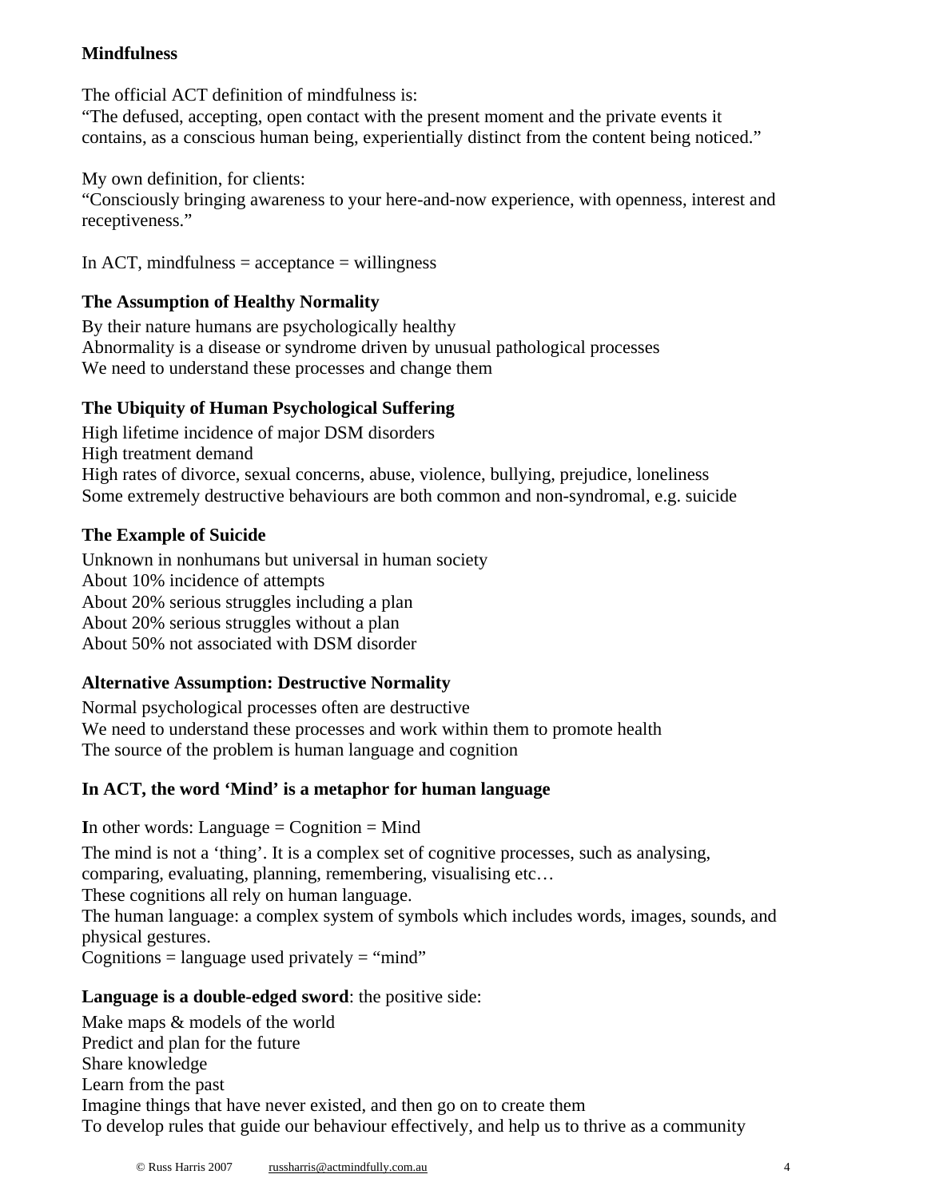**Mindfulness**

The official ACT definition of mindfulness is:
"The defused, accepting, open contact with the present moment and the private events it contains, as a conscious human being, experientially distinct from the content being noticed."

My own definition, for clients:
"Consciously bringing awareness to your here-and-now experience, with openness, interest and receptiveness."

In ACT, mindfulness = acceptance = willingness

**The Assumption of Healthy Normality**

By their nature humans are psychologically healthy
Abnormality is a disease or syndrome driven by unusual pathological processes
We need to understand these processes and change them

**The Ubiquity of Human Psychological Suffering**

High lifetime incidence of major DSM disorders
High treatment demand
High rates of divorce, sexual concerns, abuse, violence, bullying, prejudice, loneliness
Some extremely destructive behaviours are both common and non-syndromal, e.g. suicide

**The Example of Suicide**

Unknown in nonhumans but universal in human society
About 10% incidence of attempts
About 20% serious struggles including a plan
About 20% serious struggles without a plan
About 50% not associated with DSM disorder

**Alternative Assumption: Destructive Normality**

Normal psychological processes often are destructive
We need to understand these processes and work within them to promote health
The source of the problem is human language and cognition

**In ACT, the word 'Mind' is a metaphor for human language**

**I**n other words: Language = Cognition = Mind

The mind is not a 'thing'. It is a complex set of cognitive processes, such as analysing, comparing, evaluating, planning, remembering, visualising etc…
These cognitions all rely on human language.
The human language: a complex system of symbols which includes words, images, sounds, and physical gestures.
Cognitions = language used privately = "mind"

**Language is a double-edged sword**: the positive side:

Make maps & models of the world
Predict and plan for the future
Share knowledge
Learn from the past
Imagine things that have never existed, and then go on to create them
To develop rules that guide our behaviour effectively, and help us to thrive as a community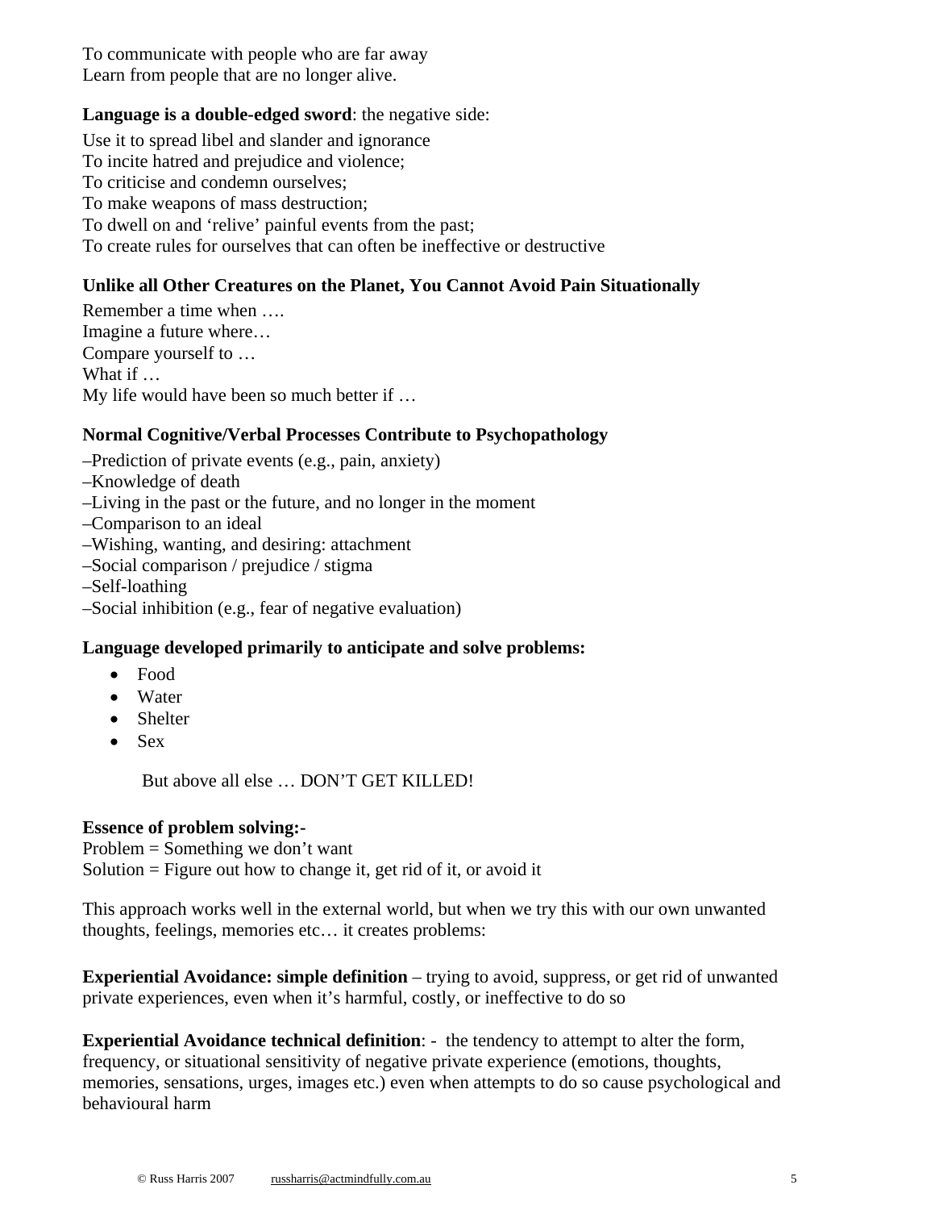To communicate with people who are far away
Learn from people that are no longer alive.

**Language is a double-edged sword**: the negative side:

Use it to spread libel and slander and ignorance
To incite hatred and prejudice and violence;
To criticise and condemn ourselves;
To make weapons of mass destruction;
To dwell on and 'relive' painful events from the past;
To create rules for ourselves that can often be ineffective or destructive

**Unlike all Other Creatures on the Planet, You Cannot Avoid Pain Situationally**

Remember a time when ….
Imagine a future where…
Compare yourself to …
What if …
My life would have been so much better if …

**Normal Cognitive/Verbal Processes Contribute to Psychopathology**

–Prediction of private events (e.g., pain, anxiety)
–Knowledge of death
–Living in the past or the future, and no longer in the moment
–Comparison to an ideal
–Wishing, wanting, and desiring: attachment
–Social comparison / prejudice / stigma
–Self-loathing
–Social inhibition (e.g., fear of negative evaluation)

**Language developed primarily to anticipate and solve problems:**

- Food
- Water
- Shelter
- Sex

But above all else … DON'T GET KILLED!

**Essence of problem solving:-**
Problem = Something we don't want
Solution = Figure out how to change it, get rid of it, or avoid it

This approach works well in the external world, but when we try this with our own unwanted thoughts, feelings, memories etc… it creates problems:

**Experiential Avoidance: simple definition** – trying to avoid, suppress, or get rid of unwanted private experiences, even when it's harmful, costly, or ineffective to do so

**Experiential Avoidance technical definition**: - the tendency to attempt to alter the form, frequency, or situational sensitivity of negative private experience (emotions, thoughts, memories, sensations, urges, images etc.) even when attempts to do so cause psychological and behavioural harm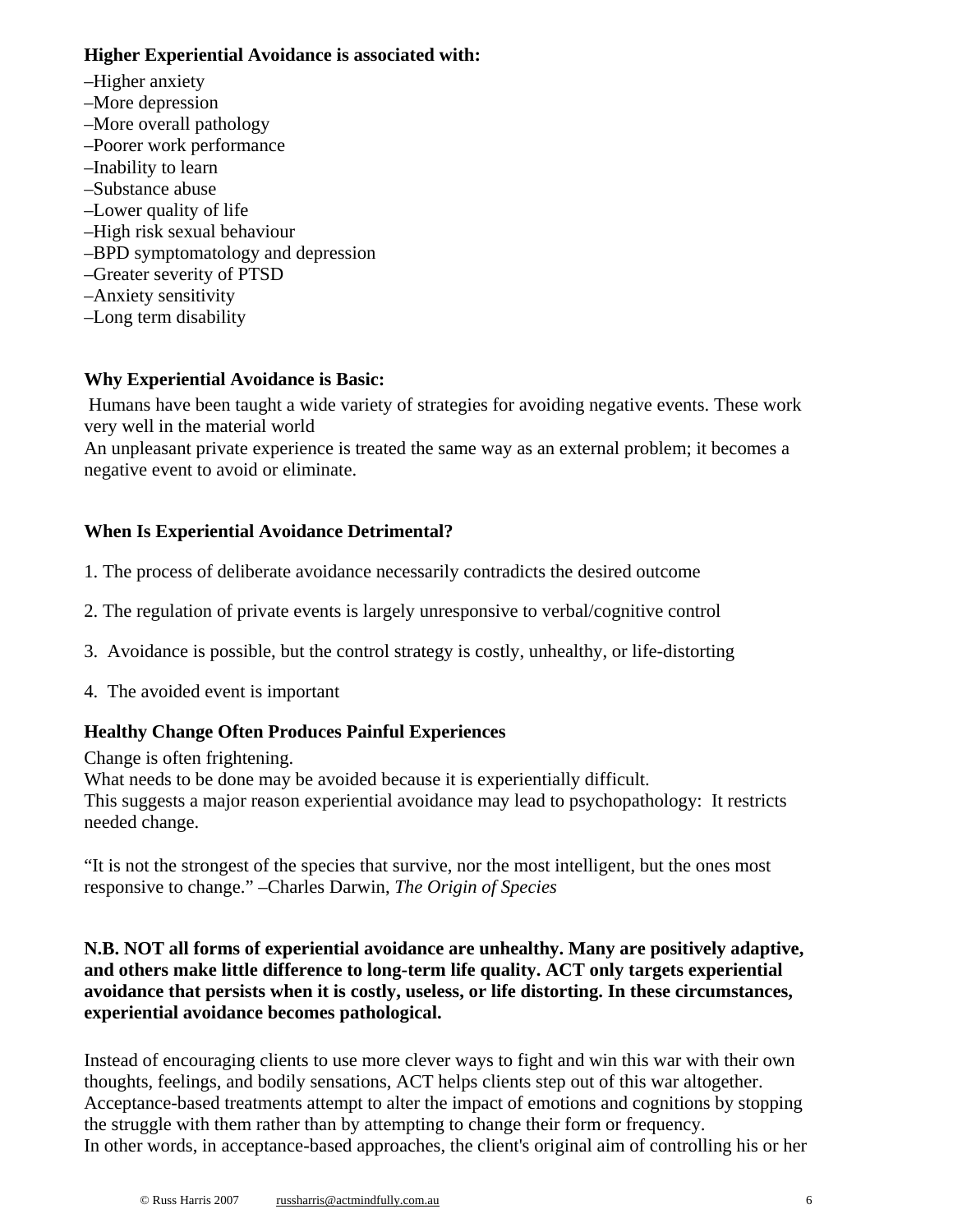**Higher Experiential Avoidance is associated with:**

–Higher anxiety
–More depression
–More overall pathology
–Poorer work performance
–Inability to learn
–Substance abuse
–Lower quality of life
–High risk sexual behaviour
–BPD symptomatology and depression
–Greater severity of PTSD
–Anxiety sensitivity
–Long term disability

**Why Experiential Avoidance is Basic:**

Humans have been taught a wide variety of strategies for avoiding negative events. These work very well in the material world
An unpleasant private experience is treated the same way as an external problem; it becomes a negative event to avoid or eliminate.

**When Is Experiential Avoidance Detrimental?**

1. The process of deliberate avoidance necessarily contradicts the desired outcome

2. The regulation of private events is largely unresponsive to verbal/cognitive control

3. Avoidance is possible, but the control strategy is costly, unhealthy, or life-distorting

4. The avoided event is important

**Healthy Change Often Produces Painful Experiences**

Change is often frightening.
What needs to be done may be avoided because it is experientially difficult.
This suggests a major reason experiential avoidance may lead to psychopathology: It restricts needed change.

"It is not the strongest of the species that survive, nor the most intelligent, but the ones most responsive to change." –Charles Darwin, *The Origin of Species*

**N.B. NOT all forms of experiential avoidance are unhealthy. Many are positively adaptive, and others make little difference to long-term life quality. ACT only targets experiential avoidance that persists when it is costly, useless, or life distorting. In these circumstances, experiential avoidance becomes pathological.**

Instead of encouraging clients to use more clever ways to fight and win this war with their own thoughts, feelings, and bodily sensations, ACT helps clients step out of this war altogether. Acceptance-based treatments attempt to alter the impact of emotions and cognitions by stopping the struggle with them rather than by attempting to change their form or frequency.
In other words, in acceptance-based approaches, the client's original aim of controlling his or her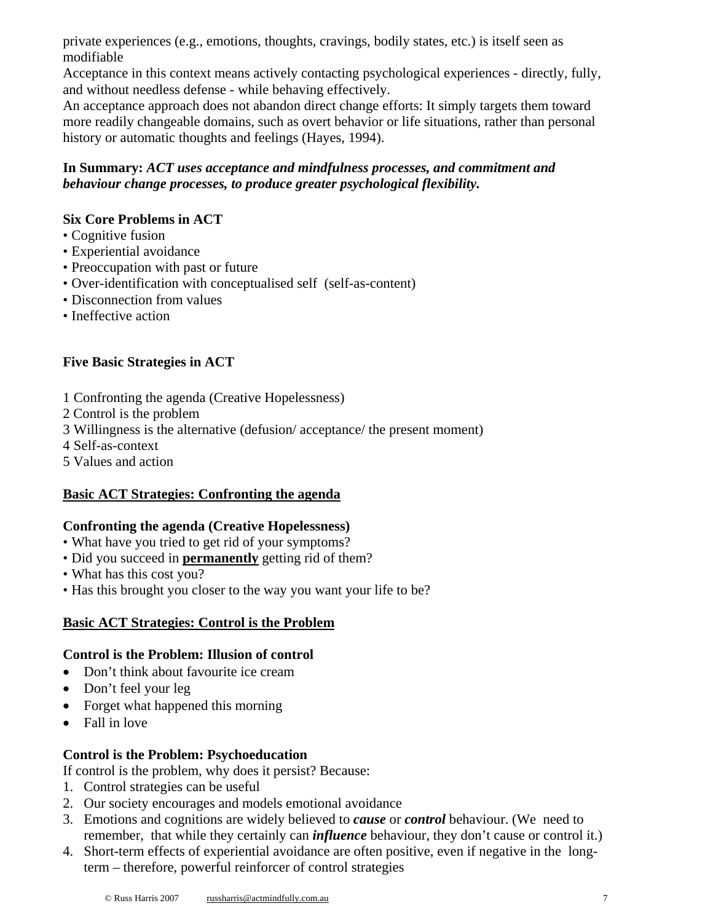private experiences (e.g., emotions, thoughts, cravings, bodily states, etc.) is itself seen as modifiable

Acceptance in this context means actively contacting psychological experiences - directly, fully, and without needless defense - while behaving effectively.

An acceptance approach does not abandon direct change efforts: It simply targets them toward more readily changeable domains, such as overt behavior or life situations, rather than personal history or automatic thoughts and feelings (Hayes, 1994).

**In Summary:** ***ACT uses acceptance and mindfulness processes, and commitment and behaviour change processes, to produce greater psychological flexibility.***

**Six Core Problems in ACT**

- Cognitive fusion
- Experiential avoidance
- Preoccupation with past or future
- Over-identification with conceptualised self (self-as-content)
- Disconnection from values
- Ineffective action

**Five Basic Strategies in ACT**

1 Confronting the agenda (Creative Hopelessness)
2 Control is the problem
3 Willingness is the alternative (defusion/ acceptance/ the present moment)
4 Self-as-context
5 Values and action

**<u>Basic ACT Strategies: Confronting the agenda</u>**

**Confronting the agenda (Creative Hopelessness)**

- What have you tried to get rid of your symptoms?
- Did you succeed in **<u>permanently</u>** getting rid of them?
- What has this cost you?
- Has this brought you closer to the way you want your life to be?

**<u>Basic ACT Strategies: Control is the Problem</u>**

**Control is the Problem: Illusion of control**

- Don't think about favourite ice cream
- Don't feel your leg
- Forget what happened this morning
- Fall in love

**Control is the Problem: Psychoeducation**

If control is the problem, why does it persist? Because:

1. Control strategies can be useful
2. Our society encourages and models emotional avoidance
3. Emotions and cognitions are widely believed to ***cause*** or ***control*** behaviour. (We need to remember, that while they certainly can ***influence*** behaviour, they don't cause or control it.)
4. Short-term effects of experiential avoidance are often positive, even if negative in the long-term – therefore, powerful reinforcer of control strategies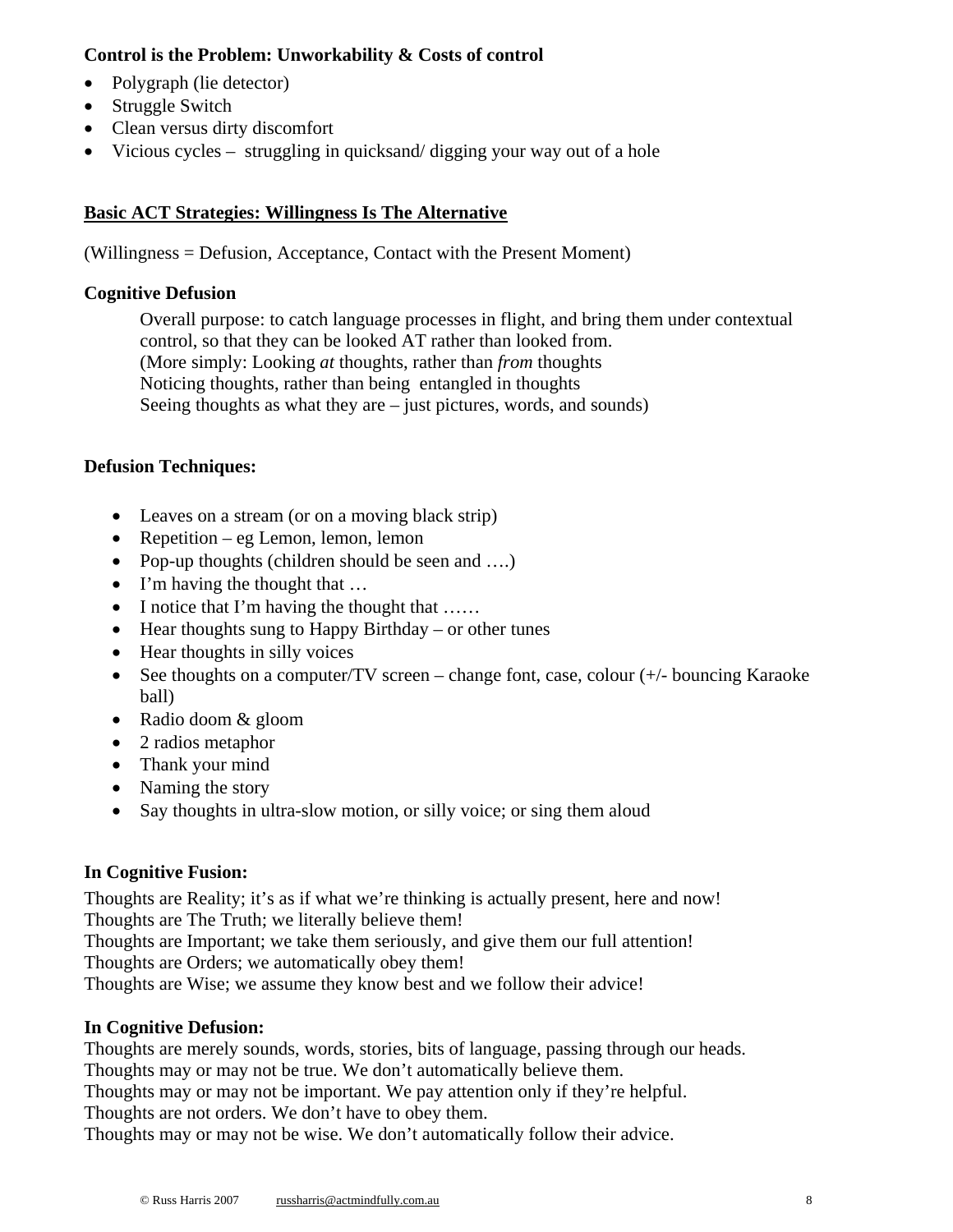**Control is the Problem: Unworkability & Costs of control**

- Polygraph (lie detector)
- Struggle Switch
- Clean versus dirty discomfort
- Vicious cycles – struggling in quicksand/ digging your way out of a hole

## Basic ACT Strategies: Willingness Is The Alternative

(Willingness = Defusion, Acceptance, Contact with the Present Moment)

**Cognitive Defusion**

Overall purpose: to catch language processes in flight, and bring them under contextual control, so that they can be looked AT rather than looked from.
(More simply: Looking *at* thoughts, rather than *from* thoughts
Noticing thoughts, rather than being entangled in thoughts
Seeing thoughts as what they are – just pictures, words, and sounds)

**Defusion Techniques:**

- Leaves on a stream (or on a moving black strip)
- Repetition – eg Lemon, lemon, lemon
- Pop-up thoughts (children should be seen and ….)
- I'm having the thought that …
- I notice that I'm having the thought that ……
- Hear thoughts sung to Happy Birthday – or other tunes
- Hear thoughts in silly voices
- See thoughts on a computer/TV screen – change font, case, colour (+/- bouncing Karaoke ball)
- Radio doom & gloom
- 2 radios metaphor
- Thank your mind
- Naming the story
- Say thoughts in ultra-slow motion, or silly voice; or sing them aloud

**In Cognitive Fusion:**

Thoughts are Reality; it's as if what we're thinking is actually present, here and now!
Thoughts are The Truth; we literally believe them!
Thoughts are Important; we take them seriously, and give them our full attention!
Thoughts are Orders; we automatically obey them!
Thoughts are Wise; we assume they know best and we follow their advice!

**In Cognitive Defusion:**

Thoughts are merely sounds, words, stories, bits of language, passing through our heads.
Thoughts may or may not be true. We don't automatically believe them.
Thoughts may or may not be important. We pay attention only if they're helpful.
Thoughts are not orders. We don't have to obey them.
Thoughts may or may not be wise. We don't automatically follow their advice.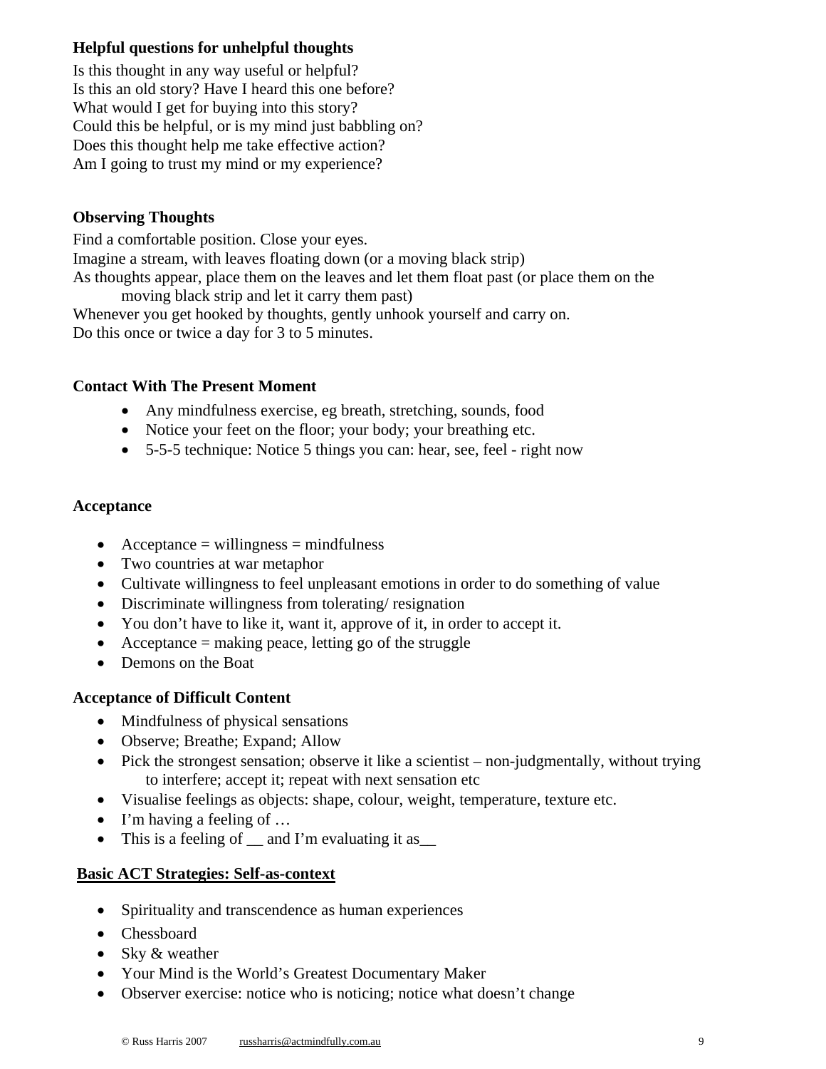**Helpful questions for unhelpful thoughts**

Is this thought in any way useful or helpful?
Is this an old story? Have I heard this one before?
What would I get for buying into this story?
Could this be helpful, or is my mind just babbling on?
Does this thought help me take effective action?
Am I going to trust my mind or my experience?

**Observing Thoughts**

Find a comfortable position. Close your eyes.
Imagine a stream, with leaves floating down (or a moving black strip)
As thoughts appear, place them on the leaves and let them float past (or place them on the moving black strip and let it carry them past)
Whenever you get hooked by thoughts, gently unhook yourself and carry on.
Do this once or twice a day for 3 to 5 minutes.

**Contact With The Present Moment**

- Any mindfulness exercise, eg breath, stretching, sounds, food
- Notice your feet on the floor; your body; your breathing etc.
- 5-5-5 technique: Notice 5 things you can: hear, see, feel - right now

**Acceptance**

- Acceptance = willingness = mindfulness
- Two countries at war metaphor
- Cultivate willingness to feel unpleasant emotions in order to do something of value
- Discriminate willingness from tolerating/ resignation
- You don't have to like it, want it, approve of it, in order to accept it.
- Acceptance = making peace, letting go of the struggle
- Demons on the Boat

**Acceptance of Difficult Content**

- Mindfulness of physical sensations
- Observe; Breathe; Expand; Allow
- Pick the strongest sensation; observe it like a scientist – non-judgmentally, without trying to interfere; accept it; repeat with next sensation etc
- Visualise feelings as objects: shape, colour, weight, temperature, texture etc.
- I'm having a feeling of …
- This is a feeling of __ and I'm evaluating it as__

**Basic ACT Strategies: Self-as-context**

- Spirituality and transcendence as human experiences
- Chessboard
- Sky & weather
- Your Mind is the World's Greatest Documentary Maker
- Observer exercise: notice who is noticing; notice what doesn't change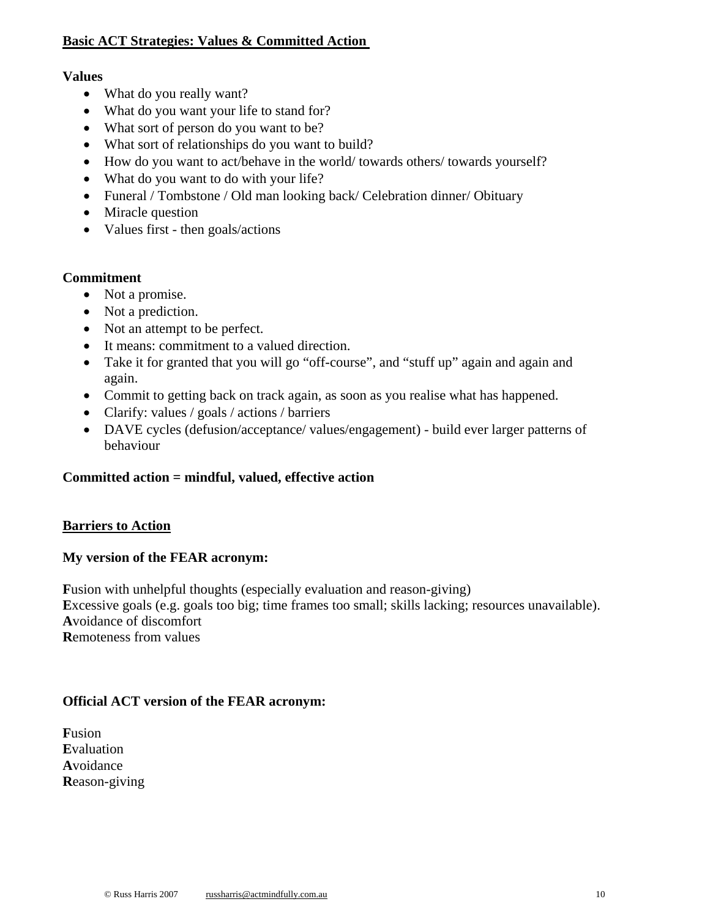## Basic ACT Strategies: Values & Committed Action

**Values**

- What do you really want?
- What do you want your life to stand for?
- What sort of person do you want to be?
- What sort of relationships do you want to build?
- How do you want to act/behave in the world/ towards others/ towards yourself?
- What do you want to do with your life?
- Funeral / Tombstone / Old man looking back/ Celebration dinner/ Obituary
- Miracle question
- Values first - then goals/actions

**Commitment**

- Not a promise.
- Not a prediction.
- Not an attempt to be perfect.
- It means: commitment to a valued direction.
- Take it for granted that you will go "off-course", and "stuff up" again and again and again.
- Commit to getting back on track again, as soon as you realise what has happened.
- Clarify: values / goals / actions / barriers
- DAVE cycles (defusion/acceptance/ values/engagement) - build ever larger patterns of behaviour

**Committed action = mindful, valued, effective action**

## Barriers to Action

**My version of the FEAR acronym:**

**F**usion with unhelpful thoughts (especially evaluation and reason-giving)
**E**xcessive goals (e.g. goals too big; time frames too small; skills lacking; resources unavailable).
**A**voidance of discomfort
**R**emoteness from values

**Official ACT version of the FEAR acronym:**

**F**usion
**E**valuation
**A**voidance
**R**eason-giving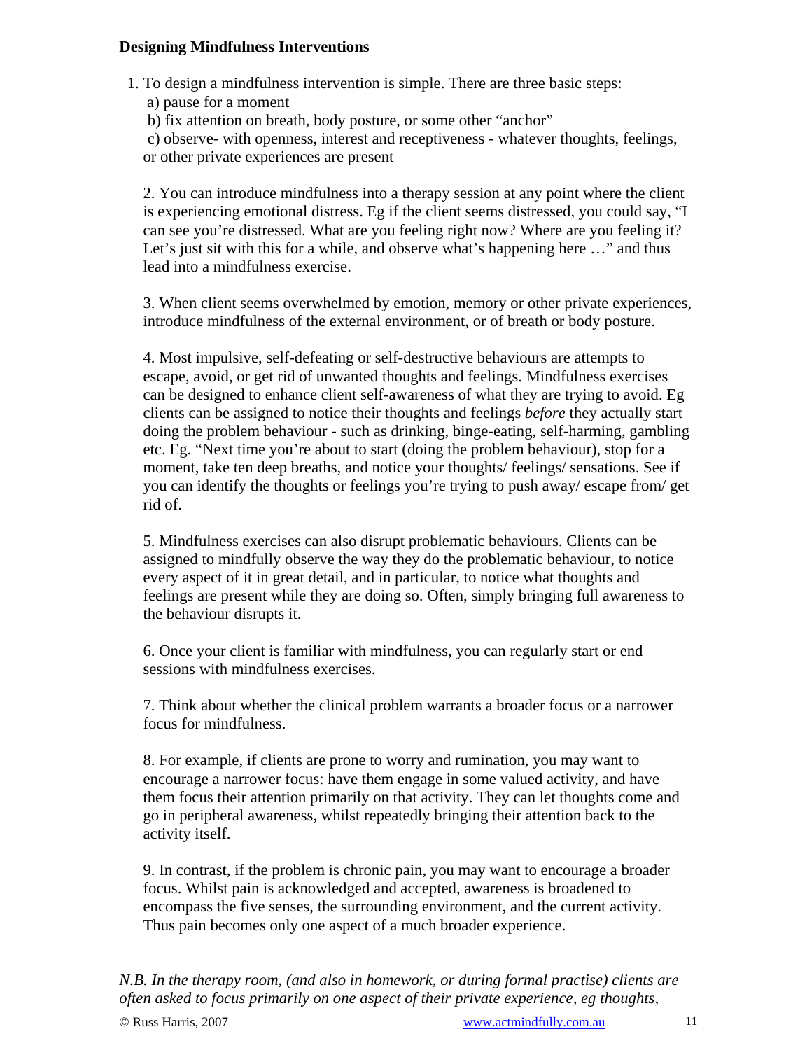**Designing Mindfulness Interventions**

1. To design a mindfulness intervention is simple. There are three basic steps:
   a) pause for a moment
   b) fix attention on breath, body posture, or some other "anchor"
   c) observe- with openness, interest and receptiveness - whatever thoughts, feelings, or other private experiences are present

2. You can introduce mindfulness into a therapy session at any point where the client is experiencing emotional distress. Eg if the client seems distressed, you could say, "I can see you're distressed. What are you feeling right now? Where are you feeling it? Let's just sit with this for a while, and observe what's happening here …" and thus lead into a mindfulness exercise.

3. When client seems overwhelmed by emotion, memory or other private experiences, introduce mindfulness of the external environment, or of breath or body posture.

4. Most impulsive, self-defeating or self-destructive behaviours are attempts to escape, avoid, or get rid of unwanted thoughts and feelings. Mindfulness exercises can be designed to enhance client self-awareness of what they are trying to avoid. Eg clients can be assigned to notice their thoughts and feelings *before* they actually start doing the problem behaviour - such as drinking, binge-eating, self-harming, gambling etc. Eg. "Next time you're about to start (doing the problem behaviour), stop for a moment, take ten deep breaths, and notice your thoughts/ feelings/ sensations. See if you can identify the thoughts or feelings you're trying to push away/ escape from/ get rid of.

5. Mindfulness exercises can also disrupt problematic behaviours. Clients can be assigned to mindfully observe the way they do the problematic behaviour, to notice every aspect of it in great detail, and in particular, to notice what thoughts and feelings are present while they are doing so. Often, simply bringing full awareness to the behaviour disrupts it.

6. Once your client is familiar with mindfulness, you can regularly start or end sessions with mindfulness exercises.

7. Think about whether the clinical problem warrants a broader focus or a narrower focus for mindfulness.

8. For example, if clients are prone to worry and rumination, you may want to encourage a narrower focus: have them engage in some valued activity, and have them focus their attention primarily on that activity. They can let thoughts come and go in peripheral awareness, whilst repeatedly bringing their attention back to the activity itself.

9. In contrast, if the problem is chronic pain, you may want to encourage a broader focus. Whilst pain is acknowledged and accepted, awareness is broadened to encompass the five senses, the surrounding environment, and the current activity. Thus pain becomes only one aspect of a much broader experience.

*N.B. In the therapy room, (and also in homework, or during formal practise) clients are often asked to focus primarily on one aspect of their private experience, eg thoughts,*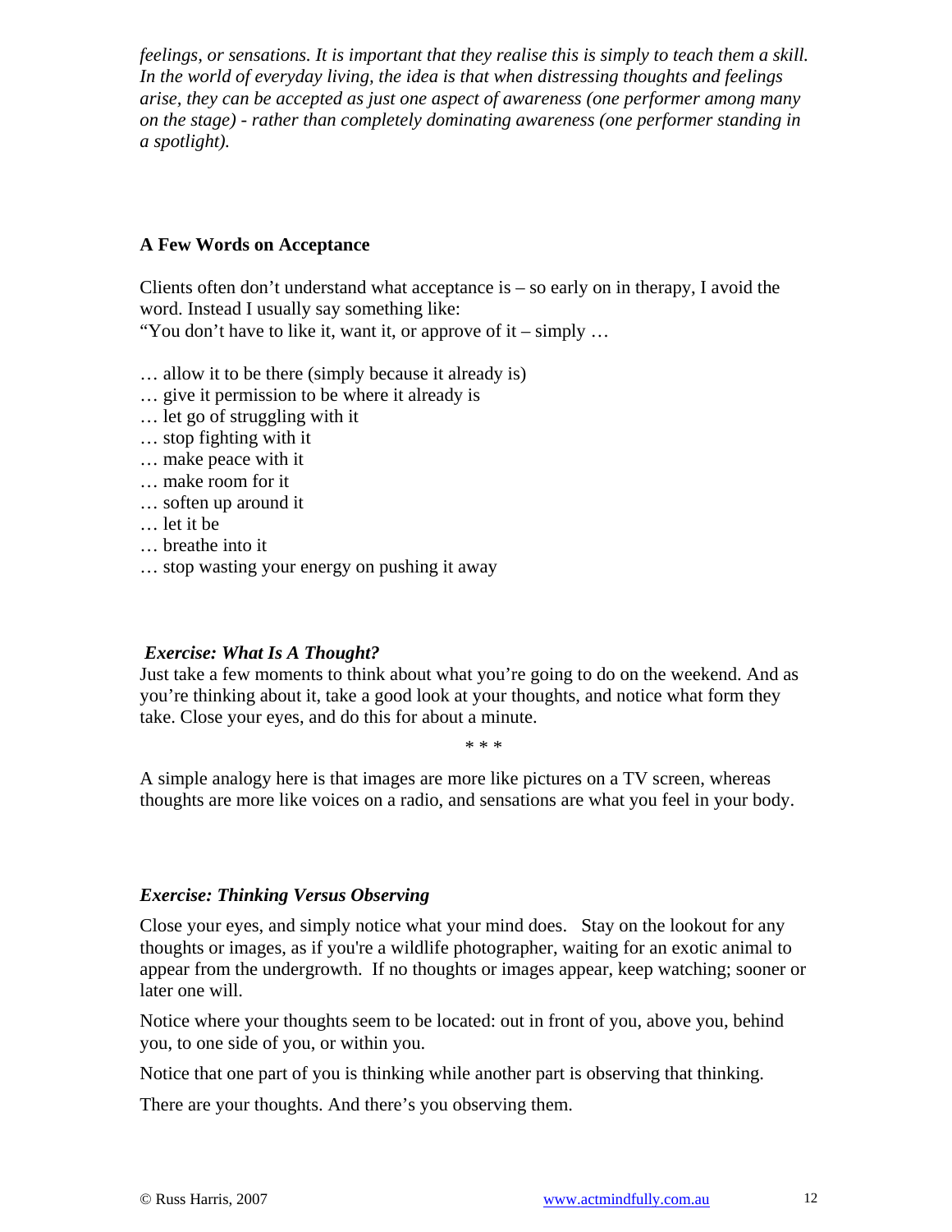*feelings, or sensations. It is important that they realise this is simply to teach them a skill. In the world of everyday living, the idea is that when distressing thoughts and feelings arise, they can be accepted as just one aspect of awareness (one performer among many on the stage) - rather than completely dominating awareness (one performer standing in a spotlight).*

### A Few Words on Acceptance

Clients often don't understand what acceptance is – so early on in therapy, I avoid the word. Instead I usually say something like:
"You don't have to like it, want it, or approve of it – simply …

… allow it to be there (simply because it already is)
… give it permission to be where it already is
… let go of struggling with it
… stop fighting with it
… make peace with it
… make room for it
… soften up around it
… let it be
… breathe into it
… stop wasting your energy on pushing it away

### *Exercise: What Is A Thought?*

Just take a few moments to think about what you're going to do on the weekend. And as you're thinking about it, take a good look at your thoughts, and notice what form they take. Close your eyes, and do this for about a minute.

\* \* \*

A simple analogy here is that images are more like pictures on a TV screen, whereas thoughts are more like voices on a radio, and sensations are what you feel in your body.

### *Exercise: Thinking Versus Observing*

Close your eyes, and simply notice what your mind does. Stay on the lookout for any thoughts or images, as if you're a wildlife photographer, waiting for an exotic animal to appear from the undergrowth. If no thoughts or images appear, keep watching; sooner or later one will.

Notice where your thoughts seem to be located: out in front of you, above you, behind you, to one side of you, or within you.

Notice that one part of you is thinking while another part is observing that thinking.

There are your thoughts. And there's you observing them.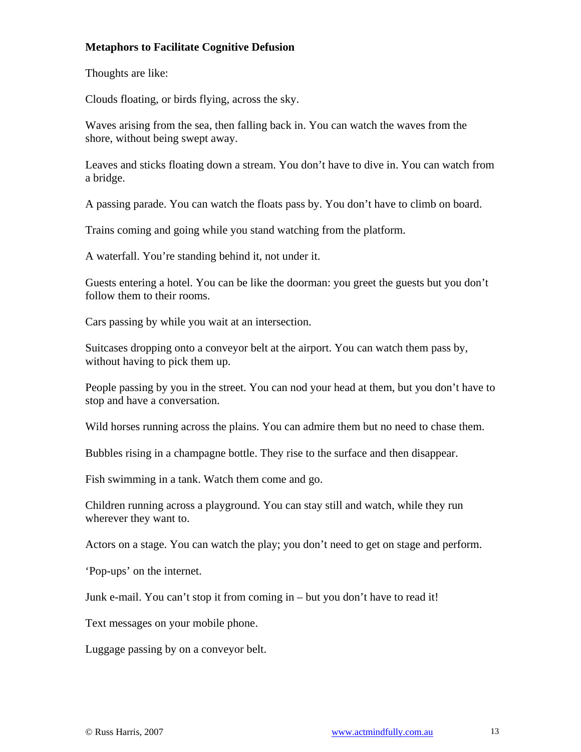**Metaphors to Facilitate Cognitive Defusion**

Thoughts are like:

Clouds floating, or birds flying, across the sky.

Waves arising from the sea, then falling back in. You can watch the waves from the shore, without being swept away.

Leaves and sticks floating down a stream. You don't have to dive in. You can watch from a bridge.

A passing parade. You can watch the floats pass by. You don't have to climb on board.

Trains coming and going while you stand watching from the platform.

A waterfall. You're standing behind it, not under it.

Guests entering a hotel. You can be like the doorman: you greet the guests but you don't follow them to their rooms.

Cars passing by while you wait at an intersection.

Suitcases dropping onto a conveyor belt at the airport. You can watch them pass by, without having to pick them up.

People passing by you in the street. You can nod your head at them, but you don't have to stop and have a conversation.

Wild horses running across the plains. You can admire them but no need to chase them.

Bubbles rising in a champagne bottle. They rise to the surface and then disappear.

Fish swimming in a tank. Watch them come and go.

Children running across a playground. You can stay still and watch, while they run wherever they want to.

Actors on a stage. You can watch the play; you don't need to get on stage and perform.

'Pop-ups' on the internet.

Junk e-mail. You can't stop it from coming in – but you don't have to read it!

Text messages on your mobile phone.

Luggage passing by on a conveyor belt.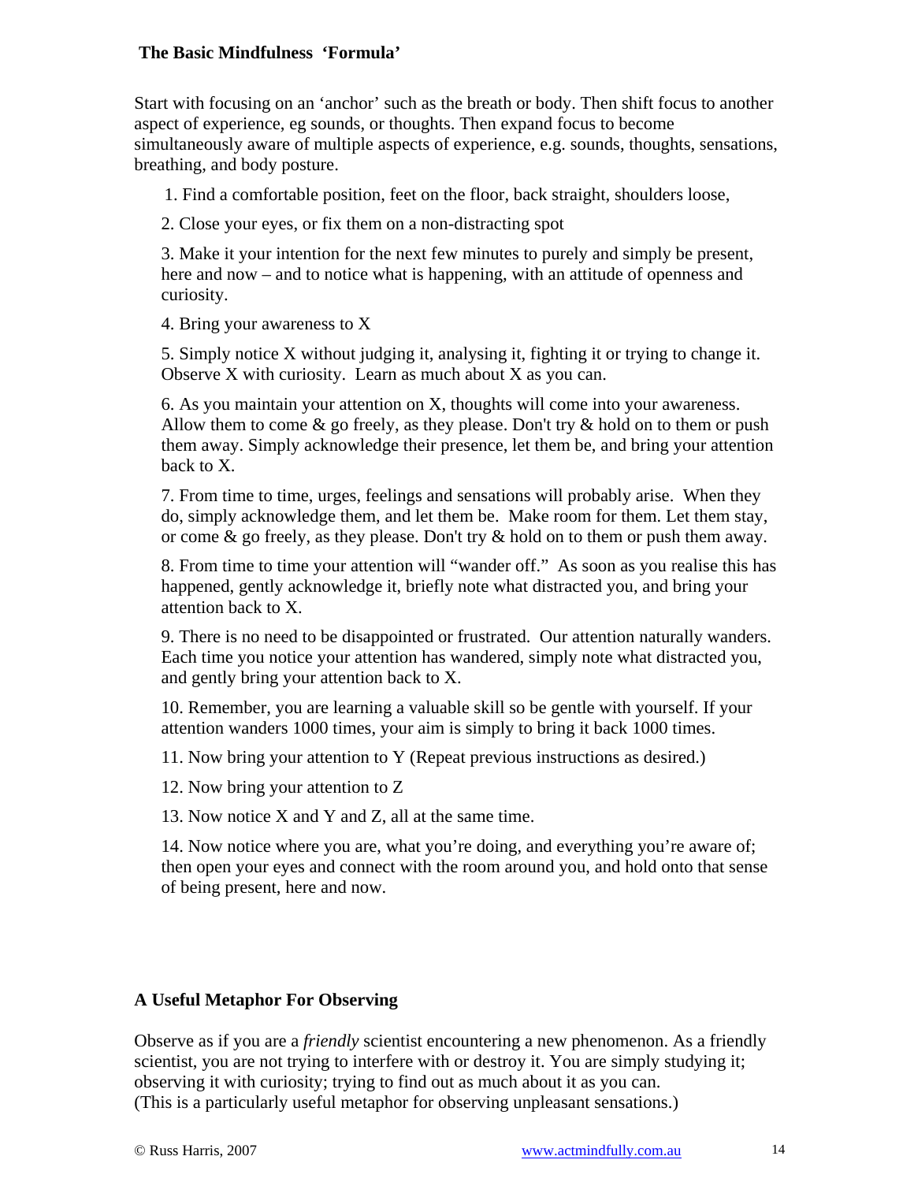## The Basic Mindfulness 'Formula'

Start with focusing on an 'anchor' such as the breath or body. Then shift focus to another aspect of experience, eg sounds, or thoughts. Then expand focus to become simultaneously aware of multiple aspects of experience, e.g. sounds, thoughts, sensations, breathing, and body posture.

1. Find a comfortable position, feet on the floor, back straight, shoulders loose,
2. Close your eyes, or fix them on a non-distracting spot
3. Make it your intention for the next few minutes to purely and simply be present, here and now – and to notice what is happening, with an attitude of openness and curiosity.
4. Bring your awareness to X
5. Simply notice X without judging it, analysing it, fighting it or trying to change it. Observe X with curiosity. Learn as much about X as you can.
6. As you maintain your attention on X, thoughts will come into your awareness. Allow them to come & go freely, as they please. Don't try & hold on to them or push them away. Simply acknowledge their presence, let them be, and bring your attention back to X.
7. From time to time, urges, feelings and sensations will probably arise. When they do, simply acknowledge them, and let them be. Make room for them. Let them stay, or come & go freely, as they please. Don't try & hold on to them or push them away.
8. From time to time your attention will "wander off." As soon as you realise this has happened, gently acknowledge it, briefly note what distracted you, and bring your attention back to X.
9. There is no need to be disappointed or frustrated. Our attention naturally wanders. Each time you notice your attention has wandered, simply note what distracted you, and gently bring your attention back to X.
10. Remember, you are learning a valuable skill so be gentle with yourself. If your attention wanders 1000 times, your aim is simply to bring it back 1000 times.
11. Now bring your attention to Y (Repeat previous instructions as desired.)
12. Now bring your attention to Z
13. Now notice X and Y and Z, all at the same time.
14. Now notice where you are, what you're doing, and everything you're aware of; then open your eyes and connect with the room around you, and hold onto that sense of being present, here and now.

## A Useful Metaphor For Observing

Observe as if you are a *friendly* scientist encountering a new phenomenon. As a friendly scientist, you are not trying to interfere with or destroy it. You are simply studying it; observing it with curiosity; trying to find out as much about it as you can.
(This is a particularly useful metaphor for observing unpleasant sensations.)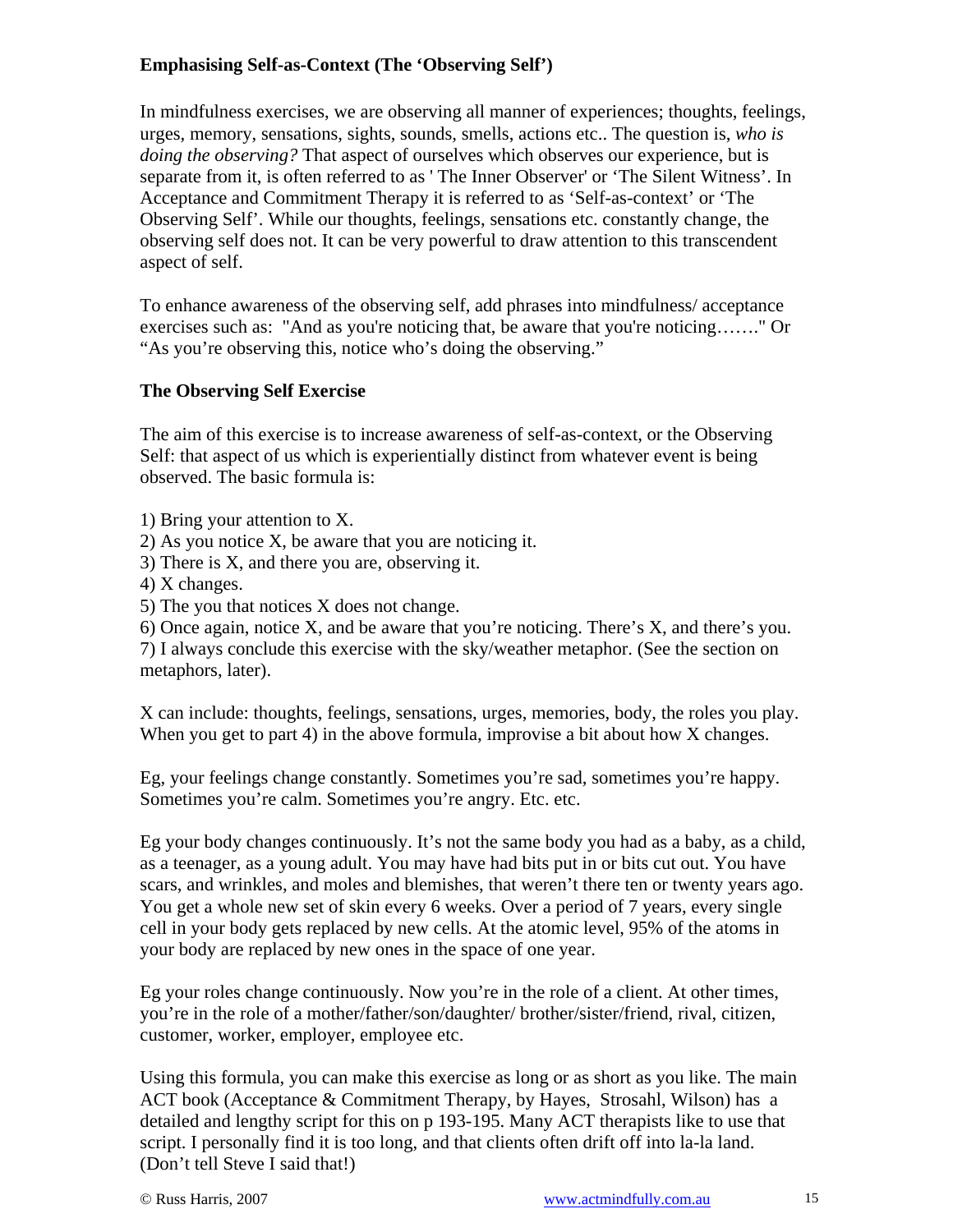**Emphasising Self-as-Context (The 'Observing Self')**

In mindfulness exercises, we are observing all manner of experiences; thoughts, feelings, urges, memory, sensations, sights, sounds, smells, actions etc.. The question is, *who is doing the observing?* That aspect of ourselves which observes our experience, but is separate from it, is often referred to as ' The Inner Observer' or 'The Silent Witness'. In Acceptance and Commitment Therapy it is referred to as 'Self-as-context' or 'The Observing Self'. While our thoughts, feelings, sensations etc. constantly change, the observing self does not. It can be very powerful to draw attention to this transcendent aspect of self.

To enhance awareness of the observing self, add phrases into mindfulness/ acceptance exercises such as: "And as you're noticing that, be aware that you're noticing……" Or "As you're observing this, notice who's doing the observing."

**The Observing Self Exercise**

The aim of this exercise is to increase awareness of self-as-context, or the Observing Self: that aspect of us which is experientially distinct from whatever event is being observed. The basic formula is:

1) Bring your attention to X.
2) As you notice X, be aware that you are noticing it.
3) There is X, and there you are, observing it.
4) X changes.
5) The you that notices X does not change.
6) Once again, notice X, and be aware that you're noticing. There's X, and there's you.
7) I always conclude this exercise with the sky/weather metaphor. (See the section on metaphors, later).

X can include: thoughts, feelings, sensations, urges, memories, body, the roles you play. When you get to part 4) in the above formula, improvise a bit about how X changes.

Eg, your feelings change constantly. Sometimes you're sad, sometimes you're happy. Sometimes you're calm. Sometimes you're angry. Etc. etc.

Eg your body changes continuously. It's not the same body you had as a baby, as a child, as a teenager, as a young adult. You may have had bits put in or bits cut out. You have scars, and wrinkles, and moles and blemishes, that weren't there ten or twenty years ago. You get a whole new set of skin every 6 weeks. Over a period of 7 years, every single cell in your body gets replaced by new cells. At the atomic level, 95% of the atoms in your body are replaced by new ones in the space of one year.

Eg your roles change continuously. Now you're in the role of a client. At other times, you're in the role of a mother/father/son/daughter/ brother/sister/friend, rival, citizen, customer, worker, employer, employee etc.

Using this formula, you can make this exercise as long or as short as you like. The main ACT book (Acceptance & Commitment Therapy, by Hayes, Strosahl, Wilson) has a detailed and lengthy script for this on p 193-195. Many ACT therapists like to use that script. I personally find it is too long, and that clients often drift off into la-la land. (Don't tell Steve I said that!)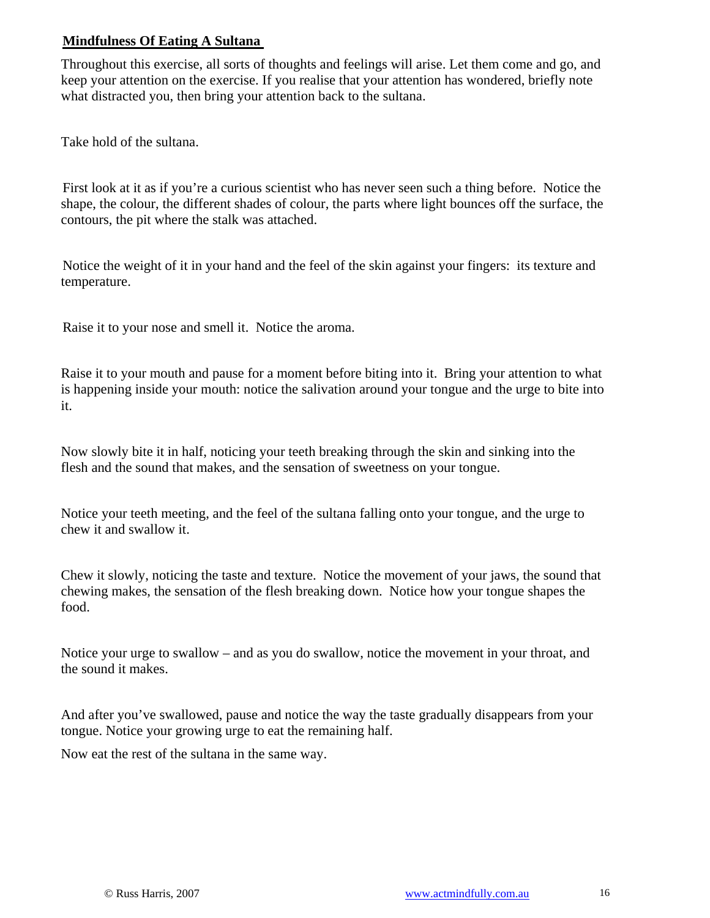**Mindfulness Of Eating A Sultana**

Throughout this exercise, all sorts of thoughts and feelings will arise. Let them come and go, and keep your attention on the exercise. If you realise that your attention has wondered, briefly note what distracted you, then bring your attention back to the sultana.

Take hold of the sultana.

First look at it as if you're a curious scientist who has never seen such a thing before. Notice the shape, the colour, the different shades of colour, the parts where light bounces off the surface, the contours, the pit where the stalk was attached.

Notice the weight of it in your hand and the feel of the skin against your fingers: its texture and temperature.

Raise it to your nose and smell it. Notice the aroma.

Raise it to your mouth and pause for a moment before biting into it. Bring your attention to what is happening inside your mouth: notice the salivation around your tongue and the urge to bite into it.

Now slowly bite it in half, noticing your teeth breaking through the skin and sinking into the flesh and the sound that makes, and the sensation of sweetness on your tongue.

Notice your teeth meeting, and the feel of the sultana falling onto your tongue, and the urge to chew it and swallow it.

Chew it slowly, noticing the taste and texture. Notice the movement of your jaws, the sound that chewing makes, the sensation of the flesh breaking down. Notice how your tongue shapes the food.

Notice your urge to swallow – and as you do swallow, notice the movement in your throat, and the sound it makes.

And after you've swallowed, pause and notice the way the taste gradually disappears from your tongue. Notice your growing urge to eat the remaining half.

Now eat the rest of the sultana in the same way.

© Russ Harris, 2007 www.actmindfully.com.au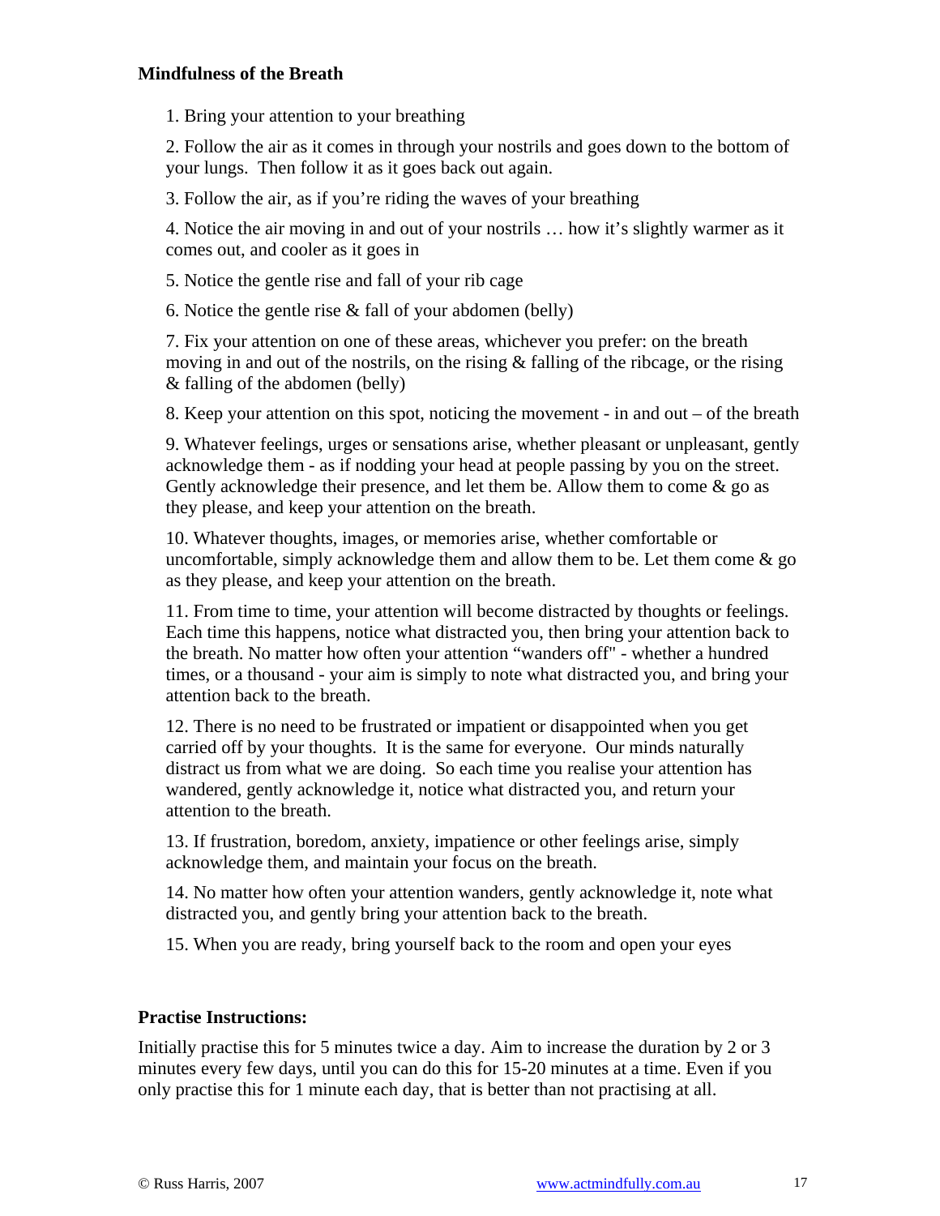**Mindfulness of the Breath**

1. Bring your attention to your breathing

2. Follow the air as it comes in through your nostrils and goes down to the bottom of your lungs. Then follow it as it goes back out again.

3. Follow the air, as if you're riding the waves of your breathing

4. Notice the air moving in and out of your nostrils … how it's slightly warmer as it comes out, and cooler as it goes in

5. Notice the gentle rise and fall of your rib cage

6. Notice the gentle rise & fall of your abdomen (belly)

7. Fix your attention on one of these areas, whichever you prefer: on the breath moving in and out of the nostrils, on the rising & falling of the ribcage, or the rising & falling of the abdomen (belly)

8. Keep your attention on this spot, noticing the movement - in and out – of the breath

9. Whatever feelings, urges or sensations arise, whether pleasant or unpleasant, gently acknowledge them - as if nodding your head at people passing by you on the street. Gently acknowledge their presence, and let them be. Allow them to come & go as they please, and keep your attention on the breath.

10. Whatever thoughts, images, or memories arise, whether comfortable or uncomfortable, simply acknowledge them and allow them to be. Let them come & go as they please, and keep your attention on the breath.

11. From time to time, your attention will become distracted by thoughts or feelings. Each time this happens, notice what distracted you, then bring your attention back to the breath. No matter how often your attention "wanders off" - whether a hundred times, or a thousand - your aim is simply to note what distracted you, and bring your attention back to the breath.

12. There is no need to be frustrated or impatient or disappointed when you get carried off by your thoughts. It is the same for everyone. Our minds naturally distract us from what we are doing. So each time you realise your attention has wandered, gently acknowledge it, notice what distracted you, and return your attention to the breath.

13. If frustration, boredom, anxiety, impatience or other feelings arise, simply acknowledge them, and maintain your focus on the breath.

14. No matter how often your attention wanders, gently acknowledge it, note what distracted you, and gently bring your attention back to the breath.

15. When you are ready, bring yourself back to the room and open your eyes

**Practise Instructions:**

Initially practise this for 5 minutes twice a day. Aim to increase the duration by 2 or 3 minutes every few days, until you can do this for 15-20 minutes at a time. Even if you only practise this for 1 minute each day, that is better than not practising at all.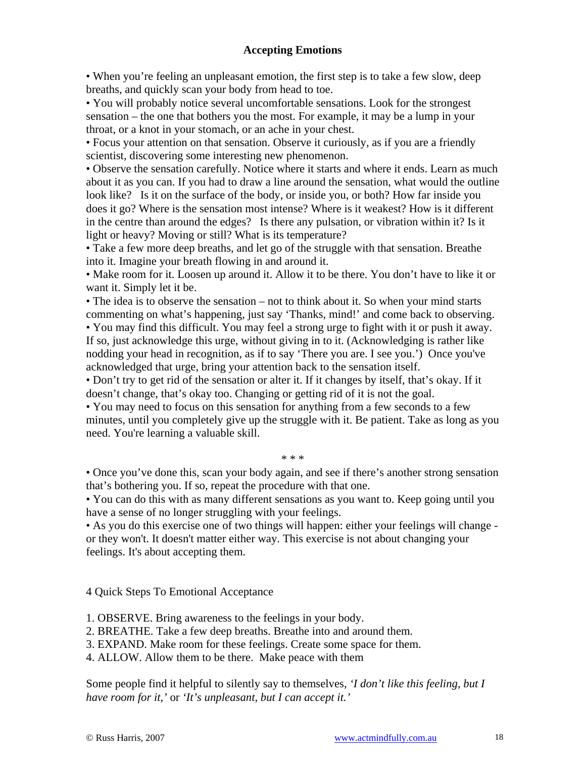## Accepting Emotions

• When you're feeling an unpleasant emotion, the first step is to take a few slow, deep breaths, and quickly scan your body from head to toe.

• You will probably notice several uncomfortable sensations. Look for the strongest sensation – the one that bothers you the most. For example, it may be a lump in your throat, or a knot in your stomach, or an ache in your chest.

• Focus your attention on that sensation. Observe it curiously, as if you are a friendly scientist, discovering some interesting new phenomenon.

• Observe the sensation carefully. Notice where it starts and where it ends. Learn as much about it as you can. If you had to draw a line around the sensation, what would the outline look like? Is it on the surface of the body, or inside you, or both? How far inside you does it go? Where is the sensation most intense? Where is it weakest? How is it different in the centre than around the edges? Is there any pulsation, or vibration within it? Is it light or heavy? Moving or still? What is its temperature?

• Take a few more deep breaths, and let go of the struggle with that sensation. Breathe into it. Imagine your breath flowing in and around it.

• Make room for it. Loosen up around it. Allow it to be there. You don't have to like it or want it. Simply let it be.

• The idea is to observe the sensation – not to think about it. So when your mind starts commenting on what's happening, just say 'Thanks, mind!' and come back to observing.

• You may find this difficult. You may feel a strong urge to fight with it or push it away. If so, just acknowledge this urge, without giving in to it. (Acknowledging is rather like nodding your head in recognition, as if to say 'There you are. I see you.') Once you've acknowledged that urge, bring your attention back to the sensation itself.

• Don't try to get rid of the sensation or alter it. If it changes by itself, that's okay. If it doesn't change, that's okay too. Changing or getting rid of it is not the goal.

• You may need to focus on this sensation for anything from a few seconds to a few minutes, until you completely give up the struggle with it. Be patient. Take as long as you need. You're learning a valuable skill.

\* \* \*

• Once you've done this, scan your body again, and see if there's another strong sensation that's bothering you. If so, repeat the procedure with that one.

• You can do this with as many different sensations as you want to. Keep going until you have a sense of no longer struggling with your feelings.

• As you do this exercise one of two things will happen: either your feelings will change - or they won't. It doesn't matter either way. This exercise is not about changing your feelings. It's about accepting them.

4 Quick Steps To Emotional Acceptance

1. OBSERVE. Bring awareness to the feelings in your body.
2. BREATHE. Take a few deep breaths. Breathe into and around them.
3. EXPAND. Make room for these feelings. Create some space for them.
4. ALLOW. Allow them to be there. Make peace with them

Some people find it helpful to silently say to themselves, *'I don't like this feeling, but I have room for it,'* or *'It's unpleasant, but I can accept it.'*

© Russ Harris, 2007 www.actmindfully.com.au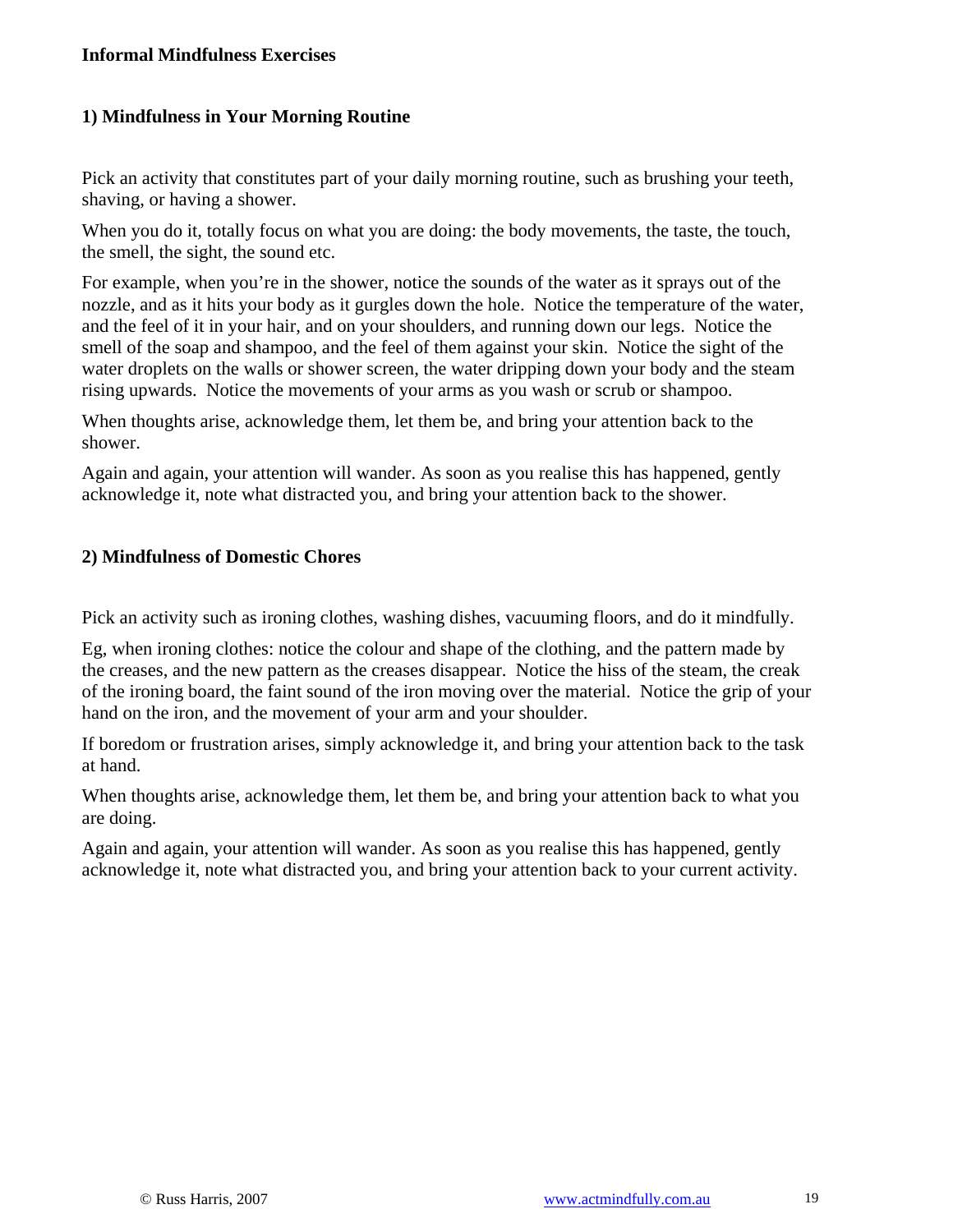**Informal Mindfulness Exercises**

## 1) Mindfulness in Your Morning Routine

Pick an activity that constitutes part of your daily morning routine, such as brushing your teeth, shaving, or having a shower.

When you do it, totally focus on what you are doing: the body movements, the taste, the touch, the smell, the sight, the sound etc.

For example, when you're in the shower, notice the sounds of the water as it sprays out of the nozzle, and as it hits your body as it gurgles down the hole. Notice the temperature of the water, and the feel of it in your hair, and on your shoulders, and running down our legs. Notice the smell of the soap and shampoo, and the feel of them against your skin. Notice the sight of the water droplets on the walls or shower screen, the water dripping down your body and the steam rising upwards. Notice the movements of your arms as you wash or scrub or shampoo.

When thoughts arise, acknowledge them, let them be, and bring your attention back to the shower.

Again and again, your attention will wander. As soon as you realise this has happened, gently acknowledge it, note what distracted you, and bring your attention back to the shower.

## 2) Mindfulness of Domestic Chores

Pick an activity such as ironing clothes, washing dishes, vacuuming floors, and do it mindfully.

Eg, when ironing clothes: notice the colour and shape of the clothing, and the pattern made by the creases, and the new pattern as the creases disappear. Notice the hiss of the steam, the creak of the ironing board, the faint sound of the iron moving over the material. Notice the grip of your hand on the iron, and the movement of your arm and your shoulder.

If boredom or frustration arises, simply acknowledge it, and bring your attention back to the task at hand.

When thoughts arise, acknowledge them, let them be, and bring your attention back to what you are doing.

Again and again, your attention will wander. As soon as you realise this has happened, gently acknowledge it, note what distracted you, and bring your attention back to your current activity.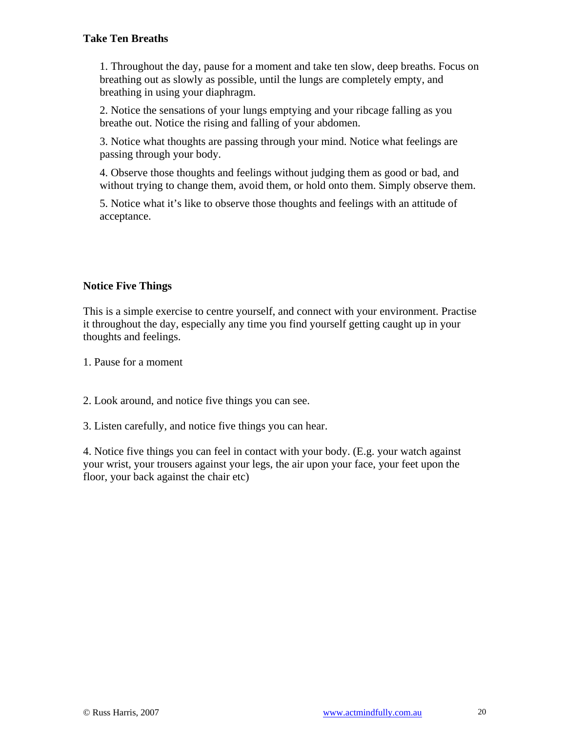**Take Ten Breaths**

1. Throughout the day, pause for a moment and take ten slow, deep breaths. Focus on breathing out as slowly as possible, until the lungs are completely empty, and breathing in using your diaphragm.

2. Notice the sensations of your lungs emptying and your ribcage falling as you breathe out. Notice the rising and falling of your abdomen.

3. Notice what thoughts are passing through your mind. Notice what feelings are passing through your body.

4. Observe those thoughts and feelings without judging them as good or bad, and without trying to change them, avoid them, or hold onto them. Simply observe them.

5. Notice what it's like to observe those thoughts and feelings with an attitude of acceptance.

**Notice Five Things**

This is a simple exercise to centre yourself, and connect with your environment. Practise it throughout the day, especially any time you find yourself getting caught up in your thoughts and feelings.

1. Pause for a moment

2. Look around, and notice five things you can see.

3. Listen carefully, and notice five things you can hear.

4. Notice five things you can feel in contact with your body. (E.g. your watch against your wrist, your trousers against your legs, the air upon your face, your feet upon the floor, your back against the chair etc)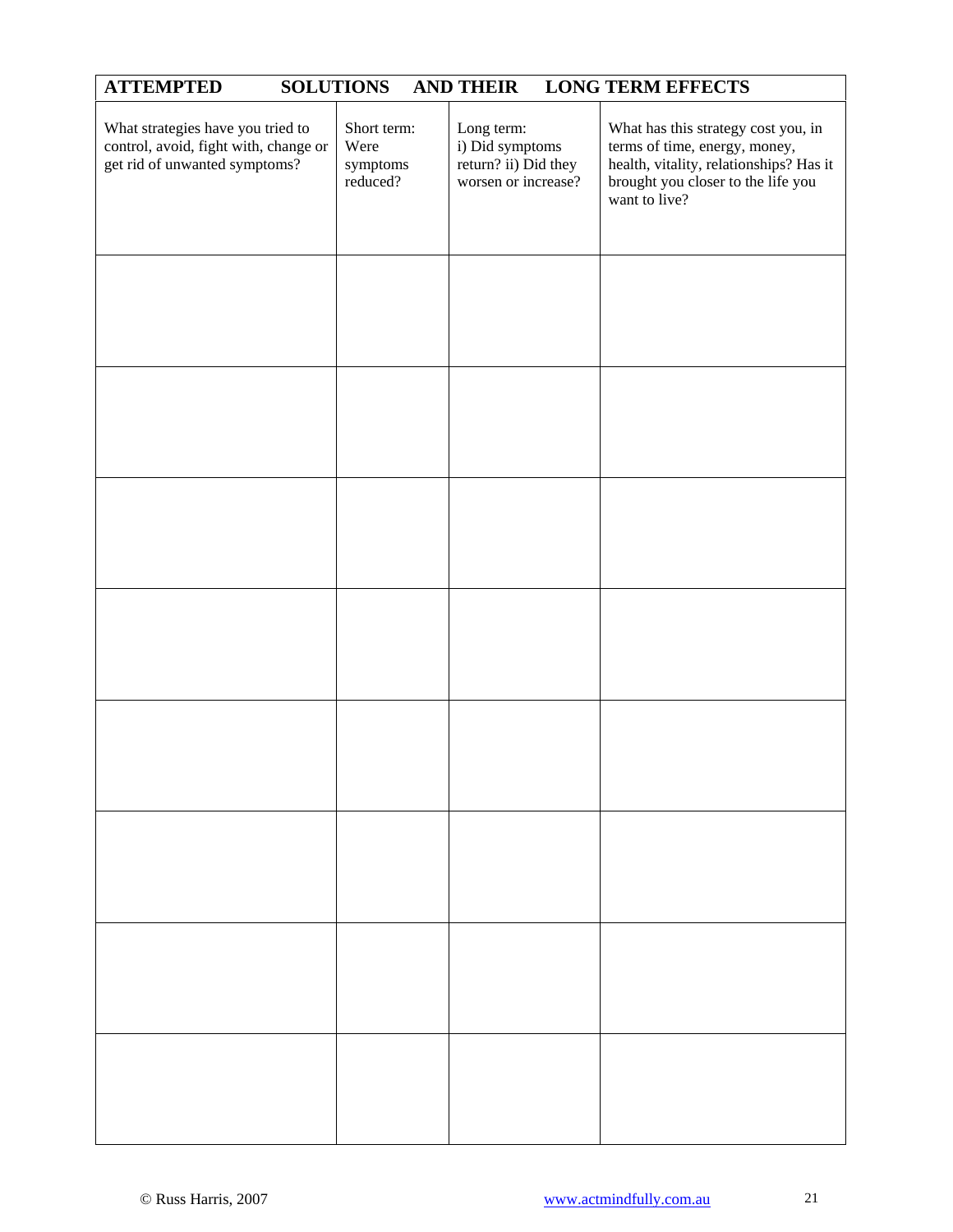## ATTEMPTED SOLUTIONS AND THEIR LONG TERM EFFECTS

| What strategies have you tried to control, avoid, fight with, change or get rid of unwanted symptoms? | Short term: Were symptoms reduced? | Long term: i) Did symptoms return? ii) Did they worsen or increase? | What has this strategy cost you, in terms of time, energy, money, health, vitality, relationships? Has it brought you closer to the life you want to live? |
|---|---|---|---|
| | | | |
| | | | |
| | | | |
| | | | |
| | | | |
| | | | |
| | | | |
| | | | |

© Russ Harris, 2007 www.actmindfully.com.au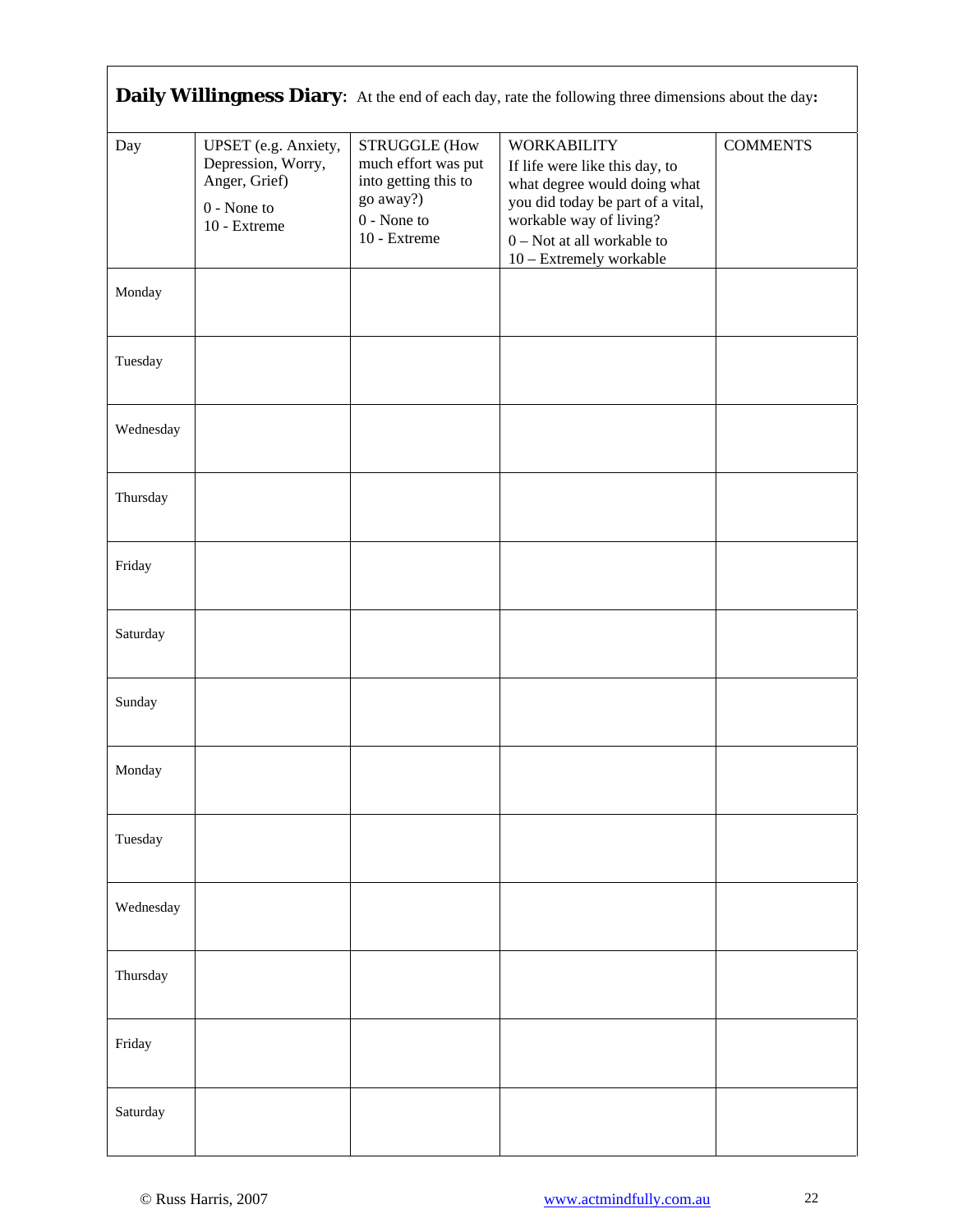**Daily Willingness Diary**: At the end of each day, rate the following three dimensions about the day**:**

| Day | UPSET (e.g. Anxiety, Depression, Worry, Anger, Grief)<br>0 - None to<br>10 - Extreme | STRUGGLE (How much effort was put into getting this to go away?)<br>0 - None to<br>10 - Extreme | WORKABILITY<br>If life were like this day, to what degree would doing what you did today be part of a vital, workable way of living?<br>0 – Not at all workable to<br>10 – Extremely workable | COMMENTS |
|---|---|---|---|---|
| Monday | | | | |
| Tuesday | | | | |
| Wednesday | | | | |
| Thursday | | | | |
| Friday | | | | |
| Saturday | | | | |
| Sunday | | | | |
| Monday | | | | |
| Tuesday | | | | |
| Wednesday | | | | |
| Thursday | | | | |
| Friday | | | | |
| Saturday | | | | |

© Russ Harris, 2007 www.actmindfully.com.au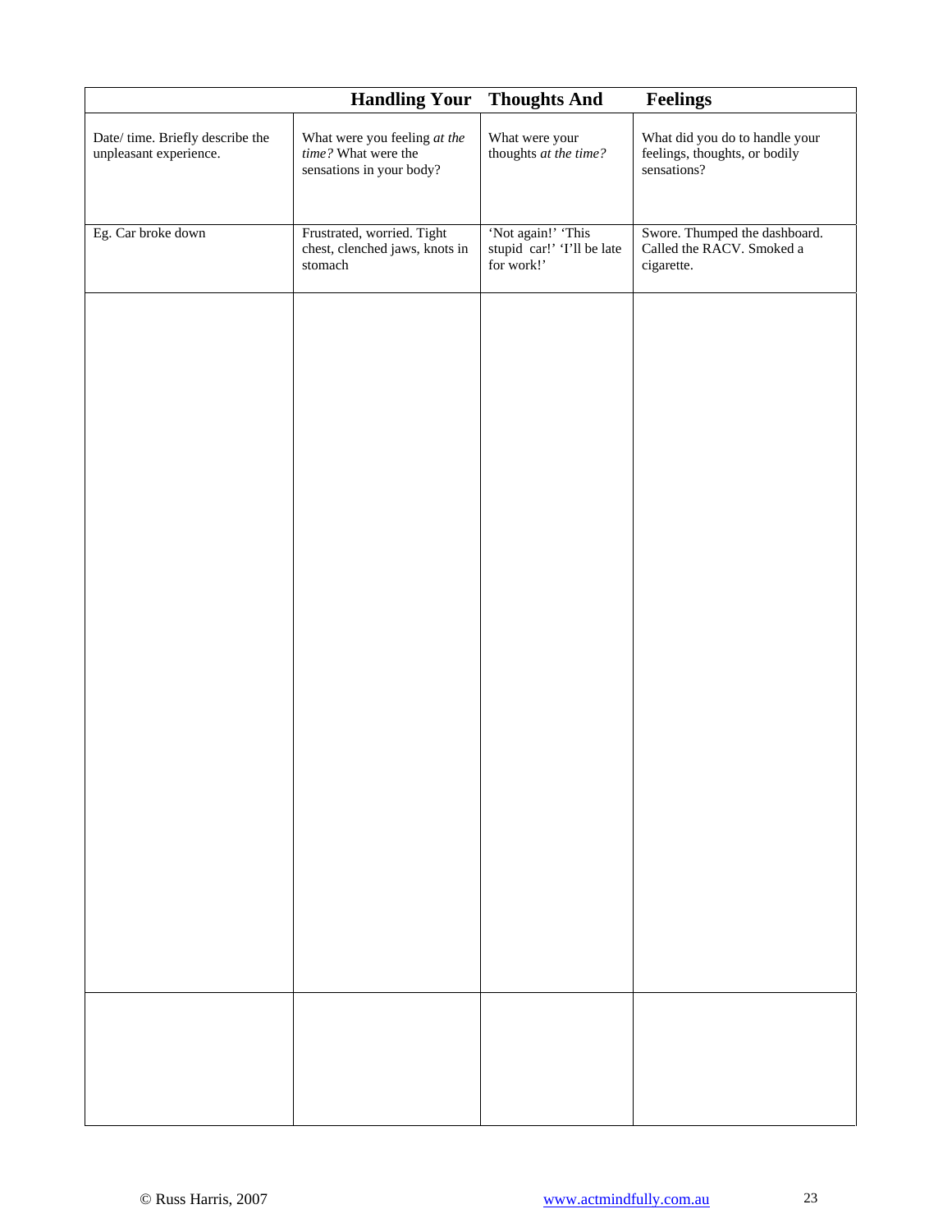# Handling Your Thoughts And Feelings

| Date/ time. Briefly describe the unpleasant experience. | What were you feeling *at the time?* What were the sensations in your body? | What were your thoughts *at the time?* | What did you do to handle your feelings, thoughts, or bodily sensations? |
|---|---|---|---|
| Eg. Car broke down | Frustrated, worried. Tight chest, clenched jaws, knots in stomach | 'Not again!' 'This stupid car!' 'I'll be late for work!' | Swore. Thumped the dashboard. Called the RACV. Smoked a cigarette. |
| | | | |
| | | | |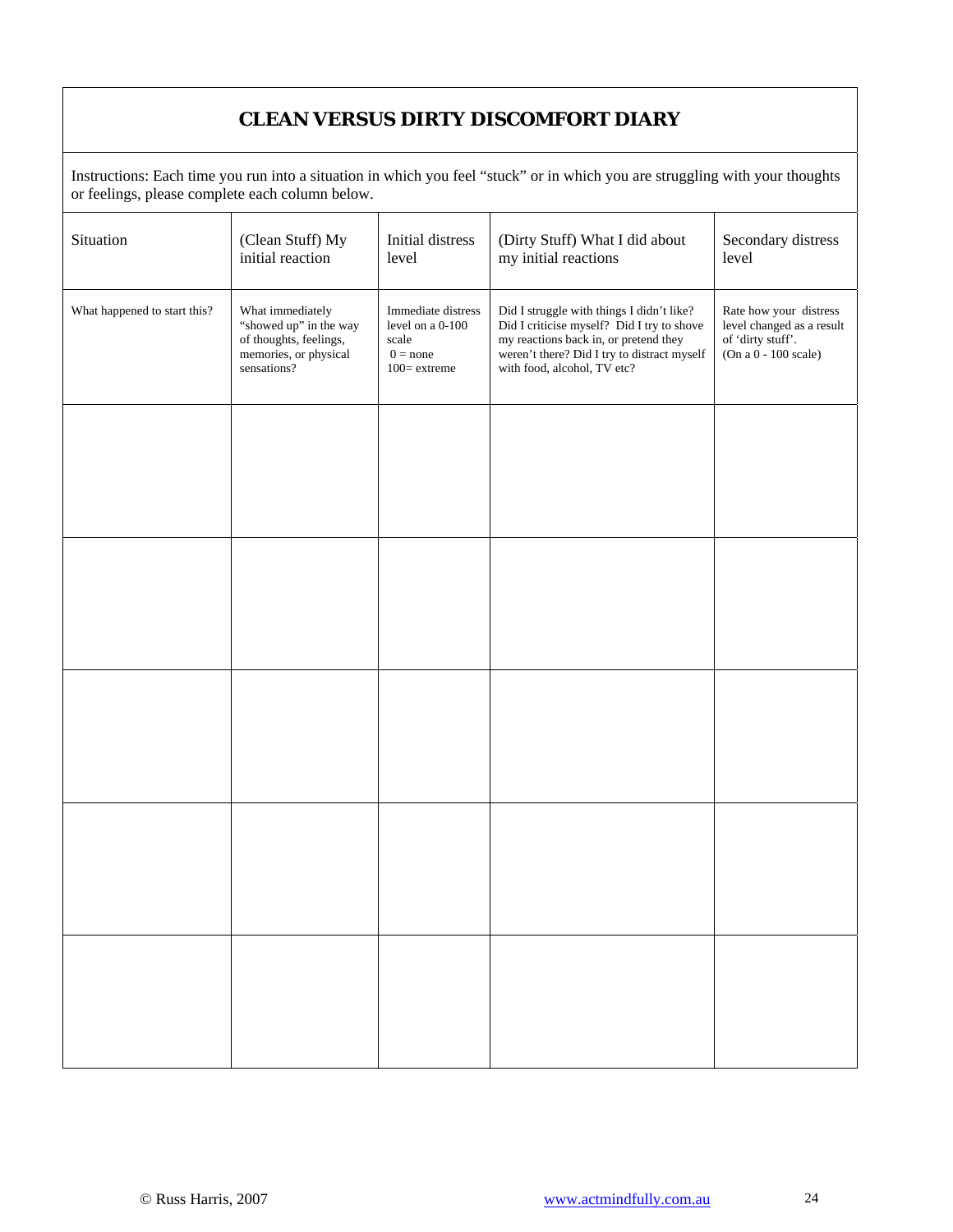# CLEAN VERSUS DIRTY DISCOMFORT DIARY

Instructions: Each time you run into a situation in which you feel "stuck" or in which you are struggling with your thoughts or feelings, please complete each column below.

| Situation | (Clean Stuff) My initial reaction | Initial distress level | (Dirty Stuff) What I did about my initial reactions | Secondary distress level |
|---|---|---|---|---|
| What happened to start this? | What immediately "showed up" in the way of thoughts, feelings, memories, or physical sensations? | Immediate distress level on a 0-100 scale<br>0 = none<br>100= extreme | Did I struggle with things I didn't like? Did I criticise myself? Did I try to shove my reactions back in, or pretend they weren't there? Did I try to distract myself with food, alcohol, TV etc? | Rate how your distress level changed as a result of 'dirty stuff'. (On a 0 - 100 scale) |
| | | | | |
| | | | | |
| | | | | |
| | | | | |
| | | | | |

© Russ Harris, 2007 www.actmindfully.com.au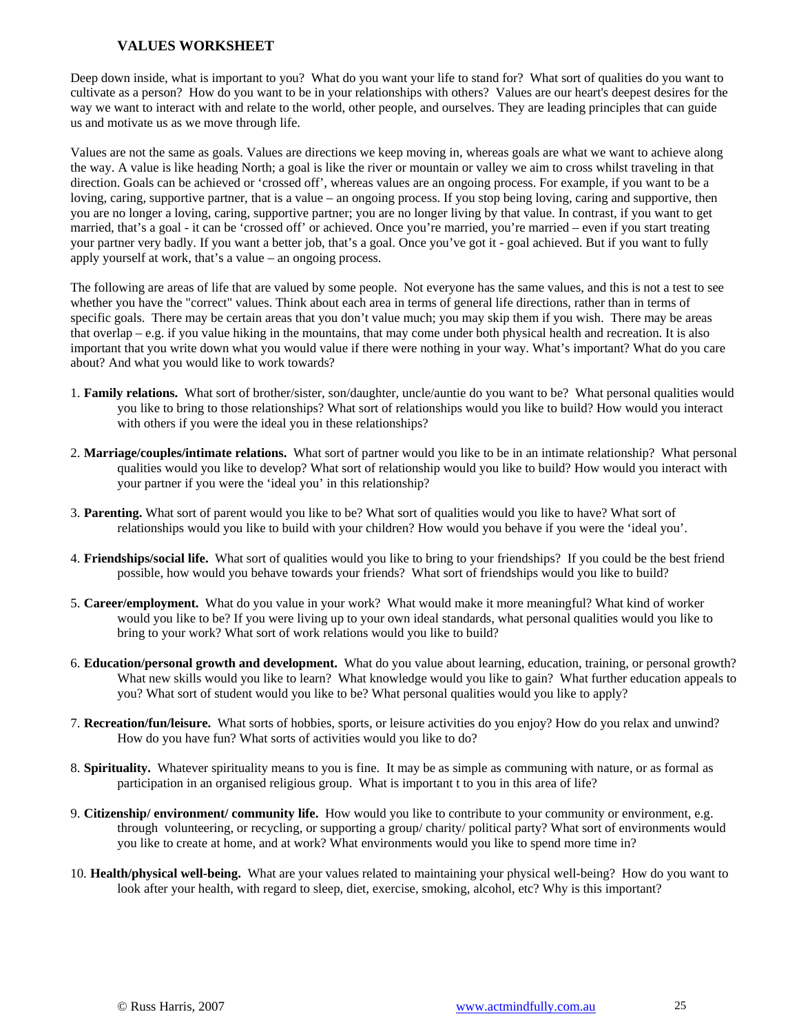# VALUES WORKSHEET

Deep down inside, what is important to you? What do you want your life to stand for? What sort of qualities do you want to cultivate as a person? How do you want to be in your relationships with others? Values are our heart's deepest desires for the way we want to interact with and relate to the world, other people, and ourselves. They are leading principles that can guide us and motivate us as we move through life.

Values are not the same as goals. Values are directions we keep moving in, whereas goals are what we want to achieve along the way. A value is like heading North; a goal is like the river or mountain or valley we aim to cross whilst traveling in that direction. Goals can be achieved or 'crossed off', whereas values are an ongoing process. For example, if you want to be a loving, caring, supportive partner, that is a value – an ongoing process. If you stop being loving, caring and supportive, then you are no longer a loving, caring, supportive partner; you are no longer living by that value. In contrast, if you want to get married, that's a goal - it can be 'crossed off' or achieved. Once you're married, you're married – even if you start treating your partner very badly. If you want a better job, that's a goal. Once you've got it - goal achieved. But if you want to fully apply yourself at work, that's a value – an ongoing process.

The following are areas of life that are valued by some people. Not everyone has the same values, and this is not a test to see whether you have the "correct" values. Think about each area in terms of general life directions, rather than in terms of specific goals. There may be certain areas that you don't value much; you may skip them if you wish. There may be areas that overlap – e.g. if you value hiking in the mountains, that may come under both physical health and recreation. It is also important that you write down what you would value if there were nothing in your way. What's important? What do you care about? And what you would like to work towards?

1. **Family relations.** What sort of brother/sister, son/daughter, uncle/auntie do you want to be? What personal qualities would you like to bring to those relationships? What sort of relationships would you like to build? How would you interact with others if you were the ideal you in these relationships?

2. **Marriage/couples/intimate relations.** What sort of partner would you like to be in an intimate relationship? What personal qualities would you like to develop? What sort of relationship would you like to build? How would you interact with your partner if you were the 'ideal you' in this relationship?

3. **Parenting.** What sort of parent would you like to be? What sort of qualities would you like to have? What sort of relationships would you like to build with your children? How would you behave if you were the 'ideal you'.

4. **Friendships/social life.** What sort of qualities would you like to bring to your friendships? If you could be the best friend possible, how would you behave towards your friends? What sort of friendships would you like to build?

5. **Career/employment.** What do you value in your work? What would make it more meaningful? What kind of worker would you like to be? If you were living up to your own ideal standards, what personal qualities would you like to bring to your work? What sort of work relations would you like to build?

6. **Education/personal growth and development.** What do you value about learning, education, training, or personal growth? What new skills would you like to learn? What knowledge would you like to gain? What further education appeals to you? What sort of student would you like to be? What personal qualities would you like to apply?

7. **Recreation/fun/leisure.** What sorts of hobbies, sports, or leisure activities do you enjoy? How do you relax and unwind? How do you have fun? What sorts of activities would you like to do?

8. **Spirituality.** Whatever spirituality means to you is fine. It may be as simple as communing with nature, or as formal as participation in an organised religious group. What is important t to you in this area of life?

9. **Citizenship/ environment/ community life.** How would you like to contribute to your community or environment, e.g. through volunteering, or recycling, or supporting a group/ charity/ political party? What sort of environments would you like to create at home, and at work? What environments would you like to spend more time in?

10. **Health/physical well-being.** What are your values related to maintaining your physical well-being? How do you want to look after your health, with regard to sleep, diet, exercise, smoking, alcohol, etc? Why is this important?

© Russ Harris, 2007 www.actmindfully.com.au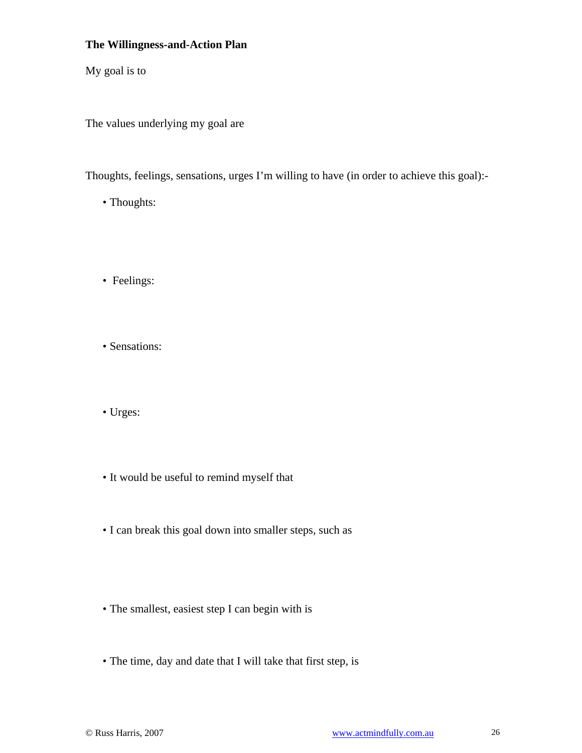**The Willingness-and-Action Plan**

My goal is to

The values underlying my goal are

Thoughts, feelings, sensations, urges I'm willing to have (in order to achieve this goal):-

- Thoughts:

- Feelings:

- Sensations:

- Urges:

- It would be useful to remind myself that

- I can break this goal down into smaller steps, such as

- The smallest, easiest step I can begin with is

- The time, day and date that I will take that first step, is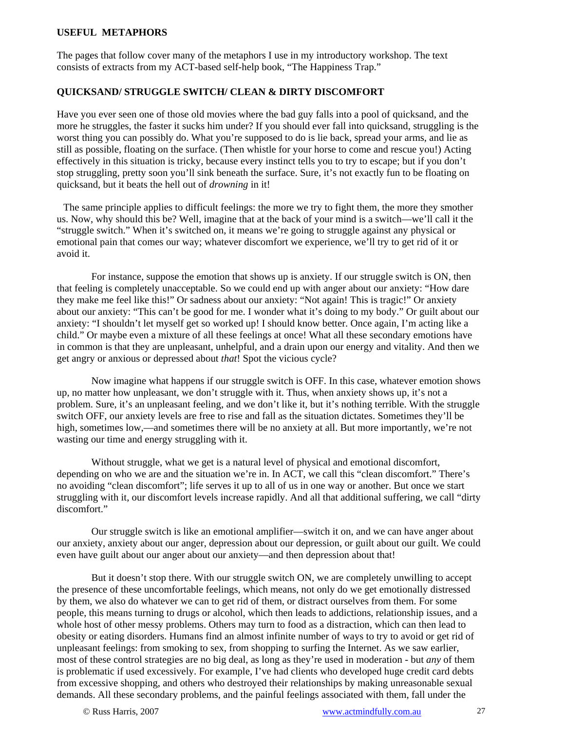## USEFUL METAPHORS

The pages that follow cover many of the metaphors I use in my introductory workshop. The text consists of extracts from my ACT-based self-help book, "The Happiness Trap."

### QUICKSAND/ STRUGGLE SWITCH/ CLEAN & DIRTY DISCOMFORT

Have you ever seen one of those old movies where the bad guy falls into a pool of quicksand, and the more he struggles, the faster it sucks him under? If you should ever fall into quicksand, struggling is the worst thing you can possibly do. What you're supposed to do is lie back, spread your arms, and lie as still as possible, floating on the surface. (Then whistle for your horse to come and rescue you!) Acting effectively in this situation is tricky, because every instinct tells you to try to escape; but if you don't stop struggling, pretty soon you'll sink beneath the surface. Sure, it's not exactly fun to be floating on quicksand, but it beats the hell out of *drowning* in it!

The same principle applies to difficult feelings: the more we try to fight them, the more they smother us. Now, why should this be? Well, imagine that at the back of your mind is a switch—we'll call it the "struggle switch." When it's switched on, it means we're going to struggle against any physical or emotional pain that comes our way; whatever discomfort we experience, we'll try to get rid of it or avoid it.

For instance, suppose the emotion that shows up is anxiety. If our struggle switch is ON, then that feeling is completely unacceptable. So we could end up with anger about our anxiety: "How dare they make me feel like this!" Or sadness about our anxiety: "Not again! This is tragic!" Or anxiety about our anxiety: "This can't be good for me. I wonder what it's doing to my body." Or guilt about our anxiety: "I shouldn't let myself get so worked up! I should know better. Once again, I'm acting like a child." Or maybe even a mixture of all these feelings at once! What all these secondary emotions have in common is that they are unpleasant, unhelpful, and a drain upon our energy and vitality. And then we get angry or anxious or depressed about *that*! Spot the vicious cycle?

Now imagine what happens if our struggle switch is OFF. In this case, whatever emotion shows up, no matter how unpleasant, we don't struggle with it. Thus, when anxiety shows up, it's not a problem. Sure, it's an unpleasant feeling, and we don't like it, but it's nothing terrible. With the struggle switch OFF, our anxiety levels are free to rise and fall as the situation dictates. Sometimes they'll be high, sometimes low,—and sometimes there will be no anxiety at all. But more importantly, we're not wasting our time and energy struggling with it.

Without struggle, what we get is a natural level of physical and emotional discomfort, depending on who we are and the situation we're in. In ACT, we call this "clean discomfort." There's no avoiding "clean discomfort"; life serves it up to all of us in one way or another. But once we start struggling with it, our discomfort levels increase rapidly. And all that additional suffering, we call "dirty discomfort."

Our struggle switch is like an emotional amplifier—switch it on, and we can have anger about our anxiety, anxiety about our anger, depression about our depression, or guilt about our guilt. We could even have guilt about our anger about our anxiety—and then depression about that!

But it doesn't stop there. With our struggle switch ON, we are completely unwilling to accept the presence of these uncomfortable feelings, which means, not only do we get emotionally distressed by them, we also do whatever we can to get rid of them, or distract ourselves from them. For some people, this means turning to drugs or alcohol, which then leads to addictions, relationship issues, and a whole host of other messy problems. Others may turn to food as a distraction, which can then lead to obesity or eating disorders. Humans find an almost infinite number of ways to try to avoid or get rid of unpleasant feelings: from smoking to sex, from shopping to surfing the Internet. As we saw earlier, most of these control strategies are no big deal, as long as they're used in moderation - but *any* of them is problematic if used excessively. For example, I've had clients who developed huge credit card debts from excessive shopping, and others who destroyed their relationships by making unreasonable sexual demands. All these secondary problems, and the painful feelings associated with them, fall under the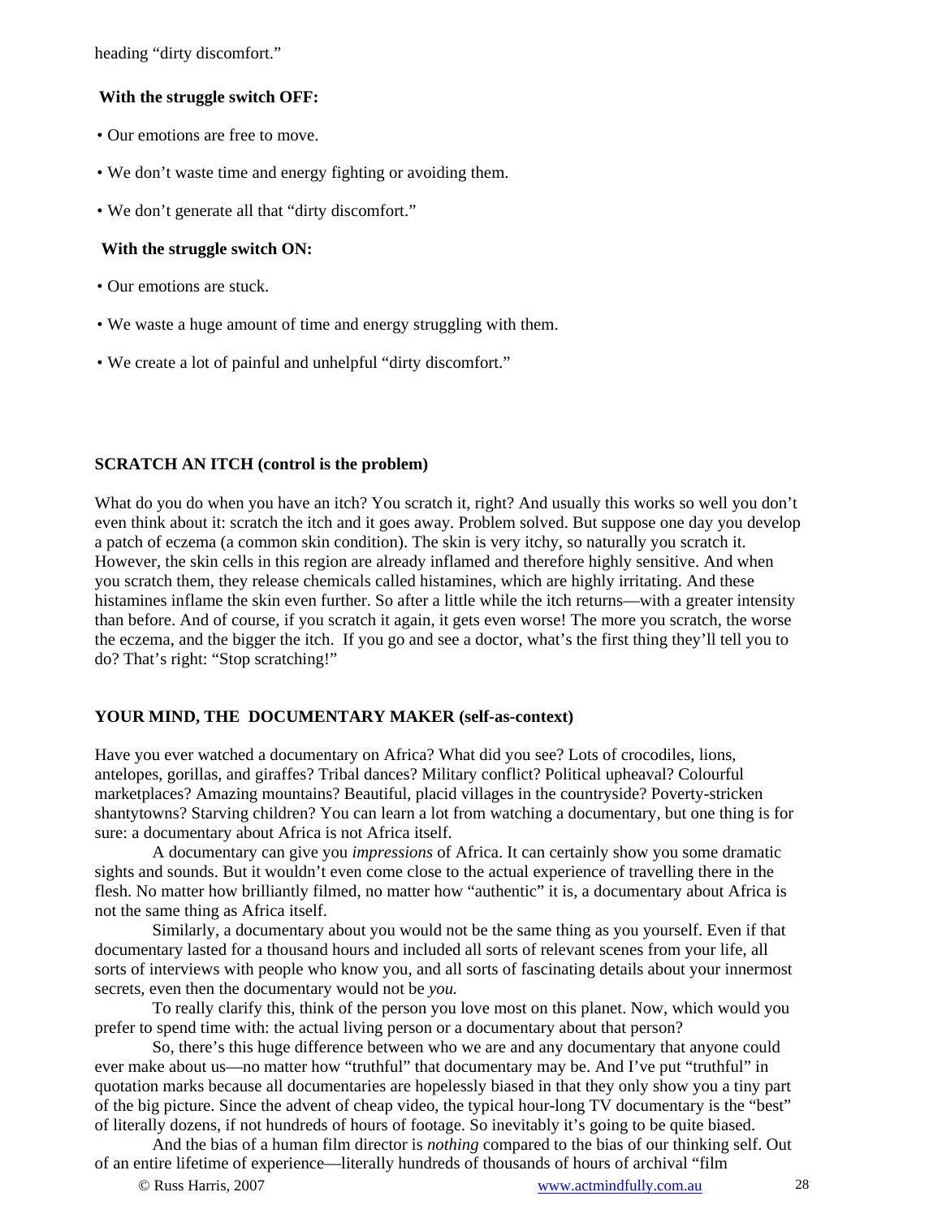heading "dirty discomfort."

**With the struggle switch OFF:**

- Our emotions are free to move.
- We don't waste time and energy fighting or avoiding them.
- We don't generate all that "dirty discomfort."

**With the struggle switch ON:**

- Our emotions are stuck.
- We waste a huge amount of time and energy struggling with them.
- We create a lot of painful and unhelpful "dirty discomfort."

**SCRATCH AN ITCH (control is the problem)**

What do you do when you have an itch? You scratch it, right? And usually this works so well you don't even think about it: scratch the itch and it goes away. Problem solved. But suppose one day you develop a patch of eczema (a common skin condition). The skin is very itchy, so naturally you scratch it. However, the skin cells in this region are already inflamed and therefore highly sensitive. And when you scratch them, they release chemicals called histamines, which are highly irritating. And these histamines inflame the skin even further. So after a little while the itch returns—with a greater intensity than before. And of course, if you scratch it again, it gets even worse! The more you scratch, the worse the eczema, and the bigger the itch. If you go and see a doctor, what's the first thing they'll tell you to do? That's right: "Stop scratching!"

**YOUR MIND, THE DOCUMENTARY MAKER (self-as-context)**

Have you ever watched a documentary on Africa? What did you see? Lots of crocodiles, lions, antelopes, gorillas, and giraffes? Tribal dances? Military conflict? Political upheaval? Colourful marketplaces? Amazing mountains? Beautiful, placid villages in the countryside? Poverty-stricken shantytowns? Starving children? You can learn a lot from watching a documentary, but one thing is for sure: a documentary about Africa is not Africa itself.

A documentary can give you *impressions* of Africa. It can certainly show you some dramatic sights and sounds. But it wouldn't even come close to the actual experience of travelling there in the flesh. No matter how brilliantly filmed, no matter how "authentic" it is, a documentary about Africa is not the same thing as Africa itself.

Similarly, a documentary about you would not be the same thing as you yourself. Even if that documentary lasted for a thousand hours and included all sorts of relevant scenes from your life, all sorts of interviews with people who know you, and all sorts of fascinating details about your innermost secrets, even then the documentary would not be *you.*

To really clarify this, think of the person you love most on this planet. Now, which would you prefer to spend time with: the actual living person or a documentary about that person?

So, there's this huge difference between who we are and any documentary that anyone could ever make about us—no matter how "truthful" that documentary may be. And I've put "truthful" in quotation marks because all documentaries are hopelessly biased in that they only show you a tiny part of the big picture. Since the advent of cheap video, the typical hour-long TV documentary is the "best" of literally dozens, if not hundreds of hours of footage. So inevitably it's going to be quite biased.

And the bias of a human film director is *nothing* compared to the bias of our thinking self. Out of an entire lifetime of experience—literally hundreds of thousands of hours of archival "film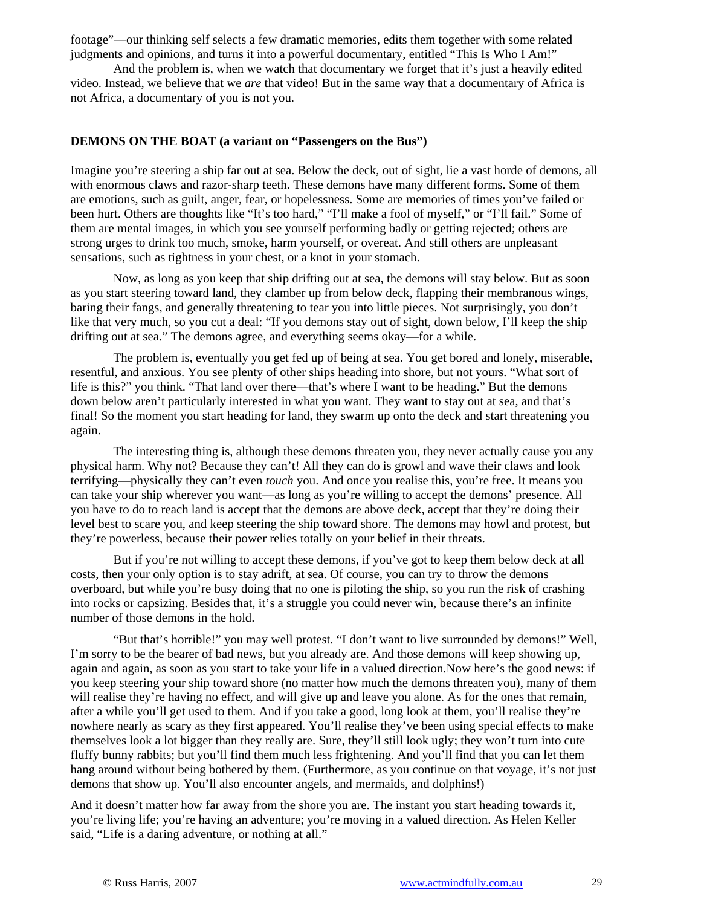footage"—our thinking self selects a few dramatic memories, edits them together with some related judgments and opinions, and turns it into a powerful documentary, entitled "This Is Who I Am!"

And the problem is, when we watch that documentary we forget that it's just a heavily edited video. Instead, we believe that we *are* that video! But in the same way that a documentary of Africa is not Africa, a documentary of you is not you.

**DEMONS ON THE BOAT (a variant on "Passengers on the Bus")**

Imagine you're steering a ship far out at sea. Below the deck, out of sight, lie a vast horde of demons, all with enormous claws and razor-sharp teeth. These demons have many different forms. Some of them are emotions, such as guilt, anger, fear, or hopelessness. Some are memories of times you've failed or been hurt. Others are thoughts like "It's too hard," "I'll make a fool of myself," or "I'll fail." Some of them are mental images, in which you see yourself performing badly or getting rejected; others are strong urges to drink too much, smoke, harm yourself, or overeat. And still others are unpleasant sensations, such as tightness in your chest, or a knot in your stomach.

Now, as long as you keep that ship drifting out at sea, the demons will stay below. But as soon as you start steering toward land, they clamber up from below deck, flapping their membranous wings, baring their fangs, and generally threatening to tear you into little pieces. Not surprisingly, you don't like that very much, so you cut a deal: "If you demons stay out of sight, down below, I'll keep the ship drifting out at sea." The demons agree, and everything seems okay—for a while.

The problem is, eventually you get fed up of being at sea. You get bored and lonely, miserable, resentful, and anxious. You see plenty of other ships heading into shore, but not yours. "What sort of life is this?" you think. "That land over there—that's where I want to be heading." But the demons down below aren't particularly interested in what you want. They want to stay out at sea, and that's final! So the moment you start heading for land, they swarm up onto the deck and start threatening you again.

The interesting thing is, although these demons threaten you, they never actually cause you any physical harm. Why not? Because they can't! All they can do is growl and wave their claws and look terrifying—physically they can't even *touch* you. And once you realise this, you're free. It means you can take your ship wherever you want—as long as you're willing to accept the demons' presence. All you have to do to reach land is accept that the demons are above deck, accept that they're doing their level best to scare you, and keep steering the ship toward shore. The demons may howl and protest, but they're powerless, because their power relies totally on your belief in their threats.

But if you're not willing to accept these demons, if you've got to keep them below deck at all costs, then your only option is to stay adrift, at sea. Of course, you can try to throw the demons overboard, but while you're busy doing that no one is piloting the ship, so you run the risk of crashing into rocks or capsizing. Besides that, it's a struggle you could never win, because there's an infinite number of those demons in the hold.

"But that's horrible!" you may well protest. "I don't want to live surrounded by demons!" Well, I'm sorry to be the bearer of bad news, but you already are. And those demons will keep showing up, again and again, as soon as you start to take your life in a valued direction.Now here's the good news: if you keep steering your ship toward shore (no matter how much the demons threaten you), many of them will realise they're having no effect, and will give up and leave you alone. As for the ones that remain, after a while you'll get used to them. And if you take a good, long look at them, you'll realise they're nowhere nearly as scary as they first appeared. You'll realise they've been using special effects to make themselves look a lot bigger than they really are. Sure, they'll still look ugly; they won't turn into cute fluffy bunny rabbits; but you'll find them much less frightening. And you'll find that you can let them hang around without being bothered by them. (Furthermore, as you continue on that voyage, it's not just demons that show up. You'll also encounter angels, and mermaids, and dolphins!)

And it doesn't matter how far away from the shore you are. The instant you start heading towards it, you're living life; you're having an adventure; you're moving in a valued direction. As Helen Keller said, "Life is a daring adventure, or nothing at all."

© Russ Harris, 2007 www.actmindfully.com.au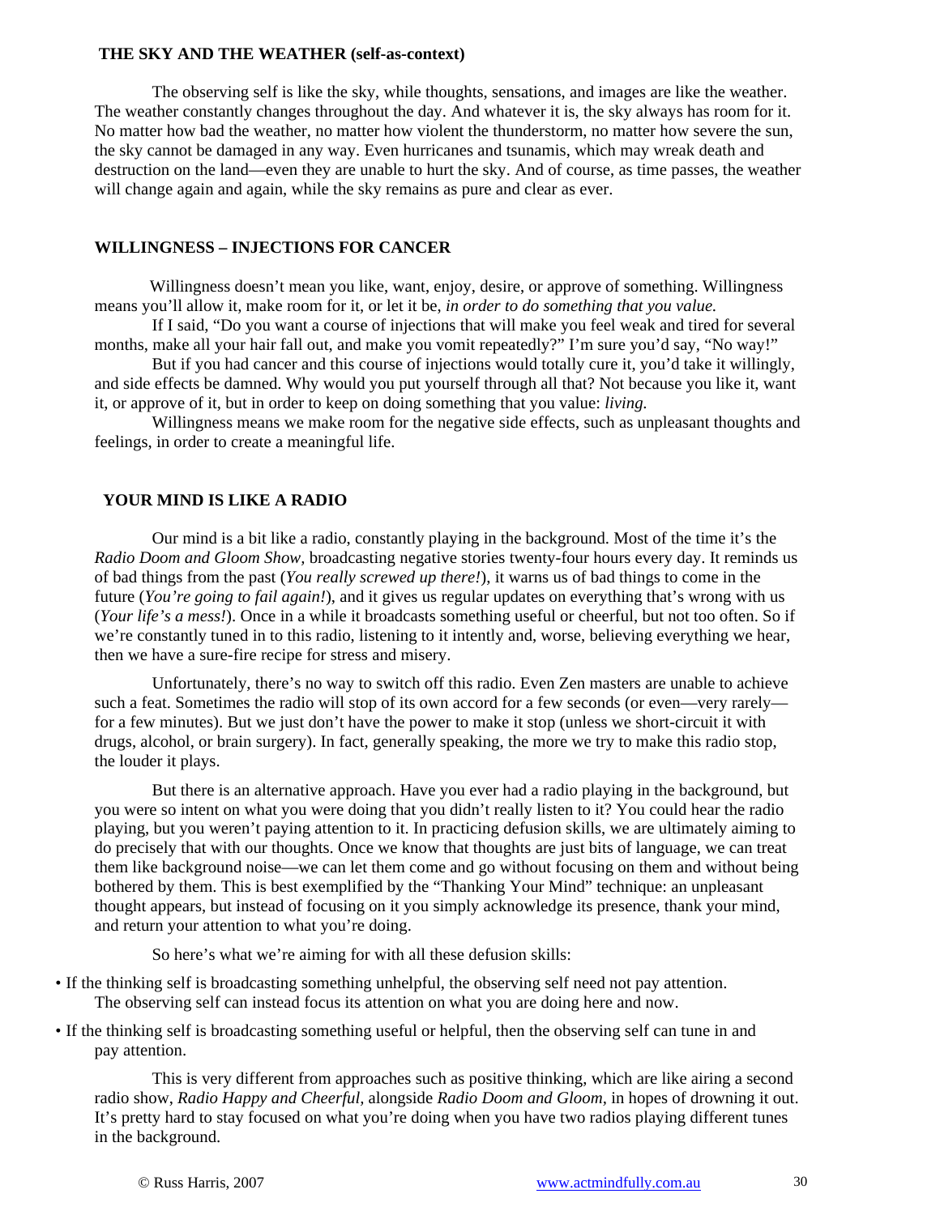## THE SKY AND THE WEATHER (self-as-context)

The observing self is like the sky, while thoughts, sensations, and images are like the weather. The weather constantly changes throughout the day. And whatever it is, the sky always has room for it. No matter how bad the weather, no matter how violent the thunderstorm, no matter how severe the sun, the sky cannot be damaged in any way. Even hurricanes and tsunamis, which may wreak death and destruction on the land—even they are unable to hurt the sky. And of course, as time passes, the weather will change again and again, while the sky remains as pure and clear as ever.

## WILLINGNESS – INJECTIONS FOR CANCER

Willingness doesn't mean you like, want, enjoy, desire, or approve of something. Willingness means you'll allow it, make room for it, or let it be, *in order to do something that you value.*

If I said, "Do you want a course of injections that will make you feel weak and tired for several months, make all your hair fall out, and make you vomit repeatedly?" I'm sure you'd say, "No way!"

But if you had cancer and this course of injections would totally cure it, you'd take it willingly, and side effects be damned. Why would you put yourself through all that? Not because you like it, want it, or approve of it, but in order to keep on doing something that you value: *living.*

Willingness means we make room for the negative side effects, such as unpleasant thoughts and feelings, in order to create a meaningful life.

## YOUR MIND IS LIKE A RADIO

Our mind is a bit like a radio, constantly playing in the background. Most of the time it's the *Radio Doom and Gloom Show,* broadcasting negative stories twenty-four hours every day. It reminds us of bad things from the past (*You really screwed up there!*), it warns us of bad things to come in the future (*You're going to fail again!*), and it gives us regular updates on everything that's wrong with us (*Your life's a mess!*). Once in a while it broadcasts something useful or cheerful, but not too often. So if we're constantly tuned in to this radio, listening to it intently and, worse, believing everything we hear, then we have a sure-fire recipe for stress and misery.

Unfortunately, there's no way to switch off this radio. Even Zen masters are unable to achieve such a feat. Sometimes the radio will stop of its own accord for a few seconds (or even—very rarely—for a few minutes). But we just don't have the power to make it stop (unless we short-circuit it with drugs, alcohol, or brain surgery). In fact, generally speaking, the more we try to make this radio stop, the louder it plays.

But there is an alternative approach. Have you ever had a radio playing in the background, but you were so intent on what you were doing that you didn't really listen to it? You could hear the radio playing, but you weren't paying attention to it. In practicing defusion skills, we are ultimately aiming to do precisely that with our thoughts. Once we know that thoughts are just bits of language, we can treat them like background noise—we can let them come and go without focusing on them and without being bothered by them. This is best exemplified by the "Thanking Your Mind" technique: an unpleasant thought appears, but instead of focusing on it you simply acknowledge its presence, thank your mind, and return your attention to what you're doing.

So here's what we're aiming for with all these defusion skills:

- If the thinking self is broadcasting something unhelpful, the observing self need not pay attention. The observing self can instead focus its attention on what you are doing here and now.
- If the thinking self is broadcasting something useful or helpful, then the observing self can tune in and pay attention.

This is very different from approaches such as positive thinking, which are like airing a second radio show, *Radio Happy and Cheerful,* alongside *Radio Doom and Gloom,* in hopes of drowning it out. It's pretty hard to stay focused on what you're doing when you have two radios playing different tunes in the background.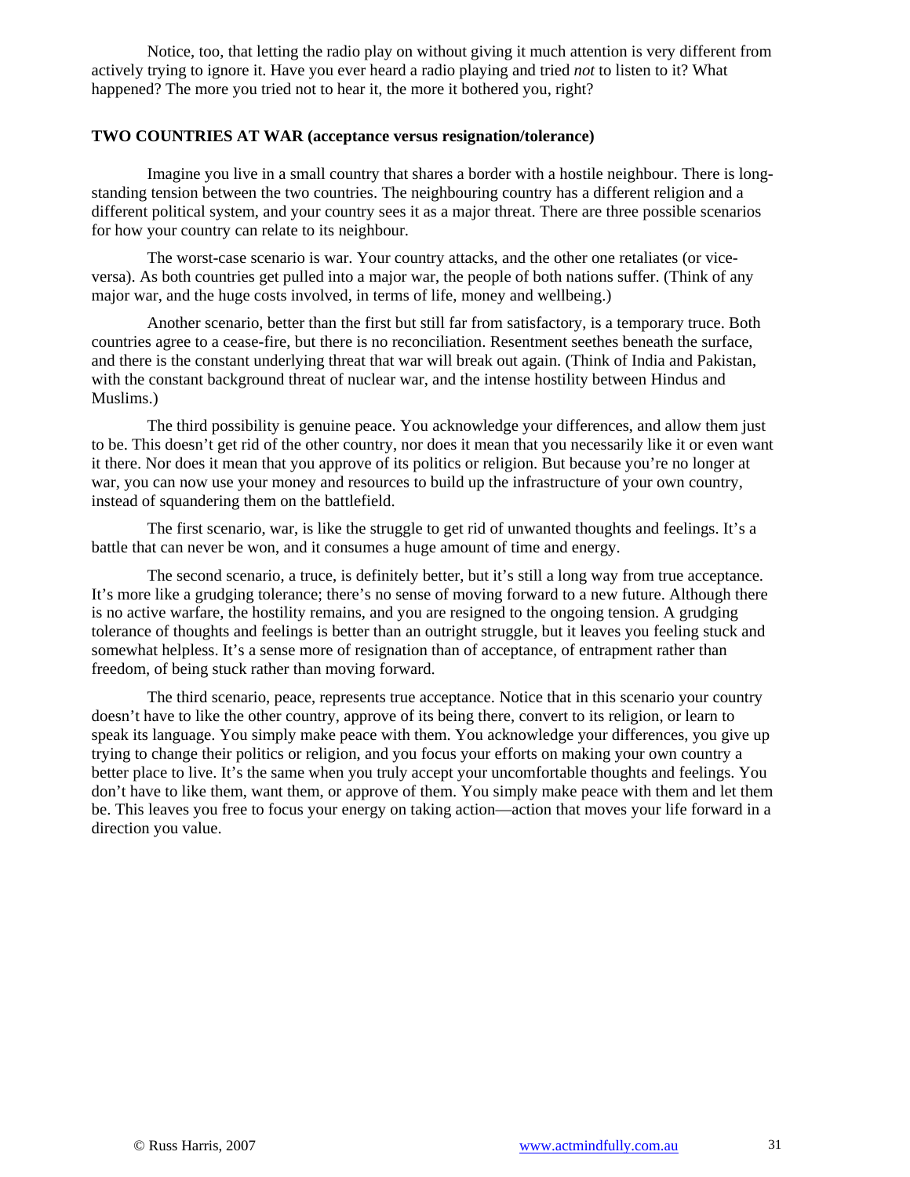Notice, too, that letting the radio play on without giving it much attention is very different from actively trying to ignore it. Have you ever heard a radio playing and tried *not* to listen to it? What happened? The more you tried not to hear it, the more it bothered you, right?

**TWO COUNTRIES AT WAR (acceptance versus resignation/tolerance)**

Imagine you live in a small country that shares a border with a hostile neighbour. There is long-standing tension between the two countries. The neighbouring country has a different religion and a different political system, and your country sees it as a major threat. There are three possible scenarios for how your country can relate to its neighbour.

The worst-case scenario is war. Your country attacks, and the other one retaliates (or vice-versa). As both countries get pulled into a major war, the people of both nations suffer. (Think of any major war, and the huge costs involved, in terms of life, money and wellbeing.)

Another scenario, better than the first but still far from satisfactory, is a temporary truce. Both countries agree to a cease-fire, but there is no reconciliation. Resentment seethes beneath the surface, and there is the constant underlying threat that war will break out again. (Think of India and Pakistan, with the constant background threat of nuclear war, and the intense hostility between Hindus and Muslims.)

The third possibility is genuine peace. You acknowledge your differences, and allow them just to be. This doesn't get rid of the other country, nor does it mean that you necessarily like it or even want it there. Nor does it mean that you approve of its politics or religion. But because you're no longer at war, you can now use your money and resources to build up the infrastructure of your own country, instead of squandering them on the battlefield.

The first scenario, war, is like the struggle to get rid of unwanted thoughts and feelings. It's a battle that can never be won, and it consumes a huge amount of time and energy.

The second scenario, a truce, is definitely better, but it's still a long way from true acceptance. It's more like a grudging tolerance; there's no sense of moving forward to a new future. Although there is no active warfare, the hostility remains, and you are resigned to the ongoing tension. A grudging tolerance of thoughts and feelings is better than an outright struggle, but it leaves you feeling stuck and somewhat helpless. It's a sense more of resignation than of acceptance, of entrapment rather than freedom, of being stuck rather than moving forward.

The third scenario, peace, represents true acceptance. Notice that in this scenario your country doesn't have to like the other country, approve of its being there, convert to its religion, or learn to speak its language. You simply make peace with them. You acknowledge your differences, you give up trying to change their politics or religion, and you focus your efforts on making your own country a better place to live. It's the same when you truly accept your uncomfortable thoughts and feelings. You don't have to like them, want them, or approve of them. You simply make peace with them and let them be. This leaves you free to focus your energy on taking action—action that moves your life forward in a direction you value.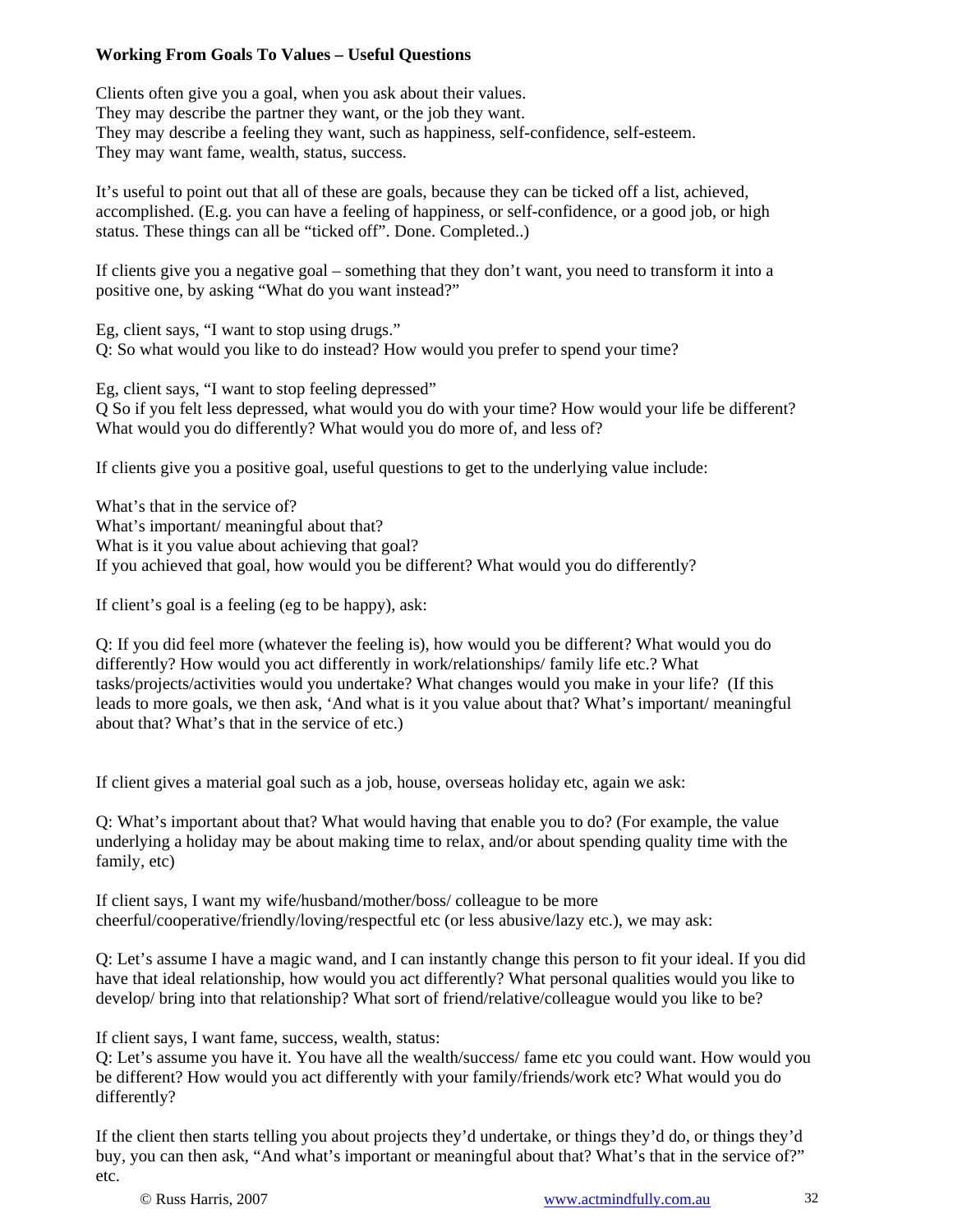**Working From Goals To Values – Useful Questions**

Clients often give you a goal, when you ask about their values.
They may describe the partner they want, or the job they want.
They may describe a feeling they want, such as happiness, self-confidence, self-esteem.
They may want fame, wealth, status, success.

It's useful to point out that all of these are goals, because they can be ticked off a list, achieved, accomplished. (E.g. you can have a feeling of happiness, or self-confidence, or a good job, or high status. These things can all be "ticked off". Done. Completed..)

If clients give you a negative goal – something that they don't want, you need to transform it into a positive one, by asking "What do you want instead?"

Eg, client says, "I want to stop using drugs."
Q: So what would you like to do instead? How would you prefer to spend your time?

Eg, client says, "I want to stop feeling depressed"
Q So if you felt less depressed, what would you do with your time? How would your life be different? What would you do differently? What would you do more of, and less of?

If clients give you a positive goal, useful questions to get to the underlying value include:

What's that in the service of?
What's important/ meaningful about that?
What is it you value about achieving that goal?
If you achieved that goal, how would you be different? What would you do differently?

If client's goal is a feeling (eg to be happy), ask:

Q: If you did feel more (whatever the feeling is), how would you be different? What would you do differently? How would you act differently in work/relationships/ family life etc.? What tasks/projects/activities would you undertake? What changes would you make in your life? (If this leads to more goals, we then ask, 'And what is it you value about that? What's important/ meaningful about that? What's that in the service of etc.)

If client gives a material goal such as a job, house, overseas holiday etc, again we ask:

Q: What's important about that? What would having that enable you to do? (For example, the value underlying a holiday may be about making time to relax, and/or about spending quality time with the family, etc)

If client says, I want my wife/husband/mother/boss/ colleague to be more cheerful/cooperative/friendly/loving/respectful etc (or less abusive/lazy etc.), we may ask:

Q: Let's assume I have a magic wand, and I can instantly change this person to fit your ideal. If you did have that ideal relationship, how would you act differently? What personal qualities would you like to develop/ bring into that relationship? What sort of friend/relative/colleague would you like to be?

If client says, I want fame, success, wealth, status:
Q: Let's assume you have it. You have all the wealth/success/ fame etc you could want. How would you be different? How would you act differently with your family/friends/work etc? What would you do differently?

If the client then starts telling you about projects they'd undertake, or things they'd do, or things they'd buy, you can then ask, "And what's important or meaningful about that? What's that in the service of?" etc.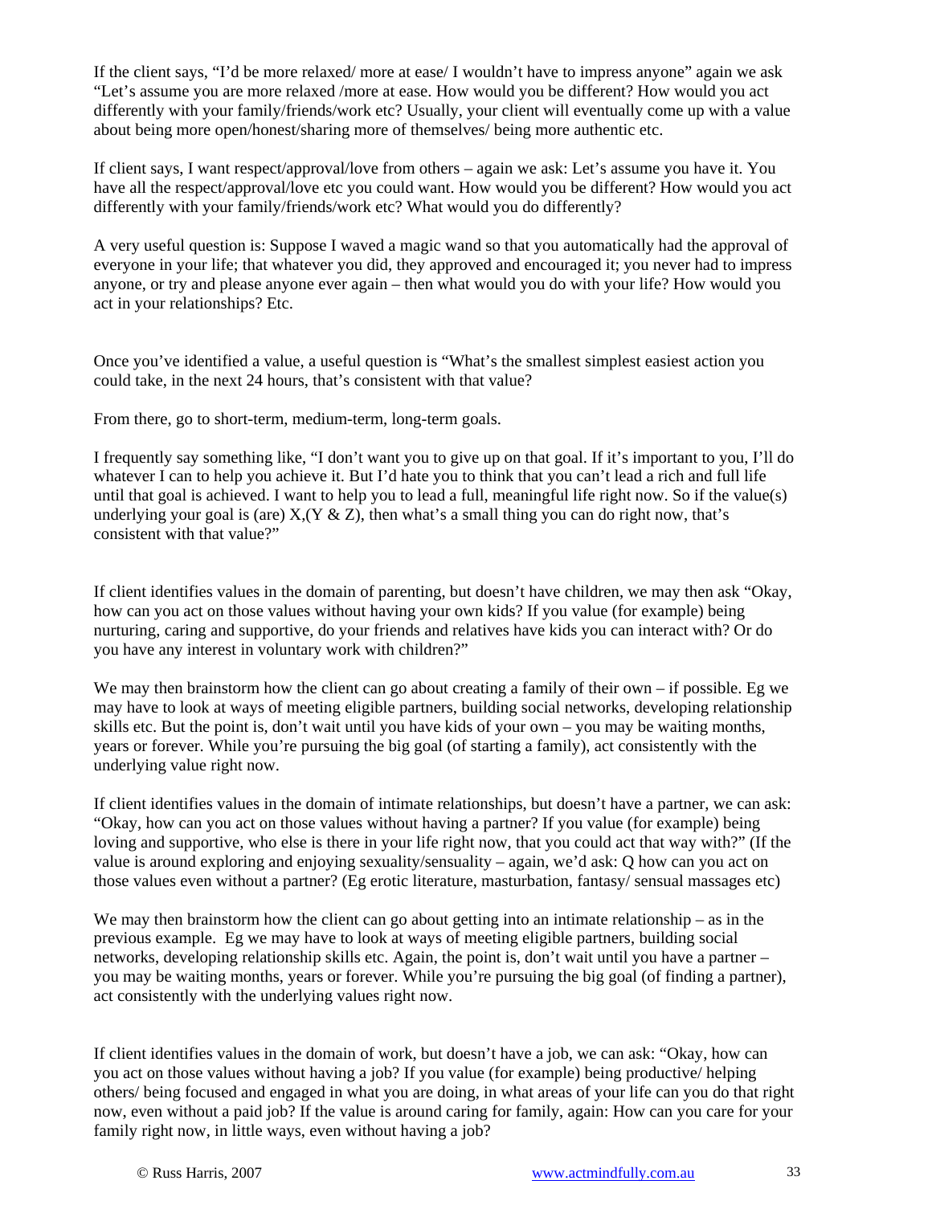If the client says, "I'd be more relaxed/ more at ease/ I wouldn't have to impress anyone" again we ask "Let's assume you are more relaxed /more at ease. How would you be different? How would you act differently with your family/friends/work etc? Usually, your client will eventually come up with a value about being more open/honest/sharing more of themselves/ being more authentic etc.

If client says, I want respect/approval/love from others – again we ask: Let's assume you have it. You have all the respect/approval/love etc you could want. How would you be different? How would you act differently with your family/friends/work etc? What would you do differently?

A very useful question is: Suppose I waved a magic wand so that you automatically had the approval of everyone in your life; that whatever you did, they approved and encouraged it; you never had to impress anyone, or try and please anyone ever again – then what would you do with your life? How would you act in your relationships? Etc.

Once you've identified a value, a useful question is "What's the smallest simplest easiest action you could take, in the next 24 hours, that's consistent with that value?

From there, go to short-term, medium-term, long-term goals.

I frequently say something like, "I don't want you to give up on that goal. If it's important to you, I'll do whatever I can to help you achieve it. But I'd hate you to think that you can't lead a rich and full life until that goal is achieved. I want to help you to lead a full, meaningful life right now. So if the value(s) underlying your goal is (are) X,(Y & Z), then what's a small thing you can do right now, that's consistent with that value?"

If client identifies values in the domain of parenting, but doesn't have children, we may then ask "Okay, how can you act on those values without having your own kids? If you value (for example) being nurturing, caring and supportive, do your friends and relatives have kids you can interact with? Or do you have any interest in voluntary work with children?"

We may then brainstorm how the client can go about creating a family of their own – if possible. Eg we may have to look at ways of meeting eligible partners, building social networks, developing relationship skills etc. But the point is, don't wait until you have kids of your own – you may be waiting months, years or forever. While you're pursuing the big goal (of starting a family), act consistently with the underlying value right now.

If client identifies values in the domain of intimate relationships, but doesn't have a partner, we can ask: "Okay, how can you act on those values without having a partner? If you value (for example) being loving and supportive, who else is there in your life right now, that you could act that way with?" (If the value is around exploring and enjoying sexuality/sensuality – again, we'd ask: Q how can you act on those values even without a partner? (Eg erotic literature, masturbation, fantasy/ sensual massages etc)

We may then brainstorm how the client can go about getting into an intimate relationship – as in the previous example. Eg we may have to look at ways of meeting eligible partners, building social networks, developing relationship skills etc. Again, the point is, don't wait until you have a partner – you may be waiting months, years or forever. While you're pursuing the big goal (of finding a partner), act consistently with the underlying values right now.

If client identifies values in the domain of work, but doesn't have a job, we can ask: "Okay, how can you act on those values without having a job? If you value (for example) being productive/ helping others/ being focused and engaged in what you are doing, in what areas of your life can you do that right now, even without a paid job? If the value is around caring for family, again: How can you care for your family right now, in little ways, even without having a job?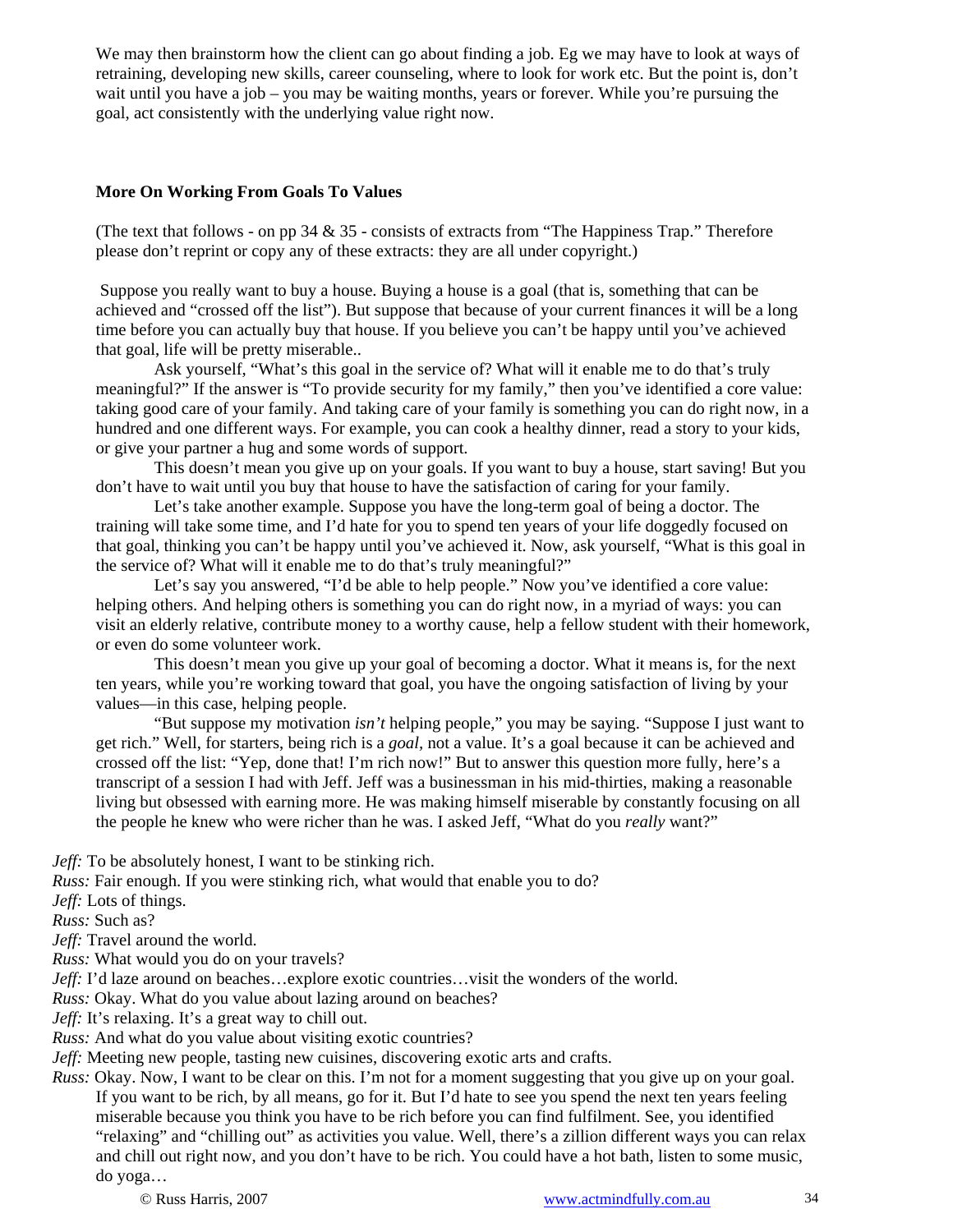We may then brainstorm how the client can go about finding a job. Eg we may have to look at ways of retraining, developing new skills, career counseling, where to look for work etc. But the point is, don't wait until you have a job – you may be waiting months, years or forever. While you're pursuing the goal, act consistently with the underlying value right now.

**More On Working From Goals To Values**

(The text that follows - on pp 34 & 35 - consists of extracts from "The Happiness Trap." Therefore please don't reprint or copy any of these extracts: they are all under copyright.)

Suppose you really want to buy a house. Buying a house is a goal (that is, something that can be achieved and "crossed off the list"). But suppose that because of your current finances it will be a long time before you can actually buy that house. If you believe you can't be happy until you've achieved that goal, life will be pretty miserable..

Ask yourself, "What's this goal in the service of? What will it enable me to do that's truly meaningful?" If the answer is "To provide security for my family," then you've identified a core value: taking good care of your family. And taking care of your family is something you can do right now, in a hundred and one different ways. For example, you can cook a healthy dinner, read a story to your kids, or give your partner a hug and some words of support.

This doesn't mean you give up on your goals. If you want to buy a house, start saving! But you don't have to wait until you buy that house to have the satisfaction of caring for your family.

Let's take another example. Suppose you have the long-term goal of being a doctor. The training will take some time, and I'd hate for you to spend ten years of your life doggedly focused on that goal, thinking you can't be happy until you've achieved it. Now, ask yourself, "What is this goal in the service of? What will it enable me to do that's truly meaningful?"

Let's say you answered, "I'd be able to help people." Now you've identified a core value: helping others. And helping others is something you can do right now, in a myriad of ways: you can visit an elderly relative, contribute money to a worthy cause, help a fellow student with their homework, or even do some volunteer work.

This doesn't mean you give up your goal of becoming a doctor. What it means is, for the next ten years, while you're working toward that goal, you have the ongoing satisfaction of living by your values—in this case, helping people.

"But suppose my motivation *isn't* helping people," you may be saying. "Suppose I just want to get rich." Well, for starters, being rich is a *goal*, not a value. It's a goal because it can be achieved and crossed off the list: "Yep, done that! I'm rich now!" But to answer this question more fully, here's a transcript of a session I had with Jeff. Jeff was a businessman in his mid-thirties, making a reasonable living but obsessed with earning more. He was making himself miserable by constantly focusing on all the people he knew who were richer than he was. I asked Jeff, "What do you *really* want?"

*Jeff:* To be absolutely honest, I want to be stinking rich.
*Russ:* Fair enough. If you were stinking rich, what would that enable you to do?
*Jeff:* Lots of things.
*Russ:* Such as?
*Jeff:* Travel around the world.
*Russ:* What would you do on your travels?
*Jeff:* I'd laze around on beaches…explore exotic countries…visit the wonders of the world.
*Russ:* Okay. What do you value about lazing around on beaches?
*Jeff:* It's relaxing. It's a great way to chill out.
*Russ:* And what do you value about visiting exotic countries?
*Jeff:* Meeting new people, tasting new cuisines, discovering exotic arts and crafts.
*Russ:* Okay. Now, I want to be clear on this. I'm not for a moment suggesting that you give up on your goal. If you want to be rich, by all means, go for it. But I'd hate to see you spend the next ten years feeling miserable because you think you have to be rich before you can find fulfilment. See, you identified "relaxing" and "chilling out" as activities you value. Well, there's a zillion different ways you can relax and chill out right now, and you don't have to be rich. You could have a hot bath, listen to some music, do yoga…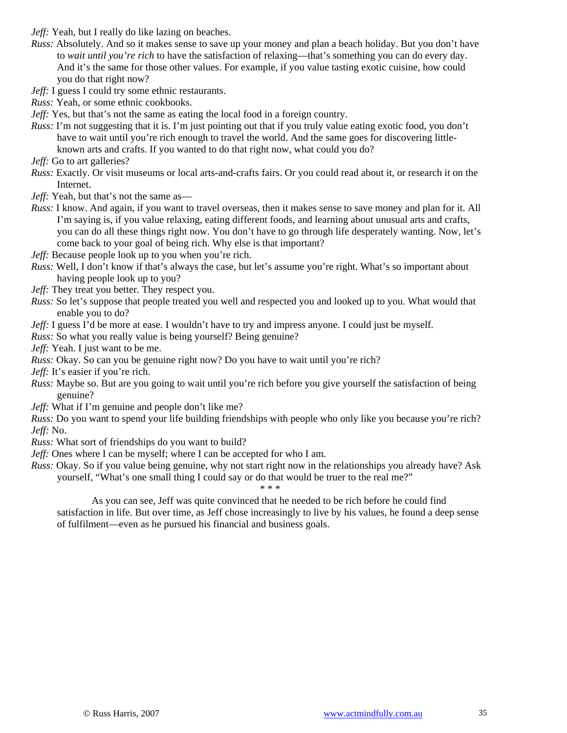*Jeff:* Yeah, but I really do like lazing on beaches.

*Russ:* Absolutely. And so it makes sense to save up your money and plan a beach holiday. But you don't have to *wait until you're rich* to have the satisfaction of relaxing—that's something you can do every day. And it's the same for those other values. For example, if you value tasting exotic cuisine, how could you do that right now?

*Jeff:* I guess I could try some ethnic restaurants.

*Russ:* Yeah, or some ethnic cookbooks.

*Jeff:* Yes, but that's not the same as eating the local food in a foreign country.

*Russ:* I'm not suggesting that it is. I'm just pointing out that if you truly value eating exotic food, you don't have to wait until you're rich enough to travel the world. And the same goes for discovering little-known arts and crafts. If you wanted to do that right now, what could you do?

*Jeff:* Go to art galleries?

*Russ:* Exactly. Or visit museums or local arts-and-crafts fairs. Or you could read about it, or research it on the Internet.

*Jeff:* Yeah, but that's not the same as—

*Russ:* I know. And again, if you want to travel overseas, then it makes sense to save money and plan for it. All I'm saying is, if you value relaxing, eating different foods, and learning about unusual arts and crafts, you can do all these things right now. You don't have to go through life desperately wanting. Now, let's come back to your goal of being rich. Why else is that important?

*Jeff:* Because people look up to you when you're rich.

*Russ:* Well, I don't know if that's always the case, but let's assume you're right. What's so important about having people look up to you?

*Jeff:* They treat you better. They respect you.

*Russ:* So let's suppose that people treated you well and respected you and looked up to you. What would that enable you to do?

*Jeff:* I guess I'd be more at ease. I wouldn't have to try and impress anyone. I could just be myself.

*Russ:* So what you really value is being yourself? Being genuine?

*Jeff:* Yeah. I just want to be me.

*Russ:* Okay. So can you be genuine right now? Do you have to wait until you're rich?

*Jeff:* It's easier if you're rich.

*Russ:* Maybe so. But are you going to wait until you're rich before you give yourself the satisfaction of being genuine?

*Jeff:* What if I'm genuine and people don't like me?

*Russ:* Do you want to spend your life building friendships with people who only like you because you're rich?

*Jeff:* No.

*Russ:* What sort of friendships do you want to build?

*Jeff:* Ones where I can be myself; where I can be accepted for who I am.

*Russ:* Okay. So if you value being genuine, why not start right now in the relationships you already have? Ask yourself, "What's one small thing I could say or do that would be truer to the real me?"

\* \* \*

As you can see, Jeff was quite convinced that he needed to be rich before he could find satisfaction in life. But over time, as Jeff chose increasingly to live by his values, he found a deep sense of fulfilment—even as he pursued his financial and business goals.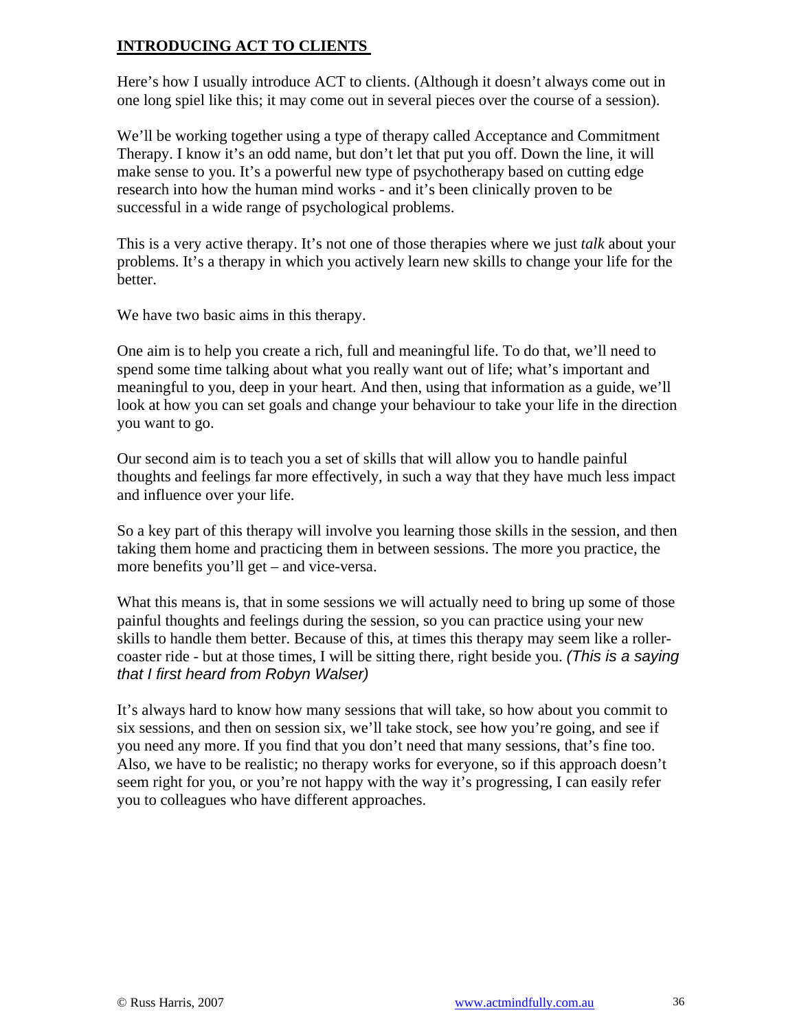**INTRODUCING ACT TO CLIENTS**

Here's how I usually introduce ACT to clients. (Although it doesn't always come out in one long spiel like this; it may come out in several pieces over the course of a session).

We'll be working together using a type of therapy called Acceptance and Commitment Therapy. I know it's an odd name, but don't let that put you off. Down the line, it will make sense to you. It's a powerful new type of psychotherapy based on cutting edge research into how the human mind works - and it's been clinically proven to be successful in a wide range of psychological problems.

This is a very active therapy. It's not one of those therapies where we just *talk* about your problems. It's a therapy in which you actively learn new skills to change your life for the better.

We have two basic aims in this therapy.

One aim is to help you create a rich, full and meaningful life. To do that, we'll need to spend some time talking about what you really want out of life; what's important and meaningful to you, deep in your heart. And then, using that information as a guide, we'll look at how you can set goals and change your behaviour to take your life in the direction you want to go.

Our second aim is to teach you a set of skills that will allow you to handle painful thoughts and feelings far more effectively, in such a way that they have much less impact and influence over your life.

So a key part of this therapy will involve you learning those skills in the session, and then taking them home and practicing them in between sessions. The more you practice, the more benefits you'll get – and vice-versa.

What this means is, that in some sessions we will actually need to bring up some of those painful thoughts and feelings during the session, so you can practice using your new skills to handle them better. Because of this, at times this therapy may seem like a roller-coaster ride - but at those times, I will be sitting there, right beside you. *(This is a saying that I first heard from Robyn Walser)*

It's always hard to know how many sessions that will take, so how about you commit to six sessions, and then on session six, we'll take stock, see how you're going, and see if you need any more. If you find that you don't need that many sessions, that's fine too. Also, we have to be realistic; no therapy works for everyone, so if this approach doesn't seem right for you, or you're not happy with the way it's progressing, I can easily refer you to colleagues who have different approaches.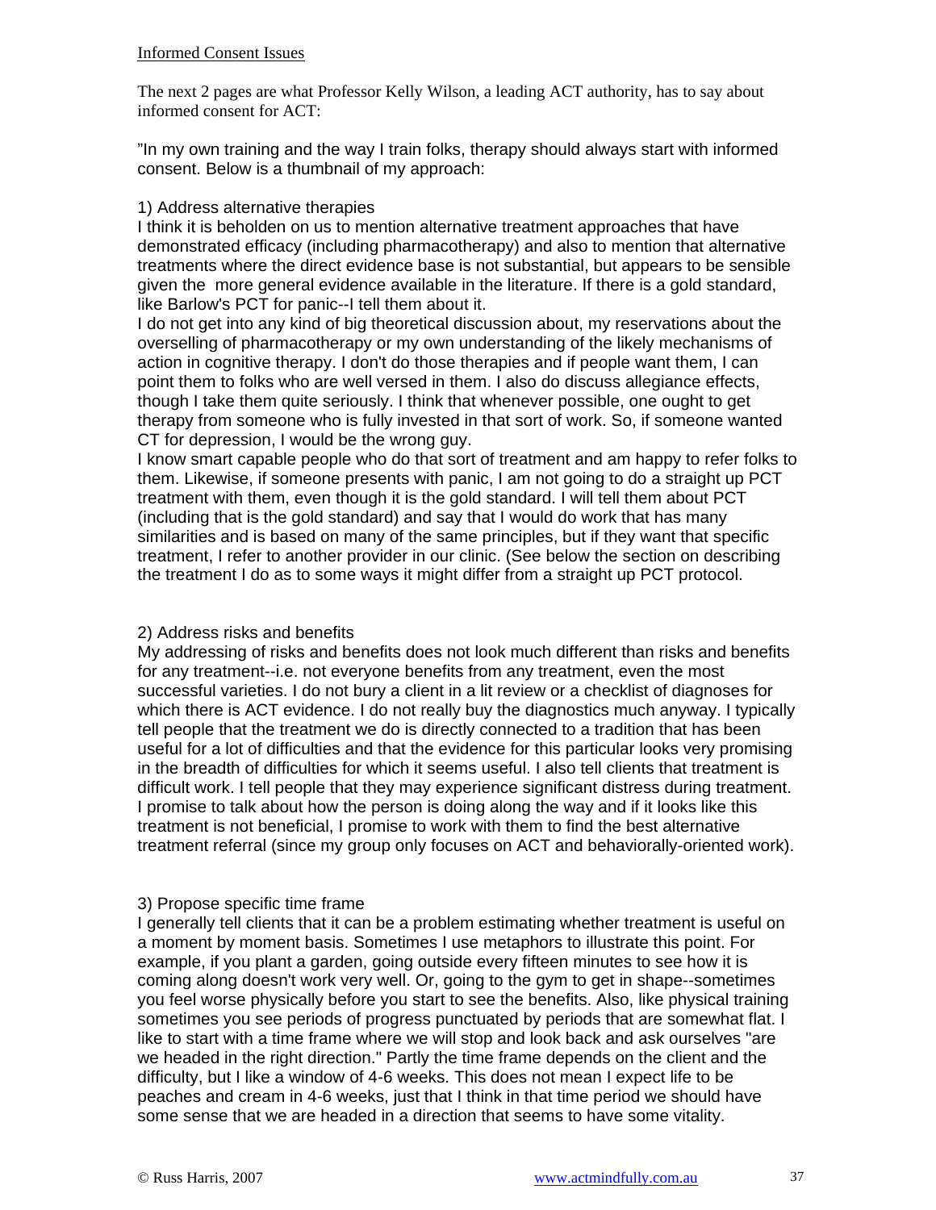Informed Consent Issues

The next 2 pages are what Professor Kelly Wilson, a leading ACT authority, has to say about informed consent for ACT:

”In my own training and the way I train folks, therapy should always start with informed consent. Below is a thumbnail of my approach:

1) Address alternative therapies

I think it is beholden on us to mention alternative treatment approaches that have demonstrated efficacy (including pharmacotherapy) and also to mention that alternative treatments where the direct evidence base is not substantial, but appears to be sensible given the more general evidence available in the literature. If there is a gold standard, like Barlow's PCT for panic--I tell them about it.

I do not get into any kind of big theoretical discussion about, my reservations about the overselling of pharmacotherapy or my own understanding of the likely mechanisms of action in cognitive therapy. I don't do those therapies and if people want them, I can point them to folks who are well versed in them. I also do discuss allegiance effects, though I take them quite seriously. I think that whenever possible, one ought to get therapy from someone who is fully invested in that sort of work. So, if someone wanted CT for depression, I would be the wrong guy.

I know smart capable people who do that sort of treatment and am happy to refer folks to them. Likewise, if someone presents with panic, I am not going to do a straight up PCT treatment with them, even though it is the gold standard. I will tell them about PCT (including that is the gold standard) and say that I would do work that has many similarities and is based on many of the same principles, but if they want that specific treatment, I refer to another provider in our clinic. (See below the section on describing the treatment I do as to some ways it might differ from a straight up PCT protocol.

2) Address risks and benefits

My addressing of risks and benefits does not look much different than risks and benefits for any treatment--i.e. not everyone benefits from any treatment, even the most successful varieties. I do not bury a client in a lit review or a checklist of diagnoses for which there is ACT evidence. I do not really buy the diagnostics much anyway. I typically tell people that the treatment we do is directly connected to a tradition that has been useful for a lot of difficulties and that the evidence for this particular looks very promising in the breadth of difficulties for which it seems useful. I also tell clients that treatment is difficult work. I tell people that they may experience significant distress during treatment. I promise to talk about how the person is doing along the way and if it looks like this treatment is not beneficial, I promise to work with them to find the best alternative treatment referral (since my group only focuses on ACT and behaviorally-oriented work).

3) Propose specific time frame

I generally tell clients that it can be a problem estimating whether treatment is useful on a moment by moment basis. Sometimes I use metaphors to illustrate this point. For example, if you plant a garden, going outside every fifteen minutes to see how it is coming along doesn't work very well. Or, going to the gym to get in shape--sometimes you feel worse physically before you start to see the benefits. Also, like physical training sometimes you see periods of progress punctuated by periods that are somewhat flat. I like to start with a time frame where we will stop and look back and ask ourselves "are we headed in the right direction." Partly the time frame depends on the client and the difficulty, but I like a window of 4-6 weeks. This does not mean I expect life to be peaches and cream in 4-6 weeks, just that I think in that time period we should have some sense that we are headed in a direction that seems to have some vitality.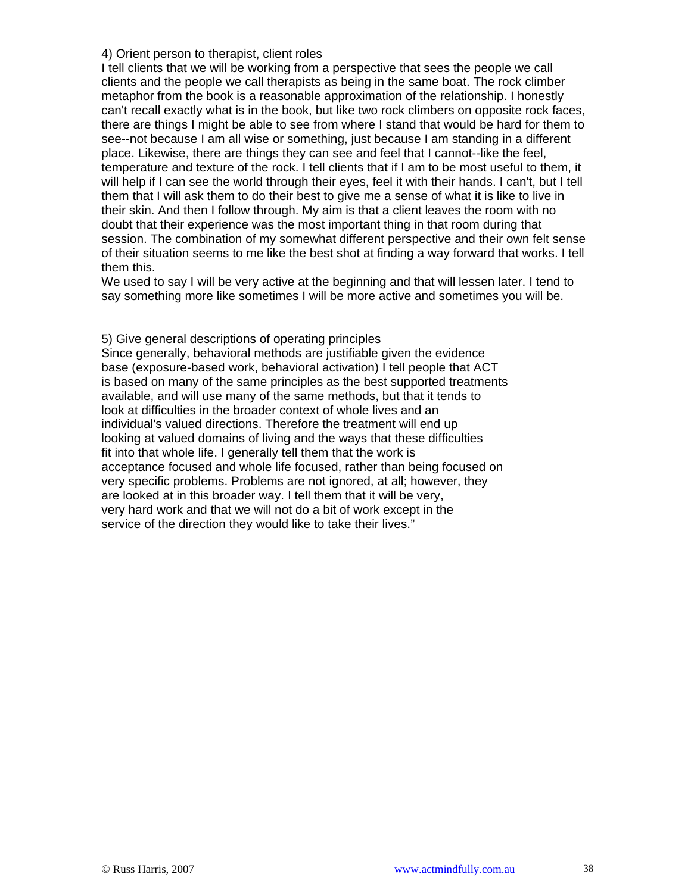4) Orient person to therapist, client roles

I tell clients that we will be working from a perspective that sees the people we call clients and the people we call therapists as being in the same boat. The rock climber metaphor from the book is a reasonable approximation of the relationship. I honestly can't recall exactly what is in the book, but like two rock climbers on opposite rock faces, there are things I might be able to see from where I stand that would be hard for them to see--not because I am all wise or something, just because I am standing in a different place. Likewise, there are things they can see and feel that I cannot--like the feel, temperature and texture of the rock. I tell clients that if I am to be most useful to them, it will help if I can see the world through their eyes, feel it with their hands. I can't, but I tell them that I will ask them to do their best to give me a sense of what it is like to live in their skin. And then I follow through. My aim is that a client leaves the room with no doubt that their experience was the most important thing in that room during that session. The combination of my somewhat different perspective and their own felt sense of their situation seems to me like the best shot at finding a way forward that works. I tell them this.

We used to say I will be very active at the beginning and that will lessen later. I tend to say something more like sometimes I will be more active and sometimes you will be.

5) Give general descriptions of operating principles

Since generally, behavioral methods are justifiable given the evidence base (exposure-based work, behavioral activation) I tell people that ACT is based on many of the same principles as the best supported treatments available, and will use many of the same methods, but that it tends to look at difficulties in the broader context of whole lives and an individual's valued directions. Therefore the treatment will end up looking at valued domains of living and the ways that these difficulties fit into that whole life. I generally tell them that the work is acceptance focused and whole life focused, rather than being focused on very specific problems. Problems are not ignored, at all; however, they are looked at in this broader way. I tell them that it will be very, very hard work and that we will not do a bit of work except in the service of the direction they would like to take their lives."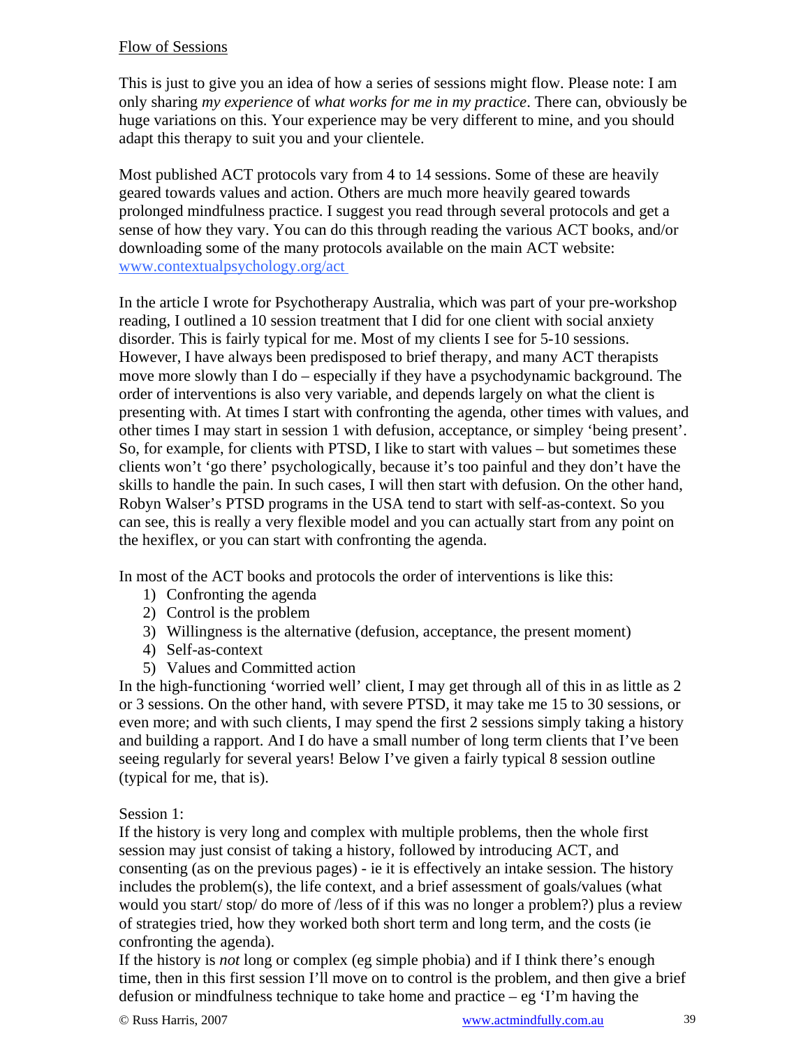Flow of Sessions

This is just to give you an idea of how a series of sessions might flow. Please note: I am only sharing *my experience* of *what works for me in my practice*. There can, obviously be huge variations on this. Your experience may be very different to mine, and you should adapt this therapy to suit you and your clientele.

Most published ACT protocols vary from 4 to 14 sessions. Some of these are heavily geared towards values and action. Others are much more heavily geared towards prolonged mindfulness practice. I suggest you read through several protocols and get a sense of how they vary. You can do this through reading the various ACT books, and/or downloading some of the many protocols available on the main ACT website: www.contextualpsychology.org/act

In the article I wrote for Psychotherapy Australia, which was part of your pre-workshop reading, I outlined a 10 session treatment that I did for one client with social anxiety disorder. This is fairly typical for me. Most of my clients I see for 5-10 sessions. However, I have always been predisposed to brief therapy, and many ACT therapists move more slowly than I do – especially if they have a psychodynamic background. The order of interventions is also very variable, and depends largely on what the client is presenting with. At times I start with confronting the agenda, other times with values, and other times I may start in session 1 with defusion, acceptance, or simpley 'being present'. So, for example, for clients with PTSD, I like to start with values – but sometimes these clients won't 'go there' psychologically, because it's too painful and they don't have the skills to handle the pain. In such cases, I will then start with defusion. On the other hand, Robyn Walser's PTSD programs in the USA tend to start with self-as-context. So you can see, this is really a very flexible model and you can actually start from any point on the hexiflex, or you can start with confronting the agenda.

In most of the ACT books and protocols the order of interventions is like this:

1) Confronting the agenda
2) Control is the problem
3) Willingness is the alternative (defusion, acceptance, the present moment)
4) Self-as-context
5) Values and Committed action

In the high-functioning 'worried well' client, I may get through all of this in as little as 2 or 3 sessions. On the other hand, with severe PTSD, it may take me 15 to 30 sessions, or even more; and with such clients, I may spend the first 2 sessions simply taking a history and building a rapport. And I do have a small number of long term clients that I've been seeing regularly for several years! Below I've given a fairly typical 8 session outline (typical for me, that is).

Session 1:

If the history is very long and complex with multiple problems, then the whole first session may just consist of taking a history, followed by introducing ACT, and consenting (as on the previous pages) - ie it is effectively an intake session. The history includes the problem(s), the life context, and a brief assessment of goals/values (what would you start/ stop/ do more of /less of if this was no longer a problem?) plus a review of strategies tried, how they worked both short term and long term, and the costs (ie confronting the agenda).

If the history is *not* long or complex (eg simple phobia) and if I think there's enough time, then in this first session I'll move on to control is the problem, and then give a brief defusion or mindfulness technique to take home and practice – eg 'I'm having the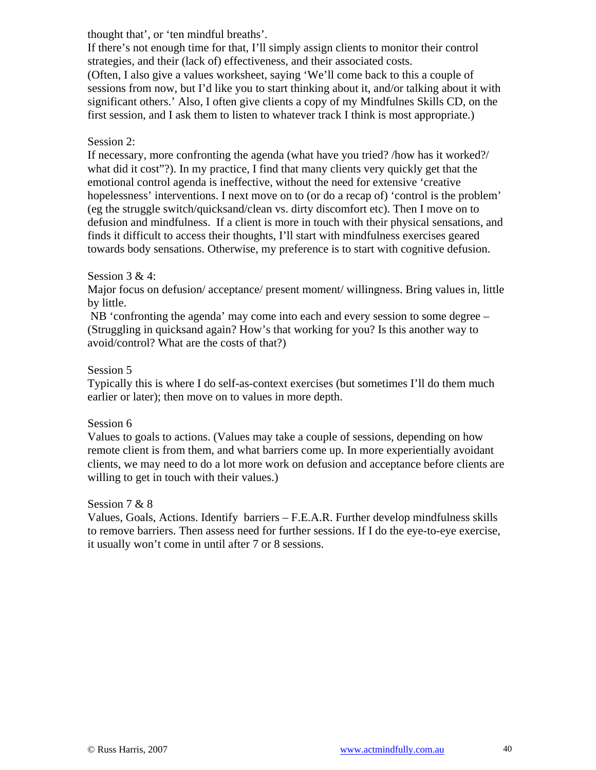thought that', or 'ten mindful breaths'.
If there's not enough time for that, I'll simply assign clients to monitor their control strategies, and their (lack of) effectiveness, and their associated costs.
(Often, I also give a values worksheet, saying 'We'll come back to this a couple of sessions from now, but I'd like you to start thinking about it, and/or talking about it with significant others.' Also, I often give clients a copy of my Mindfulnes Skills CD, on the first session, and I ask them to listen to whatever track I think is most appropriate.)

Session 2:
If necessary, more confronting the agenda (what have you tried? /how has it worked?/ what did it cost"?). In my practice, I find that many clients very quickly get that the emotional control agenda is ineffective, without the need for extensive 'creative hopelessness' interventions. I next move on to (or do a recap of) 'control is the problem' (eg the struggle switch/quicksand/clean vs. dirty discomfort etc). Then I move on to defusion and mindfulness. If a client is more in touch with their physical sensations, and finds it difficult to access their thoughts, I'll start with mindfulness exercises geared towards body sensations. Otherwise, my preference is to start with cognitive defusion.

Session 3 & 4:
Major focus on defusion/ acceptance/ present moment/ willingness. Bring values in, little by little.
NB 'confronting the agenda' may come into each and every session to some degree – (Struggling in quicksand again? How's that working for you? Is this another way to avoid/control? What are the costs of that?)

Session 5
Typically this is where I do self-as-context exercises (but sometimes I'll do them much earlier or later); then move on to values in more depth.

Session 6
Values to goals to actions. (Values may take a couple of sessions, depending on how remote client is from them, and what barriers come up. In more experientially avoidant clients, we may need to do a lot more work on defusion and acceptance before clients are willing to get in touch with their values.)

Session 7 & 8
Values, Goals, Actions. Identify barriers – F.E.A.R. Further develop mindfulness skills to remove barriers. Then assess need for further sessions. If I do the eye-to-eye exercise, it usually won't come in until after 7 or 8 sessions.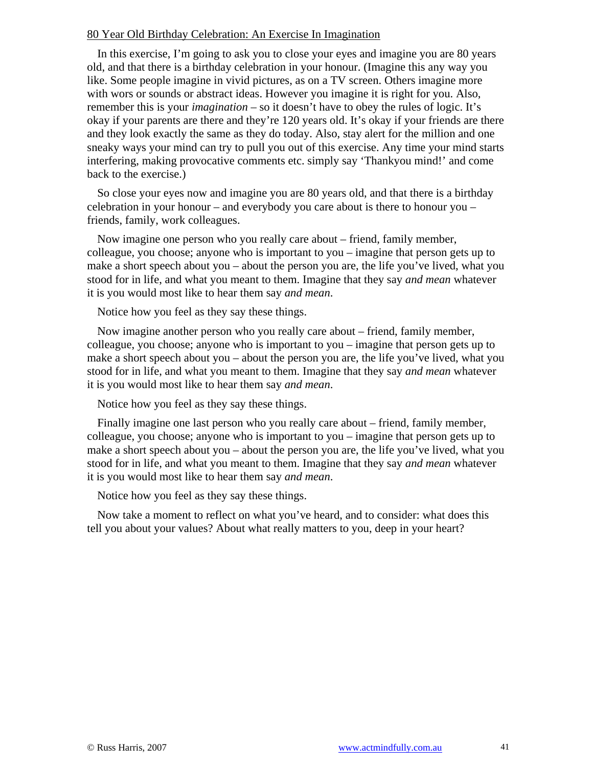## 80 Year Old Birthday Celebration: An Exercise In Imagination

In this exercise, I'm going to ask you to close your eyes and imagine you are 80 years old, and that there is a birthday celebration in your honour. (Imagine this any way you like. Some people imagine in vivid pictures, as on a TV screen. Others imagine more with wors or sounds or abstract ideas. However you imagine it is right for you. Also, remember this is your *imagination* – so it doesn't have to obey the rules of logic. It's okay if your parents are there and they're 120 years old. It's okay if your friends are there and they look exactly the same as they do today. Also, stay alert for the million and one sneaky ways your mind can try to pull you out of this exercise. Any time your mind starts interfering, making provocative comments etc. simply say 'Thankyou mind!' and come back to the exercise.)

So close your eyes now and imagine you are 80 years old, and that there is a birthday celebration in your honour – and everybody you care about is there to honour you – friends, family, work colleagues.

Now imagine one person who you really care about – friend, family member, colleague, you choose; anyone who is important to you – imagine that person gets up to make a short speech about you – about the person you are, the life you've lived, what you stood for in life, and what you meant to them. Imagine that they say *and mean* whatever it is you would most like to hear them say *and mean*.

Notice how you feel as they say these things.

Now imagine another person who you really care about – friend, family member, colleague, you choose; anyone who is important to you – imagine that person gets up to make a short speech about you – about the person you are, the life you've lived, what you stood for in life, and what you meant to them. Imagine that they say *and mean* whatever it is you would most like to hear them say *and mean*.

Notice how you feel as they say these things.

Finally imagine one last person who you really care about – friend, family member, colleague, you choose; anyone who is important to you – imagine that person gets up to make a short speech about you – about the person you are, the life you've lived, what you stood for in life, and what you meant to them. Imagine that they say *and mean* whatever it is you would most like to hear them say *and mean*.

Notice how you feel as they say these things.

Now take a moment to reflect on what you've heard, and to consider: what does this tell you about your values? About what really matters to you, deep in your heart?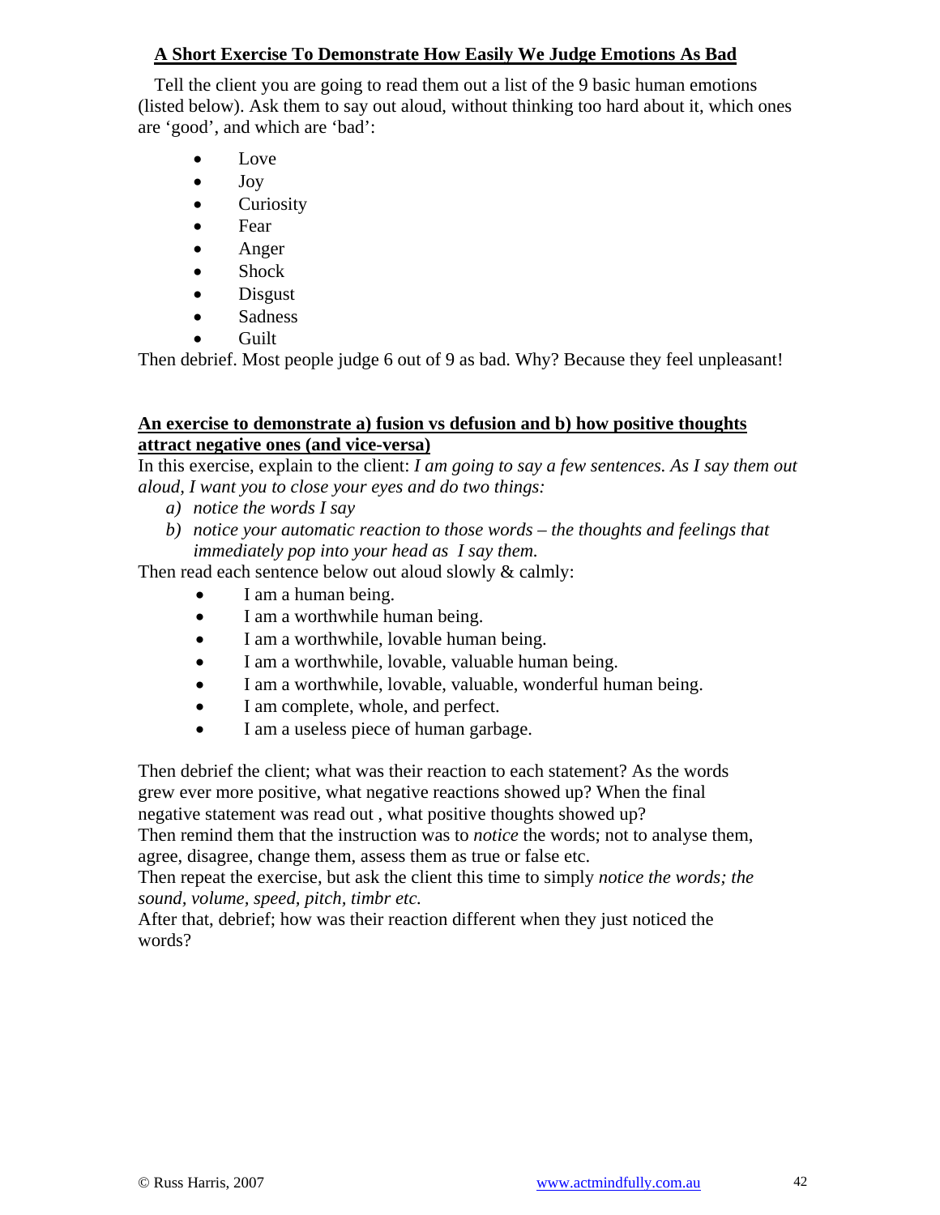## A Short Exercise To Demonstrate How Easily We Judge Emotions As Bad

Tell the client you are going to read them out a list of the 9 basic human emotions (listed below). Ask them to say out aloud, without thinking too hard about it, which ones are 'good', and which are 'bad':

- Love
- Joy
- Curiosity
- Fear
- Anger
- Shock
- Disgust
- Sadness
- Guilt

Then debrief. Most people judge 6 out of 9 as bad. Why? Because they feel unpleasant!

## An exercise to demonstrate a) fusion vs defusion and b) how positive thoughts attract negative ones (and vice-versa)

In this exercise, explain to the client: *I am going to say a few sentences. As I say them out aloud, I want you to close your eyes and do two things:*

a) *notice the words I say*
b) *notice your automatic reaction to those words – the thoughts and feelings that immediately pop into your head as I say them.*

Then read each sentence below out aloud slowly & calmly:

- I am a human being.
- I am a worthwhile human being.
- I am a worthwhile, lovable human being.
- I am a worthwhile, lovable, valuable human being.
- I am a worthwhile, lovable, valuable, wonderful human being.
- I am complete, whole, and perfect.
- I am a useless piece of human garbage.

Then debrief the client; what was their reaction to each statement? As the words grew ever more positive, what negative reactions showed up? When the final negative statement was read out , what positive thoughts showed up?
Then remind them that the instruction was to *notice* the words; not to analyse them, agree, disagree, change them, assess them as true or false etc.
Then repeat the exercise, but ask the client this time to simply *notice the words; the sound, volume, speed, pitch, timbr etc.*
After that, debrief; how was their reaction different when they just noticed the words?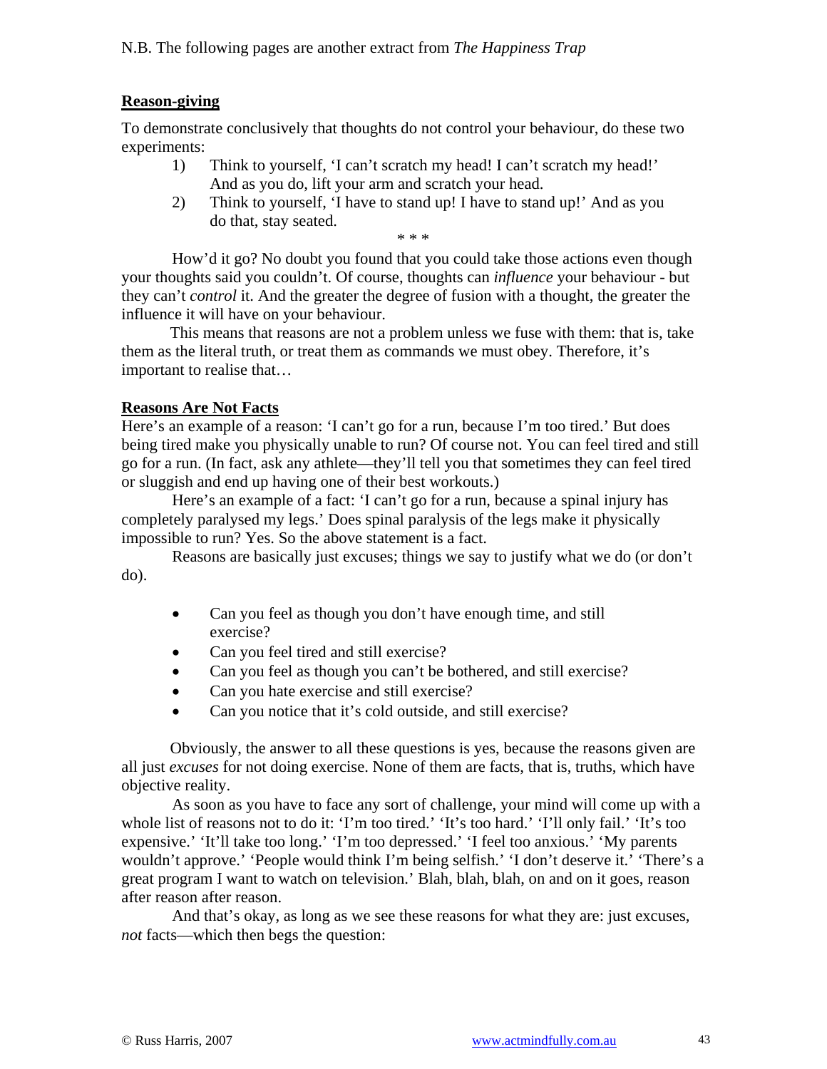N.B. The following pages are another extract from *The Happiness Trap*

**Reason-giving**

To demonstrate conclusively that thoughts do not control your behaviour, do these two experiments:

1) Think to yourself, 'I can't scratch my head! I can't scratch my head!' And as you do, lift your arm and scratch your head.
2) Think to yourself, 'I have to stand up! I have to stand up!' And as you do that, stay seated.

\* \* \*

How'd it go? No doubt you found that you could take those actions even though your thoughts said you couldn't. Of course, thoughts can *influence* your behaviour - but they can't *control* it. And the greater the degree of fusion with a thought, the greater the influence it will have on your behaviour.

This means that reasons are not a problem unless we fuse with them: that is, take them as the literal truth, or treat them as commands we must obey. Therefore, it's important to realise that…

**Reasons Are Not Facts**

Here's an example of a reason: 'I can't go for a run, because I'm too tired.' But does being tired make you physically unable to run? Of course not. You can feel tired and still go for a run. (In fact, ask any athlete—they'll tell you that sometimes they can feel tired or sluggish and end up having one of their best workouts.)

Here's an example of a fact: 'I can't go for a run, because a spinal injury has completely paralysed my legs.' Does spinal paralysis of the legs make it physically impossible to run? Yes. So the above statement is a fact.

Reasons are basically just excuses; things we say to justify what we do (or don't do).

- Can you feel as though you don't have enough time, and still exercise?
- Can you feel tired and still exercise?
- Can you feel as though you can't be bothered, and still exercise?
- Can you hate exercise and still exercise?
- Can you notice that it's cold outside, and still exercise?

Obviously, the answer to all these questions is yes, because the reasons given are all just *excuses* for not doing exercise. None of them are facts, that is, truths, which have objective reality.

As soon as you have to face any sort of challenge, your mind will come up with a whole list of reasons not to do it: 'I'm too tired.' 'It's too hard.' 'I'll only fail.' 'It's too expensive.' 'It'll take too long.' 'I'm too depressed.' 'I feel too anxious.' 'My parents wouldn't approve.' 'People would think I'm being selfish.' 'I don't deserve it.' 'There's a great program I want to watch on television.' Blah, blah, blah, on and on it goes, reason after reason after reason.

And that's okay, as long as we see these reasons for what they are: just excuses, *not* facts—which then begs the question: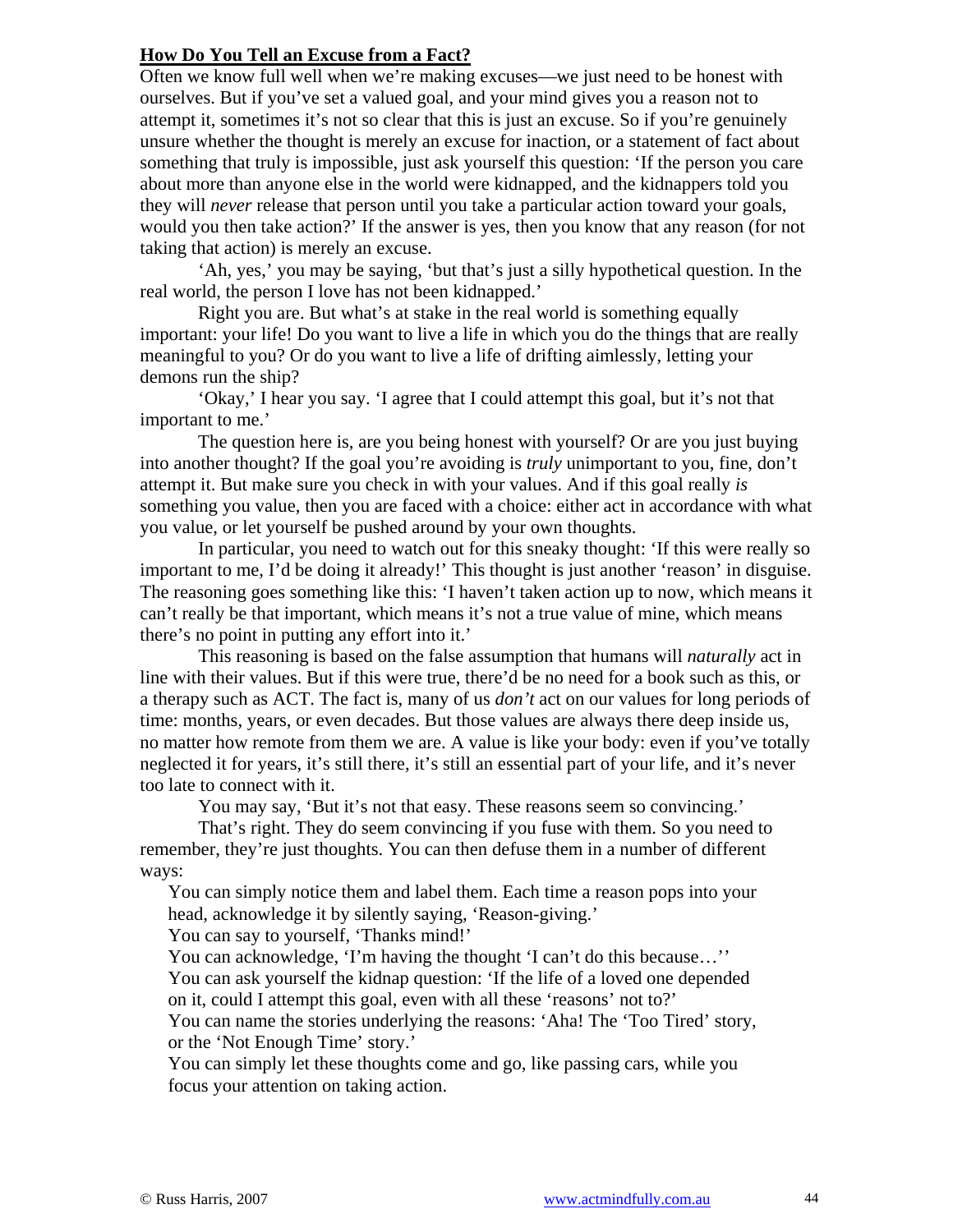**How Do You Tell an Excuse from a Fact?**

Often we know full well when we're making excuses—we just need to be honest with ourselves. But if you've set a valued goal, and your mind gives you a reason not to attempt it, sometimes it's not so clear that this is just an excuse. So if you're genuinely unsure whether the thought is merely an excuse for inaction, or a statement of fact about something that truly is impossible, just ask yourself this question: 'If the person you care about more than anyone else in the world were kidnapped, and the kidnappers told you they will *never* release that person until you take a particular action toward your goals, would you then take action?' If the answer is yes, then you know that any reason (for not taking that action) is merely an excuse.

'Ah, yes,' you may be saying, 'but that's just a silly hypothetical question. In the real world, the person I love has not been kidnapped.'

Right you are. But what's at stake in the real world is something equally important: your life! Do you want to live a life in which you do the things that are really meaningful to you? Or do you want to live a life of drifting aimlessly, letting your demons run the ship?

'Okay,' I hear you say. 'I agree that I could attempt this goal, but it's not that important to me.'

The question here is, are you being honest with yourself? Or are you just buying into another thought? If the goal you're avoiding is *truly* unimportant to you, fine, don't attempt it. But make sure you check in with your values. And if this goal really *is* something you value, then you are faced with a choice: either act in accordance with what you value, or let yourself be pushed around by your own thoughts.

In particular, you need to watch out for this sneaky thought: 'If this were really so important to me, I'd be doing it already!' This thought is just another 'reason' in disguise. The reasoning goes something like this: 'I haven't taken action up to now, which means it can't really be that important, which means it's not a true value of mine, which means there's no point in putting any effort into it.'

This reasoning is based on the false assumption that humans will *naturally* act in line with their values. But if this were true, there'd be no need for a book such as this, or a therapy such as ACT. The fact is, many of us *don't* act on our values for long periods of time: months, years, or even decades. But those values are always there deep inside us, no matter how remote from them we are. A value is like your body: even if you've totally neglected it for years, it's still there, it's still an essential part of your life, and it's never too late to connect with it.

You may say, 'But it's not that easy. These reasons seem so convincing.'

That's right. They do seem convincing if you fuse with them. So you need to remember, they're just thoughts. You can then defuse them in a number of different ways:

- You can simply notice them and label them. Each time a reason pops into your head, acknowledge it by silently saying, 'Reason-giving.'
- You can say to yourself, 'Thanks mind!'
- You can acknowledge, 'I'm having the thought 'I can't do this because…''
- You can ask yourself the kidnap question: 'If the life of a loved one depended on it, could I attempt this goal, even with all these 'reasons' not to?'
- You can name the stories underlying the reasons: 'Aha! The 'Too Tired' story, or the 'Not Enough Time' story.'
- You can simply let these thoughts come and go, like passing cars, while you focus your attention on taking action.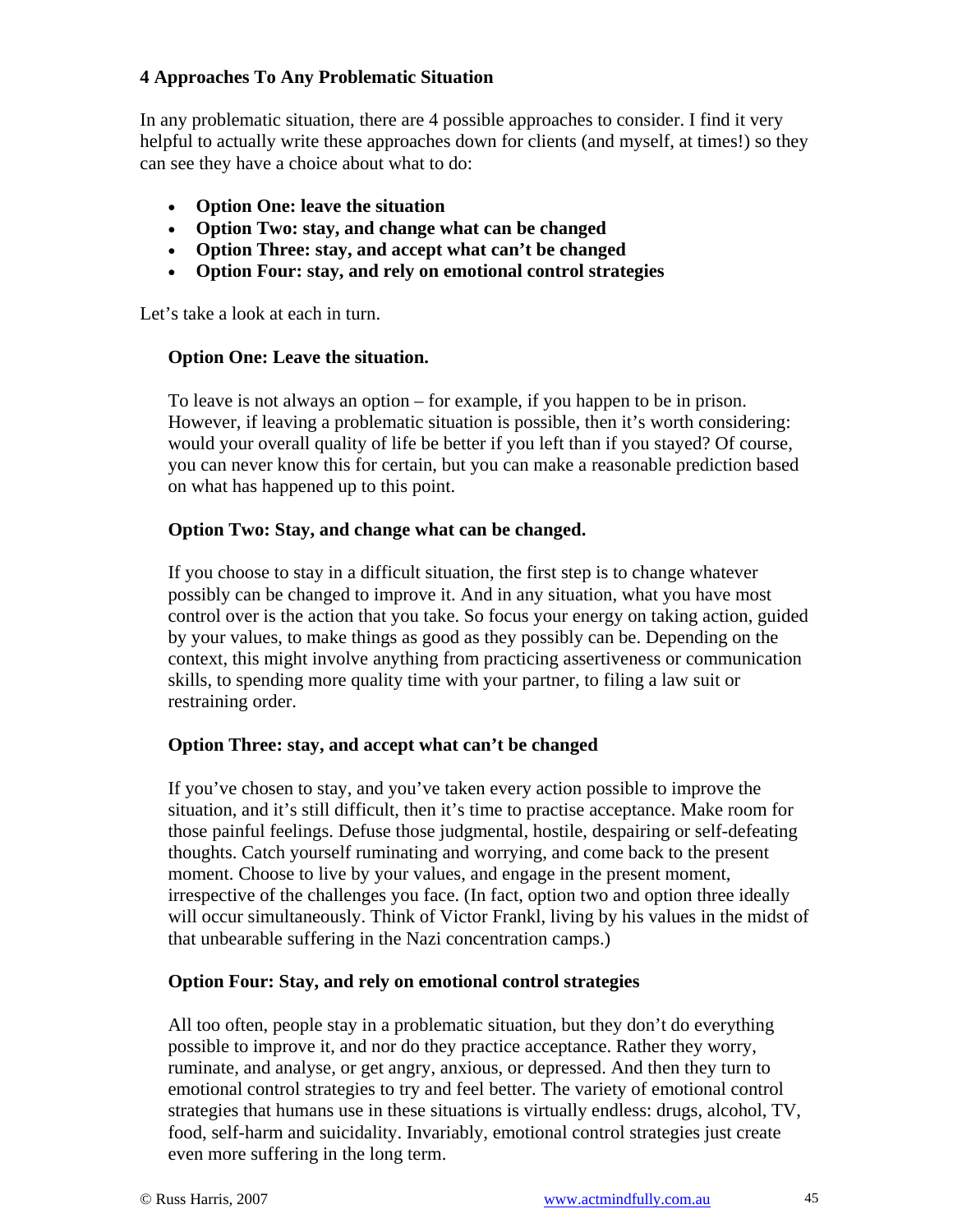**4 Approaches To Any Problematic Situation**

In any problematic situation, there are 4 possible approaches to consider. I find it very helpful to actually write these approaches down for clients (and myself, at times!) so they can see they have a choice about what to do:

- **Option One: leave the situation**
- **Option Two: stay, and change what can be changed**
- **Option Three: stay, and accept what can't be changed**
- **Option Four: stay, and rely on emotional control strategies**

Let's take a look at each in turn.

**Option One: Leave the situation.**

To leave is not always an option – for example, if you happen to be in prison. However, if leaving a problematic situation is possible, then it's worth considering: would your overall quality of life be better if you left than if you stayed? Of course, you can never know this for certain, but you can make a reasonable prediction based on what has happened up to this point.

**Option Two: Stay, and change what can be changed.**

If you choose to stay in a difficult situation, the first step is to change whatever possibly can be changed to improve it. And in any situation, what you have most control over is the action that you take. So focus your energy on taking action, guided by your values, to make things as good as they possibly can be. Depending on the context, this might involve anything from practicing assertiveness or communication skills, to spending more quality time with your partner, to filing a law suit or restraining order.

**Option Three: stay, and accept what can't be changed**

If you've chosen to stay, and you've taken every action possible to improve the situation, and it's still difficult, then it's time to practise acceptance. Make room for those painful feelings. Defuse those judgmental, hostile, despairing or self-defeating thoughts. Catch yourself ruminating and worrying, and come back to the present moment. Choose to live by your values, and engage in the present moment, irrespective of the challenges you face. (In fact, option two and option three ideally will occur simultaneously. Think of Victor Frankl, living by his values in the midst of that unbearable suffering in the Nazi concentration camps.)

**Option Four: Stay, and rely on emotional control strategies**

All too often, people stay in a problematic situation, but they don't do everything possible to improve it, and nor do they practice acceptance. Rather they worry, ruminate, and analyse, or get angry, anxious, or depressed. And then they turn to emotional control strategies to try and feel better. The variety of emotional control strategies that humans use in these situations is virtually endless: drugs, alcohol, TV, food, self-harm and suicidality. Invariably, emotional control strategies just create even more suffering in the long term.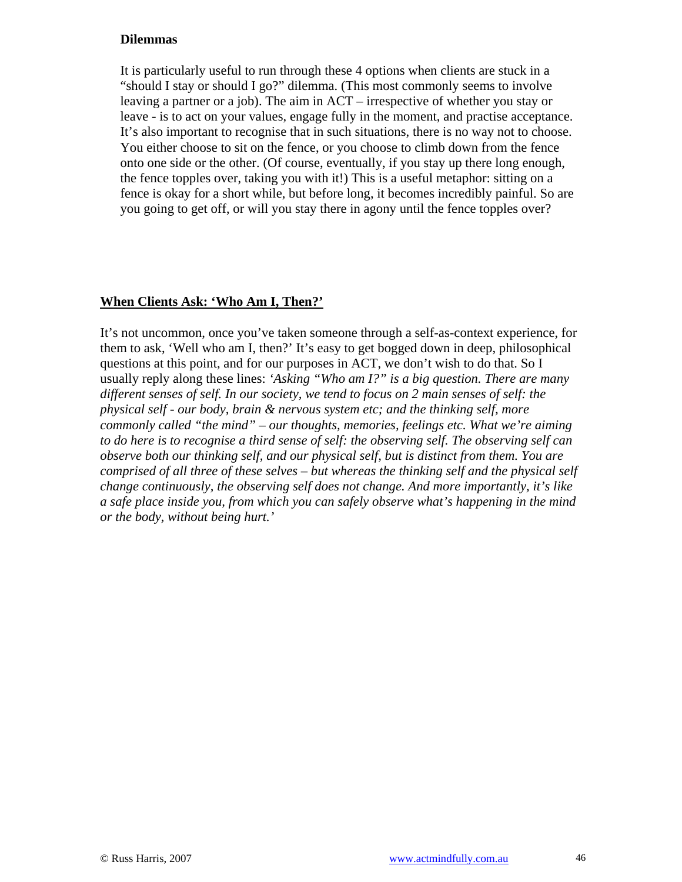**Dilemmas**

It is particularly useful to run through these 4 options when clients are stuck in a "should I stay or should I go?" dilemma. (This most commonly seems to involve leaving a partner or a job). The aim in ACT – irrespective of whether you stay or leave - is to act on your values, engage fully in the moment, and practise acceptance. It's also important to recognise that in such situations, there is no way not to choose. You either choose to sit on the fence, or you choose to climb down from the fence onto one side or the other. (Of course, eventually, if you stay up there long enough, the fence topples over, taking you with it!) This is a useful metaphor: sitting on a fence is okay for a short while, but before long, it becomes incredibly painful. So are you going to get off, or will you stay there in agony until the fence topples over?

## When Clients Ask: 'Who Am I, Then?'

It's not uncommon, once you've taken someone through a self-as-context experience, for them to ask, 'Well who am I, then?' It's easy to get bogged down in deep, philosophical questions at this point, and for our purposes in ACT, we don't wish to do that. So I usually reply along these lines: *'Asking "Who am I?" is a big question. There are many different senses of self. In our society, we tend to focus on 2 main senses of self: the physical self - our body, brain & nervous system etc; and the thinking self, more commonly called "the mind" – our thoughts, memories, feelings etc. What we're aiming to do here is to recognise a third sense of self: the observing self. The observing self can observe both our thinking self, and our physical self, but is distinct from them. You are comprised of all three of these selves – but whereas the thinking self and the physical self change continuously, the observing self does not change. And more importantly, it's like a safe place inside you, from which you can safely observe what's happening in the mind or the body, without being hurt.'*